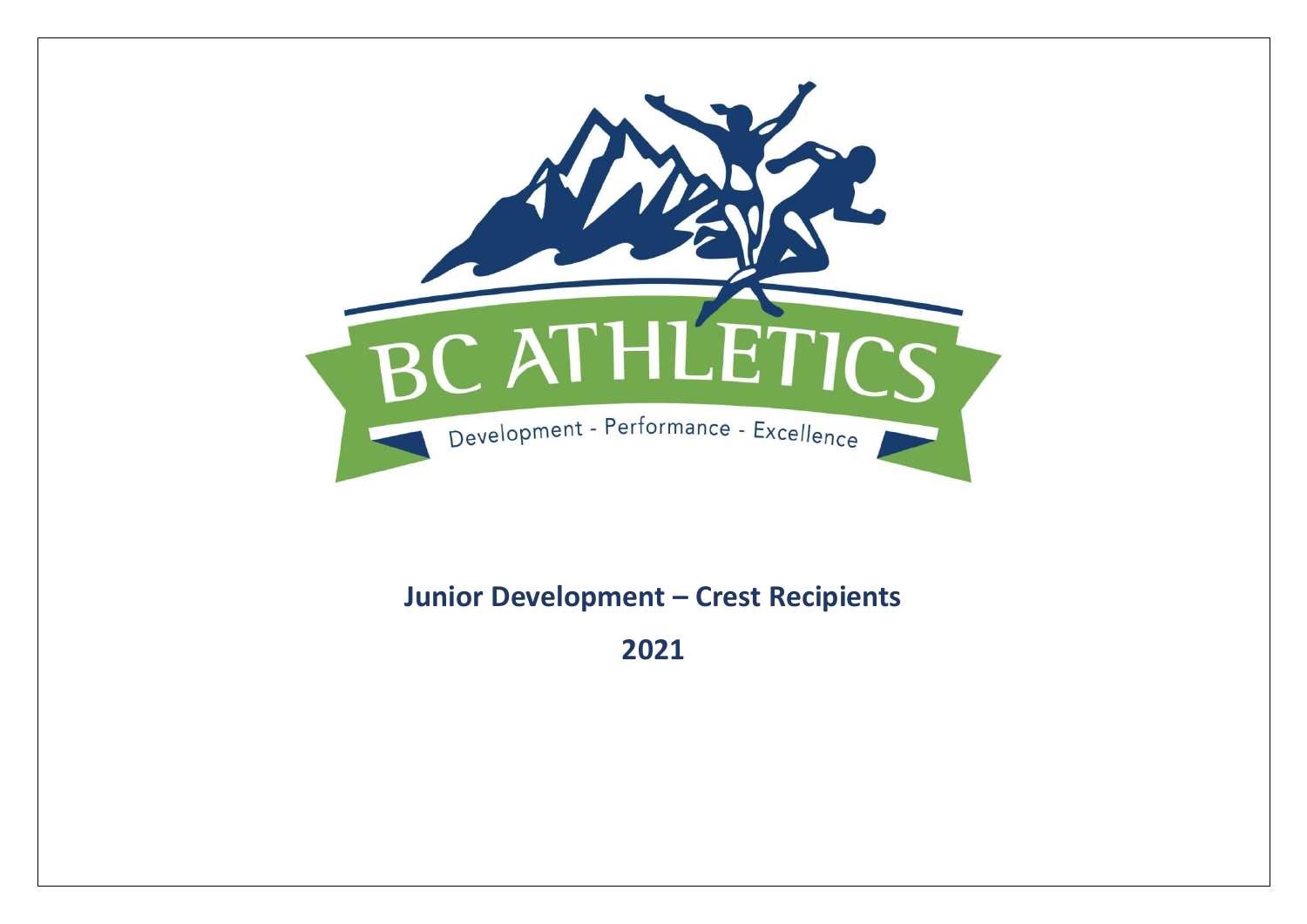BC ATHLETICS

Development - Performance - Excellence

# Junior Development – Crest Recipients

## 2021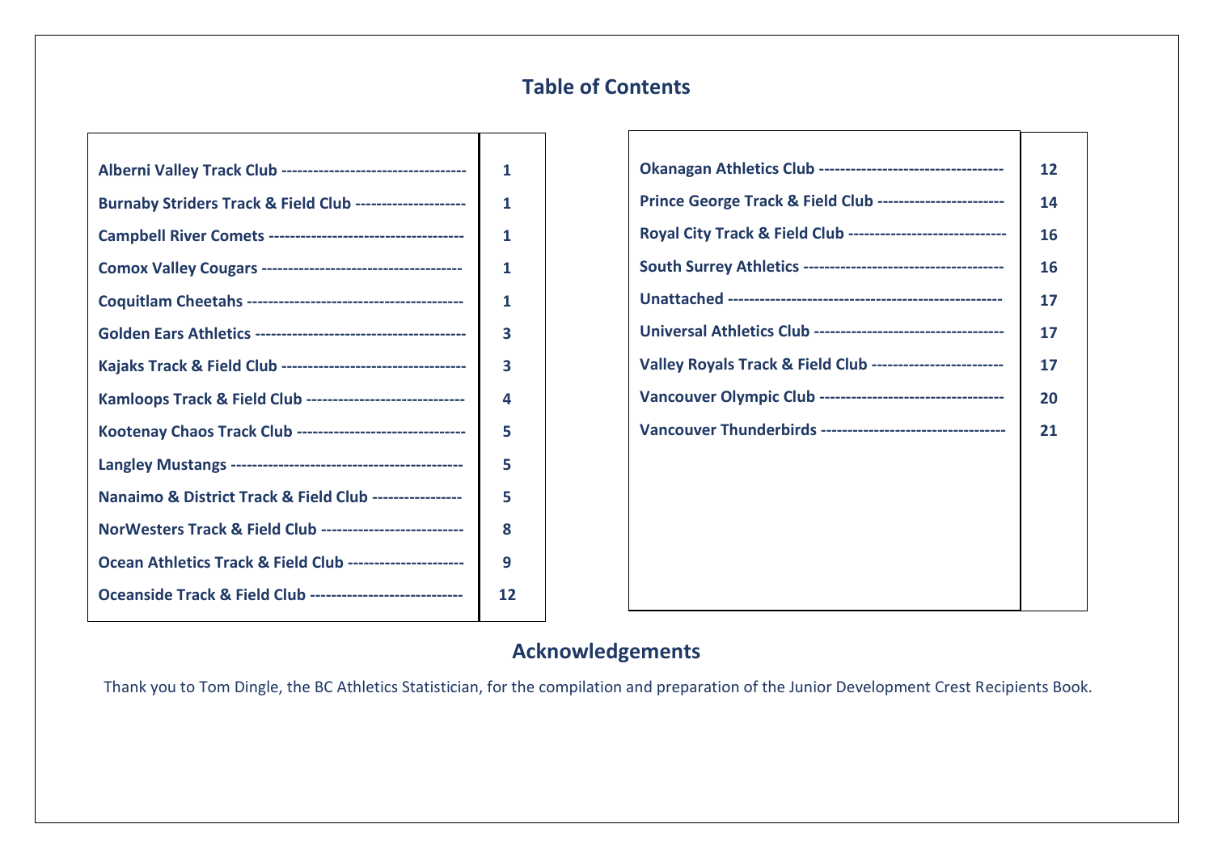# Table of Contents

| Club | Page |
|---|---|
| Alberni Valley Track Club | 1 |
| Burnaby Striders Track & Field Club | 1 |
| Campbell River Comets | 1 |
| Comox Valley Cougars | 1 |
| Coquitlam Cheetahs | 1 |
| Golden Ears Athletics | 3 |
| Kajaks Track & Field Club | 3 |
| Kamloops Track & Field Club | 4 |
| Kootenay Chaos Track Club | 5 |
| Langley Mustangs | 5 |
| Nanaimo & District Track & Field Club | 5 |
| NorWesters Track & Field Club | 8 |
| Ocean Athletics Track & Field Club | 9 |
| Oceanside Track & Field Club | 12 |
| Okanagan Athletics Club | 12 |
| Prince George Track & Field Club | 14 |
| Royal City Track & Field Club | 16 |
| South Surrey Athletics | 16 |
| Unattached | 17 |
| Universal Athletics Club | 17 |
| Valley Royals Track & Field Club | 17 |
| Vancouver Olympic Club | 20 |
| Vancouver Thunderbirds | 21 |

## Acknowledgements

Thank you to Tom Dingle, the BC Athletics Statistician, for the compilation and preparation of the Junior Development Crest Recipients Book.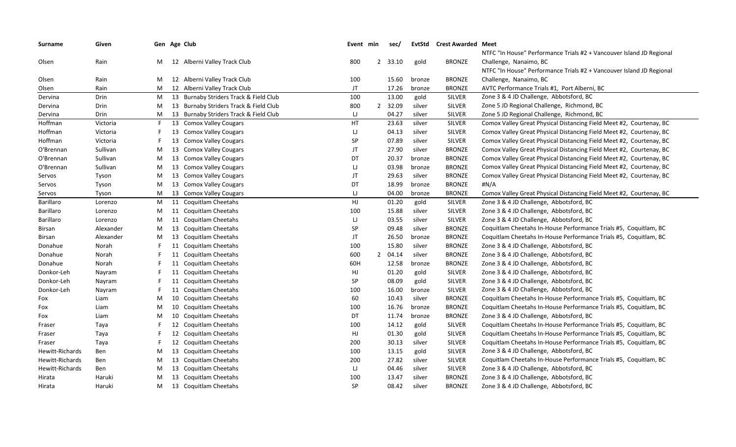| Surname | Given | Gen | Age | Club | Event | min | sec/ | EvtStd | Crest Awarded | Meet |
|---|---|---|---|---|---|---|---|---|---|---|
| Olsen | Rain | M | 12 | Alberni Valley Track Club | 800 | 2 | 33.10 | gold | BRONZE | NTFC "In House" Performance Trials #2 + Vancouver Island JD Regional Challenge, Nanaimo, BC |
| Olsen | Rain | M | 12 | Alberni Valley Track Club | 100 | | 15.60 | bronze | BRONZE | NTFC "In House" Performance Trials #2 + Vancouver Island JD Regional Challenge, Nanaimo, BC |
| Olsen | Rain | M | 12 | Alberni Valley Track Club | JT | | 17.26 | bronze | BRONZE | AVTC Performance Trials #1, Port Alberni, BC |
| Dervina | Drin | M | 13 | Burnaby Striders Track & Field Club | 100 | | 13.00 | gold | SILVER | Zone 3 & 4 JD Challenge, Abbotsford, BC |
| Dervina | Drin | M | 13 | Burnaby Striders Track & Field Club | 800 | 2 | 32.09 | silver | SILVER | Zone 5 JD Regional Challenge, Richmond, BC |
| Dervina | Drin | M | 13 | Burnaby Striders Track & Field Club | LJ | | 04.27 | silver | SILVER | Zone 5 JD Regional Challenge, Richmond, BC |
| Hoffman | Victoria | F | 13 | Comox Valley Cougars | HT | | 23.63 | silver | SILVER | Comox Valley Great Physical Distancing Field Meet #2, Courtenay, BC |
| Hoffman | Victoria | F | 13 | Comox Valley Cougars | LJ | | 04.13 | silver | SILVER | Comox Valley Great Physical Distancing Field Meet #2, Courtenay, BC |
| Hoffman | Victoria | F | 13 | Comox Valley Cougars | SP | | 07.89 | silver | SILVER | Comox Valley Great Physical Distancing Field Meet #2, Courtenay, BC |
| O'Brennan | Sullivan | M | 13 | Comox Valley Cougars | JT | | 27.90 | silver | BRONZE | Comox Valley Great Physical Distancing Field Meet #2, Courtenay, BC |
| O'Brennan | Sullivan | M | 13 | Comox Valley Cougars | DT | | 20.37 | bronze | BRONZE | Comox Valley Great Physical Distancing Field Meet #2, Courtenay, BC |
| O'Brennan | Sullivan | M | 13 | Comox Valley Cougars | LJ | | 03.98 | bronze | BRONZE | Comox Valley Great Physical Distancing Field Meet #2, Courtenay, BC |
| Servos | Tyson | M | 13 | Comox Valley Cougars | JT | | 29.63 | silver | BRONZE | Comox Valley Great Physical Distancing Field Meet #2, Courtenay, BC |
| Servos | Tyson | M | 13 | Comox Valley Cougars | DT | | 18.99 | bronze | BRONZE | #N/A |
| Servos | Tyson | M | 13 | Comox Valley Cougars | LJ | | 04.00 | bronze | BRONZE | Comox Valley Great Physical Distancing Field Meet #2, Courtenay, BC |
| Barillaro | Lorenzo | M | 11 | Coquitlam Cheetahs | HJ | | 01.20 | gold | SILVER | Zone 3 & 4 JD Challenge, Abbotsford, BC |
| Barillaro | Lorenzo | M | 11 | Coquitlam Cheetahs | 100 | | 15.88 | silver | SILVER | Zone 3 & 4 JD Challenge, Abbotsford, BC |
| Barillaro | Lorenzo | M | 11 | Coquitlam Cheetahs | LJ | | 03.55 | silver | SILVER | Zone 3 & 4 JD Challenge, Abbotsford, BC |
| Birsan | Alexander | M | 13 | Coquitlam Cheetahs | SP | | 09.48 | silver | BRONZE | Coquitlam Cheetahs In-House Performance Trials #5, Coquitlam, BC |
| Birsan | Alexander | M | 13 | Coquitlam Cheetahs | JT | | 26.50 | bronze | BRONZE | Coquitlam Cheetahs In-House Performance Trials #5, Coquitlam, BC |
| Donahue | Norah | F | 11 | Coquitlam Cheetahs | 100 | | 15.80 | silver | BRONZE | Zone 3 & 4 JD Challenge, Abbotsford, BC |
| Donahue | Norah | F | 11 | Coquitlam Cheetahs | 600 | 2 | 04.14 | silver | BRONZE | Zone 3 & 4 JD Challenge, Abbotsford, BC |
| Donahue | Norah | F | 11 | Coquitlam Cheetahs | 60H | | 12.58 | bronze | BRONZE | Zone 3 & 4 JD Challenge, Abbotsford, BC |
| Donkor-Leh | Nayram | F | 11 | Coquitlam Cheetahs | HJ | | 01.20 | gold | SILVER | Zone 3 & 4 JD Challenge, Abbotsford, BC |
| Donkor-Leh | Nayram | F | 11 | Coquitlam Cheetahs | SP | | 08.09 | gold | SILVER | Zone 3 & 4 JD Challenge, Abbotsford, BC |
| Donkor-Leh | Nayram | F | 11 | Coquitlam Cheetahs | 100 | | 16.00 | bronze | SILVER | Zone 3 & 4 JD Challenge, Abbotsford, BC |
| Fox | Liam | M | 10 | Coquitlam Cheetahs | 60 | | 10.43 | silver | BRONZE | Coquitlam Cheetahs In-House Performance Trials #5, Coquitlam, BC |
| Fox | Liam | M | 10 | Coquitlam Cheetahs | 100 | | 16.76 | bronze | BRONZE | Coquitlam Cheetahs In-House Performance Trials #5, Coquitlam, BC |
| Fox | Liam | M | 10 | Coquitlam Cheetahs | DT | | 11.74 | bronze | BRONZE | Zone 3 & 4 JD Challenge, Abbotsford, BC |
| Fraser | Taya | F | 12 | Coquitlam Cheetahs | 100 | | 14.12 | gold | SILVER | Coquitlam Cheetahs In-House Performance Trials #5, Coquitlam, BC |
| Fraser | Taya | F | 12 | Coquitlam Cheetahs | HJ | | 01.30 | gold | SILVER | Coquitlam Cheetahs In-House Performance Trials #5, Coquitlam, BC |
| Fraser | Taya | F | 12 | Coquitlam Cheetahs | 200 | | 30.13 | silver | SILVER | Coquitlam Cheetahs In-House Performance Trials #5, Coquitlam, BC |
| Hewitt-Richards | Ben | M | 13 | Coquitlam Cheetahs | 100 | | 13.15 | gold | SILVER | Zone 3 & 4 JD Challenge, Abbotsford, BC |
| Hewitt-Richards | Ben | M | 13 | Coquitlam Cheetahs | 200 | | 27.82 | silver | SILVER | Coquitlam Cheetahs In-House Performance Trials #5, Coquitlam, BC |
| Hewitt-Richards | Ben | M | 13 | Coquitlam Cheetahs | LJ | | 04.46 | silver | SILVER | Zone 3 & 4 JD Challenge, Abbotsford, BC |
| Hirata | Haruki | M | 13 | Coquitlam Cheetahs | 100 | | 13.47 | silver | BRONZE | Zone 3 & 4 JD Challenge, Abbotsford, BC |
| Hirata | Haruki | M | 13 | Coquitlam Cheetahs | SP | | 08.42 | silver | BRONZE | Zone 3 & 4 JD Challenge, Abbotsford, BC |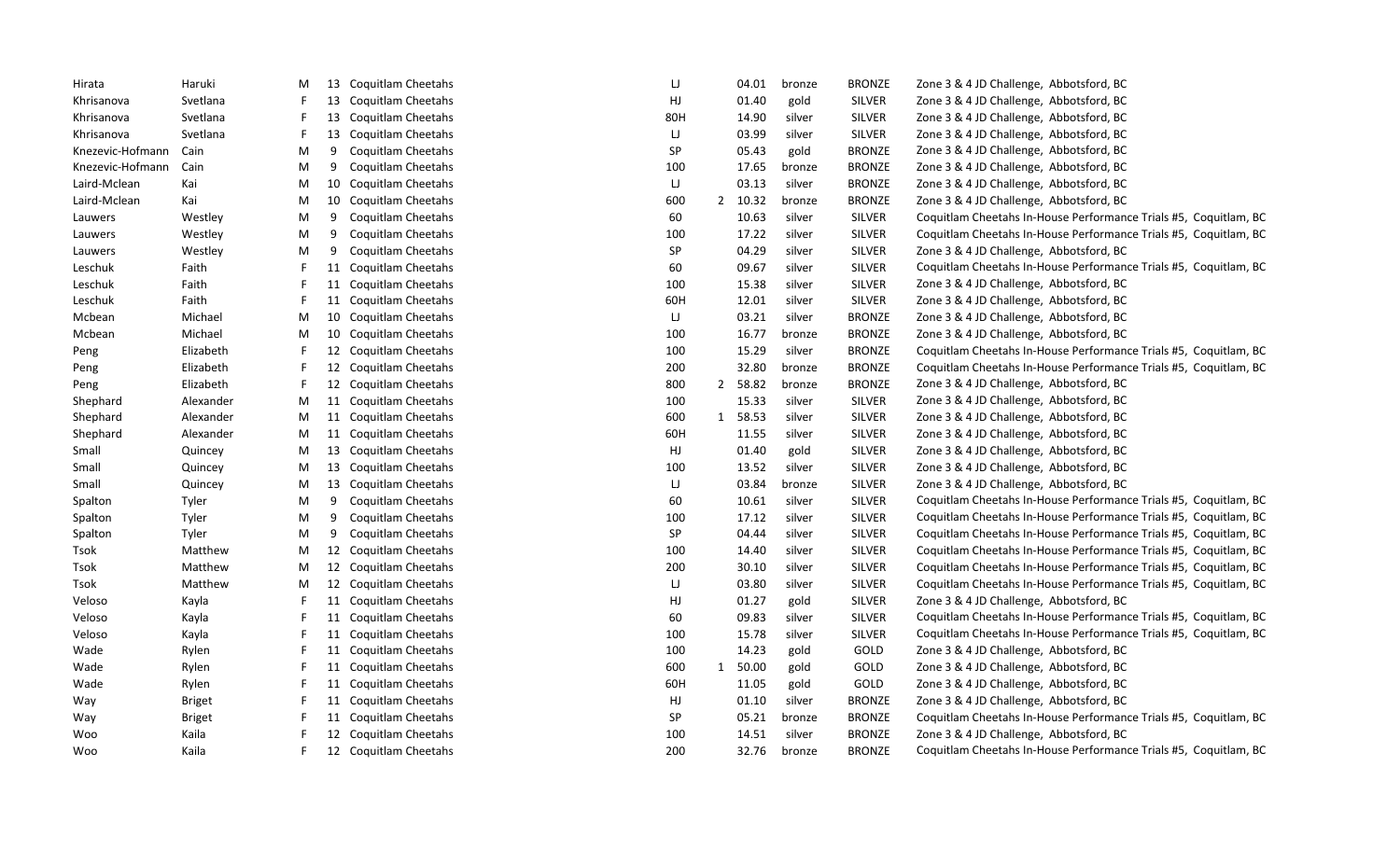| | | | | | | | | | | |
|---|---|---|---|---|---|---|---|---|---|---|
| Hirata | Haruki | M | 13 | Coquitlam Cheetahs | LJ | | 04.01 | bronze | BRONZE | Zone 3 & 4 JD Challenge, Abbotsford, BC |
| Khrisanova | Svetlana | F | 13 | Coquitlam Cheetahs | HJ | | 01.40 | gold | SILVER | Zone 3 & 4 JD Challenge, Abbotsford, BC |
| Khrisanova | Svetlana | F | 13 | Coquitlam Cheetahs | 80H | | 14.90 | silver | SILVER | Zone 3 & 4 JD Challenge, Abbotsford, BC |
| Khrisanova | Svetlana | F | 13 | Coquitlam Cheetahs | LJ | | 03.99 | silver | SILVER | Zone 3 & 4 JD Challenge, Abbotsford, BC |
| Knezevic-Hofmann | Cain | M | 9 | Coquitlam Cheetahs | SP | | 05.43 | gold | BRONZE | Zone 3 & 4 JD Challenge, Abbotsford, BC |
| Knezevic-Hofmann | Cain | M | 9 | Coquitlam Cheetahs | 100 | | 17.65 | bronze | BRONZE | Zone 3 & 4 JD Challenge, Abbotsford, BC |
| Laird-Mclean | Kai | M | 10 | Coquitlam Cheetahs | LJ | | 03.13 | silver | BRONZE | Zone 3 & 4 JD Challenge, Abbotsford, BC |
| Laird-Mclean | Kai | M | 10 | Coquitlam Cheetahs | 600 | 2 | 10.32 | bronze | BRONZE | Zone 3 & 4 JD Challenge, Abbotsford, BC |
| Lauwers | Westley | M | 9 | Coquitlam Cheetahs | 60 | | 10.63 | silver | SILVER | Coquitlam Cheetahs In-House Performance Trials #5, Coquitlam, BC |
| Lauwers | Westley | M | 9 | Coquitlam Cheetahs | 100 | | 17.22 | silver | SILVER | Coquitlam Cheetahs In-House Performance Trials #5, Coquitlam, BC |
| Lauwers | Westley | M | 9 | Coquitlam Cheetahs | SP | | 04.29 | silver | SILVER | Zone 3 & 4 JD Challenge, Abbotsford, BC |
| Leschuk | Faith | F | 11 | Coquitlam Cheetahs | 60 | | 09.67 | silver | SILVER | Coquitlam Cheetahs In-House Performance Trials #5, Coquitlam, BC |
| Leschuk | Faith | F | 11 | Coquitlam Cheetahs | 100 | | 15.38 | silver | SILVER | Zone 3 & 4 JD Challenge, Abbotsford, BC |
| Leschuk | Faith | F | 11 | Coquitlam Cheetahs | 60H | | 12.01 | silver | SILVER | Zone 3 & 4 JD Challenge, Abbotsford, BC |
| Mcbean | Michael | M | 10 | Coquitlam Cheetahs | LJ | | 03.21 | silver | BRONZE | Zone 3 & 4 JD Challenge, Abbotsford, BC |
| Mcbean | Michael | M | 10 | Coquitlam Cheetahs | 100 | | 16.77 | bronze | BRONZE | Zone 3 & 4 JD Challenge, Abbotsford, BC |
| Peng | Elizabeth | F | 12 | Coquitlam Cheetahs | 100 | | 15.29 | silver | BRONZE | Coquitlam Cheetahs In-House Performance Trials #5, Coquitlam, BC |
| Peng | Elizabeth | F | 12 | Coquitlam Cheetahs | 200 | | 32.80 | bronze | BRONZE | Coquitlam Cheetahs In-House Performance Trials #5, Coquitlam, BC |
| Peng | Elizabeth | F | 12 | Coquitlam Cheetahs | 800 | 2 | 58.82 | bronze | BRONZE | Zone 3 & 4 JD Challenge, Abbotsford, BC |
| Shephard | Alexander | M | 11 | Coquitlam Cheetahs | 100 | | 15.33 | silver | SILVER | Zone 3 & 4 JD Challenge, Abbotsford, BC |
| Shephard | Alexander | M | 11 | Coquitlam Cheetahs | 600 | 1 | 58.53 | silver | SILVER | Zone 3 & 4 JD Challenge, Abbotsford, BC |
| Shephard | Alexander | M | 11 | Coquitlam Cheetahs | 60H | | 11.55 | silver | SILVER | Zone 3 & 4 JD Challenge, Abbotsford, BC |
| Small | Quincey | M | 13 | Coquitlam Cheetahs | HJ | | 01.40 | gold | SILVER | Zone 3 & 4 JD Challenge, Abbotsford, BC |
| Small | Quincey | M | 13 | Coquitlam Cheetahs | 100 | | 13.52 | silver | SILVER | Zone 3 & 4 JD Challenge, Abbotsford, BC |
| Small | Quincey | M | 13 | Coquitlam Cheetahs | LJ | | 03.84 | bronze | SILVER | Zone 3 & 4 JD Challenge, Abbotsford, BC |
| Spalton | Tyler | M | 9 | Coquitlam Cheetahs | 60 | | 10.61 | silver | SILVER | Coquitlam Cheetahs In-House Performance Trials #5, Coquitlam, BC |
| Spalton | Tyler | M | 9 | Coquitlam Cheetahs | 100 | | 17.12 | silver | SILVER | Coquitlam Cheetahs In-House Performance Trials #5, Coquitlam, BC |
| Spalton | Tyler | M | 9 | Coquitlam Cheetahs | SP | | 04.44 | silver | SILVER | Coquitlam Cheetahs In-House Performance Trials #5, Coquitlam, BC |
| Tsok | Matthew | M | 12 | Coquitlam Cheetahs | 100 | | 14.40 | silver | SILVER | Coquitlam Cheetahs In-House Performance Trials #5, Coquitlam, BC |
| Tsok | Matthew | M | 12 | Coquitlam Cheetahs | 200 | | 30.10 | silver | SILVER | Coquitlam Cheetahs In-House Performance Trials #5, Coquitlam, BC |
| Tsok | Matthew | M | 12 | Coquitlam Cheetahs | LJ | | 03.80 | silver | SILVER | Coquitlam Cheetahs In-House Performance Trials #5, Coquitlam, BC |
| Veloso | Kayla | F | 11 | Coquitlam Cheetahs | HJ | | 01.27 | gold | SILVER | Zone 3 & 4 JD Challenge, Abbotsford, BC |
| Veloso | Kayla | F | 11 | Coquitlam Cheetahs | 60 | | 09.83 | silver | SILVER | Coquitlam Cheetahs In-House Performance Trials #5, Coquitlam, BC |
| Veloso | Kayla | F | 11 | Coquitlam Cheetahs | 100 | | 15.78 | silver | SILVER | Coquitlam Cheetahs In-House Performance Trials #5, Coquitlam, BC |
| Wade | Rylen | F | 11 | Coquitlam Cheetahs | 100 | | 14.23 | gold | GOLD | Zone 3 & 4 JD Challenge, Abbotsford, BC |
| Wade | Rylen | F | 11 | Coquitlam Cheetahs | 600 | 1 | 50.00 | gold | GOLD | Zone 3 & 4 JD Challenge, Abbotsford, BC |
| Wade | Rylen | F | 11 | Coquitlam Cheetahs | 60H | | 11.05 | gold | GOLD | Zone 3 & 4 JD Challenge, Abbotsford, BC |
| Way | Briget | F | 11 | Coquitlam Cheetahs | HJ | | 01.10 | silver | BRONZE | Zone 3 & 4 JD Challenge, Abbotsford, BC |
| Way | Briget | F | 11 | Coquitlam Cheetahs | SP | | 05.21 | bronze | BRONZE | Coquitlam Cheetahs In-House Performance Trials #5, Coquitlam, BC |
| Woo | Kaila | F | 12 | Coquitlam Cheetahs | 100 | | 14.51 | silver | BRONZE | Zone 3 & 4 JD Challenge, Abbotsford, BC |
| Woo | Kaila | F | 12 | Coquitlam Cheetahs | 200 | | 32.76 | bronze | BRONZE | Coquitlam Cheetahs In-House Performance Trials #5, Coquitlam, BC |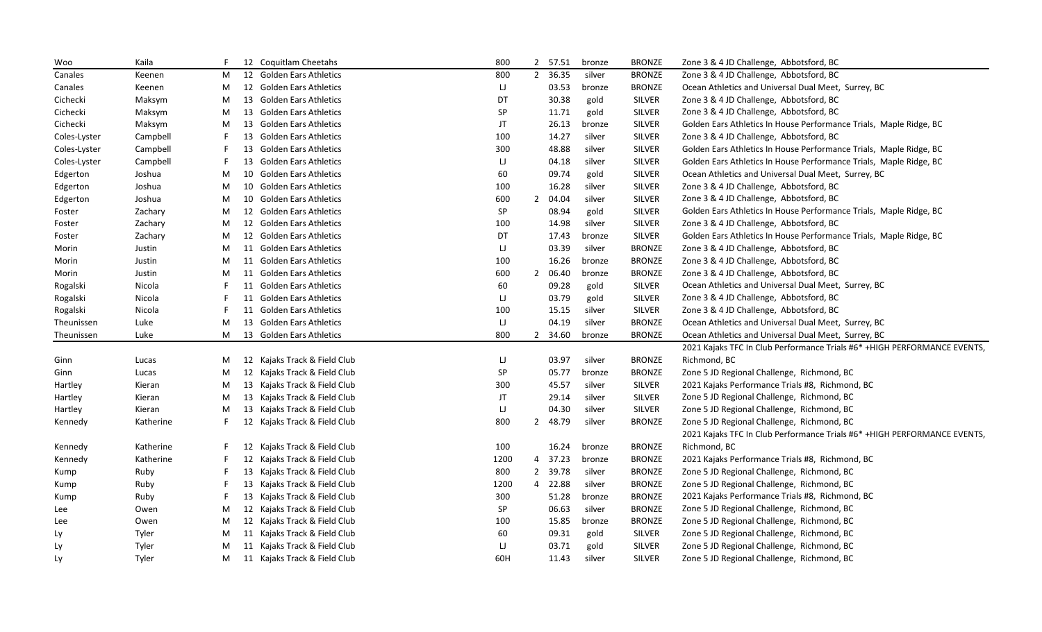| | | | | | | | | | | |
|---|---|---|---|---|---|---|---|---|---|---|
| Woo | Kaila | F | 12 | Coquitlam Cheetahs | 800 | 2 | 57.51 | bronze | BRONZE | Zone 3 & 4 JD Challenge, Abbotsford, BC |
| Canales | Keenen | M | 12 | Golden Ears Athletics | 800 | 2 | 36.35 | silver | BRONZE | Zone 3 & 4 JD Challenge, Abbotsford, BC |
| Canales | Keenen | M | 12 | Golden Ears Athletics | LJ | | 03.53 | bronze | BRONZE | Ocean Athletics and Universal Dual Meet, Surrey, BC |
| Cichecki | Maksym | M | 13 | Golden Ears Athletics | DT | | 30.38 | gold | SILVER | Zone 3 & 4 JD Challenge, Abbotsford, BC |
| Cichecki | Maksym | M | 13 | Golden Ears Athletics | SP | | 11.71 | gold | SILVER | Zone 3 & 4 JD Challenge, Abbotsford, BC |
| Cichecki | Maksym | M | 13 | Golden Ears Athletics | JT | | 26.13 | bronze | SILVER | Golden Ears Athletics In House Performance Trials, Maple Ridge, BC |
| Coles-Lyster | Campbell | F | 13 | Golden Ears Athletics | 100 | | 14.27 | silver | SILVER | Zone 3 & 4 JD Challenge, Abbotsford, BC |
| Coles-Lyster | Campbell | F | 13 | Golden Ears Athletics | 300 | | 48.88 | silver | SILVER | Golden Ears Athletics In House Performance Trials, Maple Ridge, BC |
| Coles-Lyster | Campbell | F | 13 | Golden Ears Athletics | LJ | | 04.18 | silver | SILVER | Golden Ears Athletics In House Performance Trials, Maple Ridge, BC |
| Edgerton | Joshua | M | 10 | Golden Ears Athletics | 60 | | 09.74 | gold | SILVER | Ocean Athletics and Universal Dual Meet, Surrey, BC |
| Edgerton | Joshua | M | 10 | Golden Ears Athletics | 100 | | 16.28 | silver | SILVER | Zone 3 & 4 JD Challenge, Abbotsford, BC |
| Edgerton | Joshua | M | 10 | Golden Ears Athletics | 600 | 2 | 04.04 | silver | SILVER | Zone 3 & 4 JD Challenge, Abbotsford, BC |
| Foster | Zachary | M | 12 | Golden Ears Athletics | SP | | 08.94 | gold | SILVER | Golden Ears Athletics In House Performance Trials, Maple Ridge, BC |
| Foster | Zachary | M | 12 | Golden Ears Athletics | 100 | | 14.98 | silver | SILVER | Zone 3 & 4 JD Challenge, Abbotsford, BC |
| Foster | Zachary | M | 12 | Golden Ears Athletics | DT | | 17.43 | bronze | SILVER | Golden Ears Athletics In House Performance Trials, Maple Ridge, BC |
| Morin | Justin | M | 11 | Golden Ears Athletics | LJ | | 03.39 | silver | BRONZE | Zone 3 & 4 JD Challenge, Abbotsford, BC |
| Morin | Justin | M | 11 | Golden Ears Athletics | 100 | | 16.26 | bronze | BRONZE | Zone 3 & 4 JD Challenge, Abbotsford, BC |
| Morin | Justin | M | 11 | Golden Ears Athletics | 600 | 2 | 06.40 | bronze | BRONZE | Zone 3 & 4 JD Challenge, Abbotsford, BC |
| Rogalski | Nicola | F | 11 | Golden Ears Athletics | 60 | | 09.28 | gold | SILVER | Ocean Athletics and Universal Dual Meet, Surrey, BC |
| Rogalski | Nicola | F | 11 | Golden Ears Athletics | LJ | | 03.79 | gold | SILVER | Zone 3 & 4 JD Challenge, Abbotsford, BC |
| Rogalski | Nicola | F | 11 | Golden Ears Athletics | 100 | | 15.15 | silver | SILVER | Zone 3 & 4 JD Challenge, Abbotsford, BC |
| Theunissen | Luke | M | 13 | Golden Ears Athletics | LJ | | 04.19 | silver | BRONZE | Ocean Athletics and Universal Dual Meet, Surrey, BC |
| Theunissen | Luke | M | 13 | Golden Ears Athletics | 800 | 2 | 34.60 | bronze | BRONZE | Ocean Athletics and Universal Dual Meet, Surrey, BC |
| Ginn | Lucas | M | 12 | Kajaks Track & Field Club | LJ | | 03.97 | silver | BRONZE | 2021 Kajaks TFC In Club Performance Trials #6* +HIGH PERFORMANCE EVENTS, Richmond, BC |
| Ginn | Lucas | M | 12 | Kajaks Track & Field Club | SP | | 05.77 | bronze | BRONZE | Zone 5 JD Regional Challenge, Richmond, BC |
| Hartley | Kieran | M | 13 | Kajaks Track & Field Club | 300 | | 45.57 | silver | SILVER | 2021 Kajaks Performance Trials #8, Richmond, BC |
| Hartley | Kieran | M | 13 | Kajaks Track & Field Club | JT | | 29.14 | silver | SILVER | Zone 5 JD Regional Challenge, Richmond, BC |
| Hartley | Kieran | M | 13 | Kajaks Track & Field Club | LJ | | 04.30 | silver | SILVER | Zone 5 JD Regional Challenge, Richmond, BC |
| Kennedy | Katherine | F | 12 | Kajaks Track & Field Club | 800 | 2 | 48.79 | silver | BRONZE | Zone 5 JD Regional Challenge, Richmond, BC |
| Kennedy | Katherine | F | 12 | Kajaks Track & Field Club | 100 | | 16.24 | bronze | BRONZE | 2021 Kajaks TFC In Club Performance Trials #6* +HIGH PERFORMANCE EVENTS, Richmond, BC |
| Kennedy | Katherine | F | 12 | Kajaks Track & Field Club | 1200 | 4 | 37.23 | bronze | BRONZE | 2021 Kajaks Performance Trials #8, Richmond, BC |
| Kump | Ruby | F | 13 | Kajaks Track & Field Club | 800 | 2 | 39.78 | silver | BRONZE | Zone 5 JD Regional Challenge, Richmond, BC |
| Kump | Ruby | F | 13 | Kajaks Track & Field Club | 1200 | 4 | 22.88 | silver | BRONZE | Zone 5 JD Regional Challenge, Richmond, BC |
| Kump | Ruby | F | 13 | Kajaks Track & Field Club | 300 | | 51.28 | bronze | BRONZE | 2021 Kajaks Performance Trials #8, Richmond, BC |
| Lee | Owen | M | 12 | Kajaks Track & Field Club | SP | | 06.63 | silver | BRONZE | Zone 5 JD Regional Challenge, Richmond, BC |
| Lee | Owen | M | 12 | Kajaks Track & Field Club | 100 | | 15.85 | bronze | BRONZE | Zone 5 JD Regional Challenge, Richmond, BC |
| Ly | Tyler | M | 11 | Kajaks Track & Field Club | 60 | | 09.31 | gold | SILVER | Zone 5 JD Regional Challenge, Richmond, BC |
| Ly | Tyler | M | 11 | Kajaks Track & Field Club | LJ | | 03.71 | gold | SILVER | Zone 5 JD Regional Challenge, Richmond, BC |
| Ly | Tyler | M | 11 | Kajaks Track & Field Club | 60H | | 11.43 | silver | SILVER | Zone 5 JD Regional Challenge, Richmond, BC |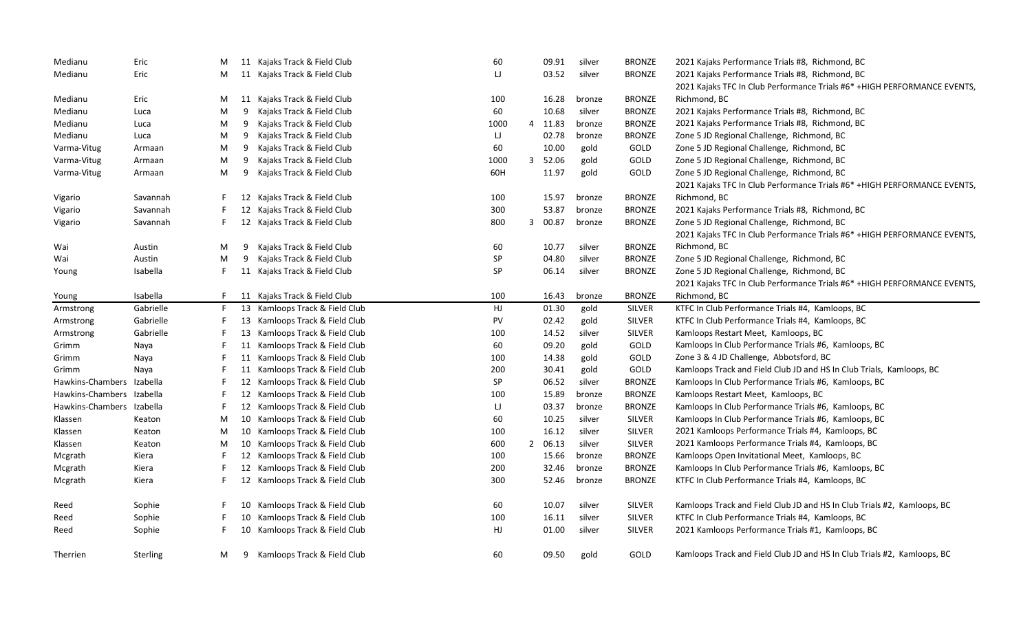| | | | | | | | | | | |
|---|---|---|---|---|---|---|---|---|---|---|
| Medianu | Eric | M | 11 | Kajaks Track & Field Club | 60 | | 09.91 | silver | BRONZE | 2021 Kajaks Performance Trials #8, Richmond, BC |
| Medianu | Eric | M | 11 | Kajaks Track & Field Club | LJ | | 03.52 | silver | BRONZE | 2021 Kajaks Performance Trials #8, Richmond, BC |
| Medianu | Eric | M | 11 | Kajaks Track & Field Club | 100 | | 16.28 | bronze | BRONZE | 2021 Kajaks TFC In Club Performance Trials #6* +HIGH PERFORMANCE EVENTS, Richmond, BC |
| Medianu | Luca | M | 9 | Kajaks Track & Field Club | 60 | | 10.68 | silver | BRONZE | 2021 Kajaks Performance Trials #8, Richmond, BC |
| Medianu | Luca | M | 9 | Kajaks Track & Field Club | 1000 | 4 | 11.83 | bronze | BRONZE | 2021 Kajaks Performance Trials #8, Richmond, BC |
| Medianu | Luca | M | 9 | Kajaks Track & Field Club | LJ | | 02.78 | bronze | BRONZE | Zone 5 JD Regional Challenge, Richmond, BC |
| Varma-Vitug | Armaan | M | 9 | Kajaks Track & Field Club | 60 | | 10.00 | gold | GOLD | Zone 5 JD Regional Challenge, Richmond, BC |
| Varma-Vitug | Armaan | M | 9 | Kajaks Track & Field Club | 1000 | 3 | 52.06 | gold | GOLD | Zone 5 JD Regional Challenge, Richmond, BC |
| Varma-Vitug | Armaan | M | 9 | Kajaks Track & Field Club | 60H | | 11.97 | gold | GOLD | Zone 5 JD Regional Challenge, Richmond, BC |
| Vigario | Savannah | F | 12 | Kajaks Track & Field Club | 100 | | 15.97 | bronze | BRONZE | 2021 Kajaks TFC In Club Performance Trials #6* +HIGH PERFORMANCE EVENTS, Richmond, BC |
| Vigario | Savannah | F | 12 | Kajaks Track & Field Club | 300 | | 53.87 | bronze | BRONZE | 2021 Kajaks Performance Trials #8, Richmond, BC |
| Vigario | Savannah | F | 12 | Kajaks Track & Field Club | 800 | 3 | 00.87 | bronze | BRONZE | Zone 5 JD Regional Challenge, Richmond, BC |
| Wai | Austin | M | 9 | Kajaks Track & Field Club | 60 | | 10.77 | silver | BRONZE | 2021 Kajaks TFC In Club Performance Trials #6* +HIGH PERFORMANCE EVENTS, Richmond, BC |
| Wai | Austin | M | 9 | Kajaks Track & Field Club | SP | | 04.80 | silver | BRONZE | Zone 5 JD Regional Challenge, Richmond, BC |
| Young | Isabella | F | 11 | Kajaks Track & Field Club | SP | | 06.14 | silver | BRONZE | Zone 5 JD Regional Challenge, Richmond, BC |
| Young | Isabella | F | 11 | Kajaks Track & Field Club | 100 | | 16.43 | bronze | BRONZE | 2021 Kajaks TFC In Club Performance Trials #6* +HIGH PERFORMANCE EVENTS, Richmond, BC |
| Armstrong | Gabrielle | F | 13 | Kamloops Track & Field Club | HJ | | 01.30 | gold | SILVER | KTFC In Club Performance Trials #4, Kamloops, BC |
| Armstrong | Gabrielle | F | 13 | Kamloops Track & Field Club | PV | | 02.42 | gold | SILVER | KTFC In Club Performance Trials #4, Kamloops, BC |
| Armstrong | Gabrielle | F | 13 | Kamloops Track & Field Club | 100 | | 14.52 | silver | SILVER | Kamloops Restart Meet, Kamloops, BC |
| Grimm | Naya | F | 11 | Kamloops Track & Field Club | 60 | | 09.20 | gold | GOLD | Kamloops In Club Performance Trials #6, Kamloops, BC |
| Grimm | Naya | F | 11 | Kamloops Track & Field Club | 100 | | 14.38 | gold | GOLD | Zone 3 & 4 JD Challenge, Abbotsford, BC |
| Grimm | Naya | F | 11 | Kamloops Track & Field Club | 200 | | 30.41 | gold | GOLD | Kamloops Track and Field Club JD and HS In Club Trials, Kamloops, BC |
| Hawkins-Chambers | Izabella | F | 12 | Kamloops Track & Field Club | SP | | 06.52 | silver | BRONZE | Kamloops In Club Performance Trials #6, Kamloops, BC |
| Hawkins-Chambers | Izabella | F | 12 | Kamloops Track & Field Club | 100 | | 15.89 | bronze | BRONZE | Kamloops Restart Meet, Kamloops, BC |
| Hawkins-Chambers | Izabella | F | 12 | Kamloops Track & Field Club | LJ | | 03.37 | bronze | BRONZE | Kamloops In Club Performance Trials #6, Kamloops, BC |
| Klassen | Keaton | M | 10 | Kamloops Track & Field Club | 60 | | 10.25 | silver | SILVER | Kamloops In Club Performance Trials #6, Kamloops, BC |
| Klassen | Keaton | M | 10 | Kamloops Track & Field Club | 100 | | 16.12 | silver | SILVER | 2021 Kamloops Performance Trials #4, Kamloops, BC |
| Klassen | Keaton | M | 10 | Kamloops Track & Field Club | 600 | 2 | 06.13 | silver | SILVER | 2021 Kamloops Performance Trials #4, Kamloops, BC |
| Mcgrath | Kiera | F | 12 | Kamloops Track & Field Club | 100 | | 15.66 | bronze | BRONZE | Kamloops Open Invitational Meet, Kamloops, BC |
| Mcgrath | Kiera | F | 12 | Kamloops Track & Field Club | 200 | | 32.46 | bronze | BRONZE | Kamloops In Club Performance Trials #6, Kamloops, BC |
| Mcgrath | Kiera | F | 12 | Kamloops Track & Field Club | 300 | | 52.46 | bronze | BRONZE | KTFC In Club Performance Trials #4, Kamloops, BC |
| Reed | Sophie | F | 10 | Kamloops Track & Field Club | 60 | | 10.07 | silver | SILVER | Kamloops Track and Field Club JD and HS In Club Trials #2, Kamloops, BC |
| Reed | Sophie | F | 10 | Kamloops Track & Field Club | 100 | | 16.11 | silver | SILVER | KTFC In Club Performance Trials #4, Kamloops, BC |
| Reed | Sophie | F | 10 | Kamloops Track & Field Club | HJ | | 01.00 | silver | SILVER | 2021 Kamloops Performance Trials #1, Kamloops, BC |
| Therrien | Sterling | M | 9 | Kamloops Track & Field Club | 60 | | 09.50 | gold | GOLD | Kamloops Track and Field Club JD and HS In Club Trials #2, Kamloops, BC |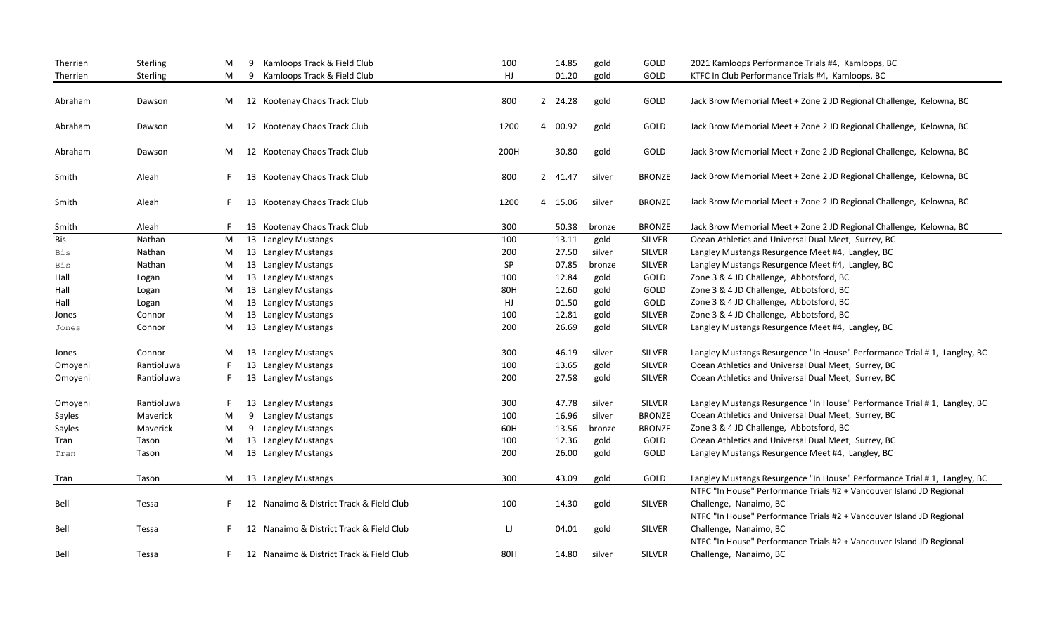| | | | | | | | | | | |
|---|---|---|---|---|---|---|---|---|---|---|
| Therrien | Sterling | M | 9 | Kamloops Track & Field Club | 100 | | 14.85 | gold | GOLD | 2021 Kamloops Performance Trials #4, Kamloops, BC |
| Therrien | Sterling | M | 9 | Kamloops Track & Field Club | HJ | | 01.20 | gold | GOLD | KTFC In Club Performance Trials #4, Kamloops, BC |
| Abraham | Dawson | M | 12 | Kootenay Chaos Track Club | 800 | 2 | 24.28 | gold | GOLD | Jack Brow Memorial Meet + Zone 2 JD Regional Challenge, Kelowna, BC |
| Abraham | Dawson | M | 12 | Kootenay Chaos Track Club | 1200 | 4 | 00.92 | gold | GOLD | Jack Brow Memorial Meet + Zone 2 JD Regional Challenge, Kelowna, BC |
| Abraham | Dawson | M | 12 | Kootenay Chaos Track Club | 200H | | 30.80 | gold | GOLD | Jack Brow Memorial Meet + Zone 2 JD Regional Challenge, Kelowna, BC |
| Smith | Aleah | F | 13 | Kootenay Chaos Track Club | 800 | 2 | 41.47 | silver | BRONZE | Jack Brow Memorial Meet + Zone 2 JD Regional Challenge, Kelowna, BC |
| Smith | Aleah | F | 13 | Kootenay Chaos Track Club | 1200 | 4 | 15.06 | silver | BRONZE | Jack Brow Memorial Meet + Zone 2 JD Regional Challenge, Kelowna, BC |
| Smith | Aleah | F | 13 | Kootenay Chaos Track Club | 300 | | 50.38 | bronze | BRONZE | Jack Brow Memorial Meet + Zone 2 JD Regional Challenge, Kelowna, BC |
| Bis | Nathan | M | 13 | Langley Mustangs | 100 | | 13.11 | gold | SILVER | Ocean Athletics and Universal Dual Meet, Surrey, BC |
| Bis | Nathan | M | 13 | Langley Mustangs | 200 | | 27.50 | silver | SILVER | Langley Mustangs Resurgence Meet #4, Langley, BC |
| Bis | Nathan | M | 13 | Langley Mustangs | SP | | 07.85 | bronze | SILVER | Langley Mustangs Resurgence Meet #4, Langley, BC |
| Hall | Logan | M | 13 | Langley Mustangs | 100 | | 12.84 | gold | GOLD | Zone 3 & 4 JD Challenge, Abbotsford, BC |
| Hall | Logan | M | 13 | Langley Mustangs | 80H | | 12.60 | gold | GOLD | Zone 3 & 4 JD Challenge, Abbotsford, BC |
| Hall | Logan | M | 13 | Langley Mustangs | HJ | | 01.50 | gold | GOLD | Zone 3 & 4 JD Challenge, Abbotsford, BC |
| Jones | Connor | M | 13 | Langley Mustangs | 100 | | 12.81 | gold | SILVER | Zone 3 & 4 JD Challenge, Abbotsford, BC |
| Jones | Connor | M | 13 | Langley Mustangs | 200 | | 26.69 | gold | SILVER | Langley Mustangs Resurgence Meet #4, Langley, BC |
| Jones | Connor | M | 13 | Langley Mustangs | 300 | | 46.19 | silver | SILVER | Langley Mustangs Resurgence "In House" Performance Trial # 1, Langley, BC |
| Omoyeni | Rantioluwa | F | 13 | Langley Mustangs | 100 | | 13.65 | gold | SILVER | Ocean Athletics and Universal Dual Meet, Surrey, BC |
| Omoyeni | Rantioluwa | F | 13 | Langley Mustangs | 200 | | 27.58 | gold | SILVER | Ocean Athletics and Universal Dual Meet, Surrey, BC |
| Omoyeni | Rantioluwa | F | 13 | Langley Mustangs | 300 | | 47.78 | silver | SILVER | Langley Mustangs Resurgence "In House" Performance Trial # 1, Langley, BC |
| Sayles | Maverick | M | 9 | Langley Mustangs | 100 | | 16.96 | silver | BRONZE | Ocean Athletics and Universal Dual Meet, Surrey, BC |
| Sayles | Maverick | M | 9 | Langley Mustangs | 60H | | 13.56 | bronze | BRONZE | Zone 3 & 4 JD Challenge, Abbotsford, BC |
| Tran | Tason | M | 13 | Langley Mustangs | 100 | | 12.36 | gold | GOLD | Ocean Athletics and Universal Dual Meet, Surrey, BC |
| Tran | Tason | M | 13 | Langley Mustangs | 200 | | 26.00 | gold | GOLD | Langley Mustangs Resurgence Meet #4, Langley, BC |
| Tran | Tason | M | 13 | Langley Mustangs | 300 | | 43.09 | gold | GOLD | Langley Mustangs Resurgence "In House" Performance Trial # 1, Langley, BC |
| Bell | Tessa | F | 12 | Nanaimo & District Track & Field Club | 100 | | 14.30 | gold | SILVER | NTFC "In House" Performance Trials #2 + Vancouver Island JD Regional Challenge, Nanaimo, BC |
| Bell | Tessa | F | 12 | Nanaimo & District Track & Field Club | LJ | | 04.01 | gold | SILVER | NTFC "In House" Performance Trials #2 + Vancouver Island JD Regional Challenge, Nanaimo, BC |
| Bell | Tessa | F | 12 | Nanaimo & District Track & Field Club | 80H | | 14.80 | silver | SILVER | NTFC "In House" Performance Trials #2 + Vancouver Island JD Regional Challenge, Nanaimo, BC |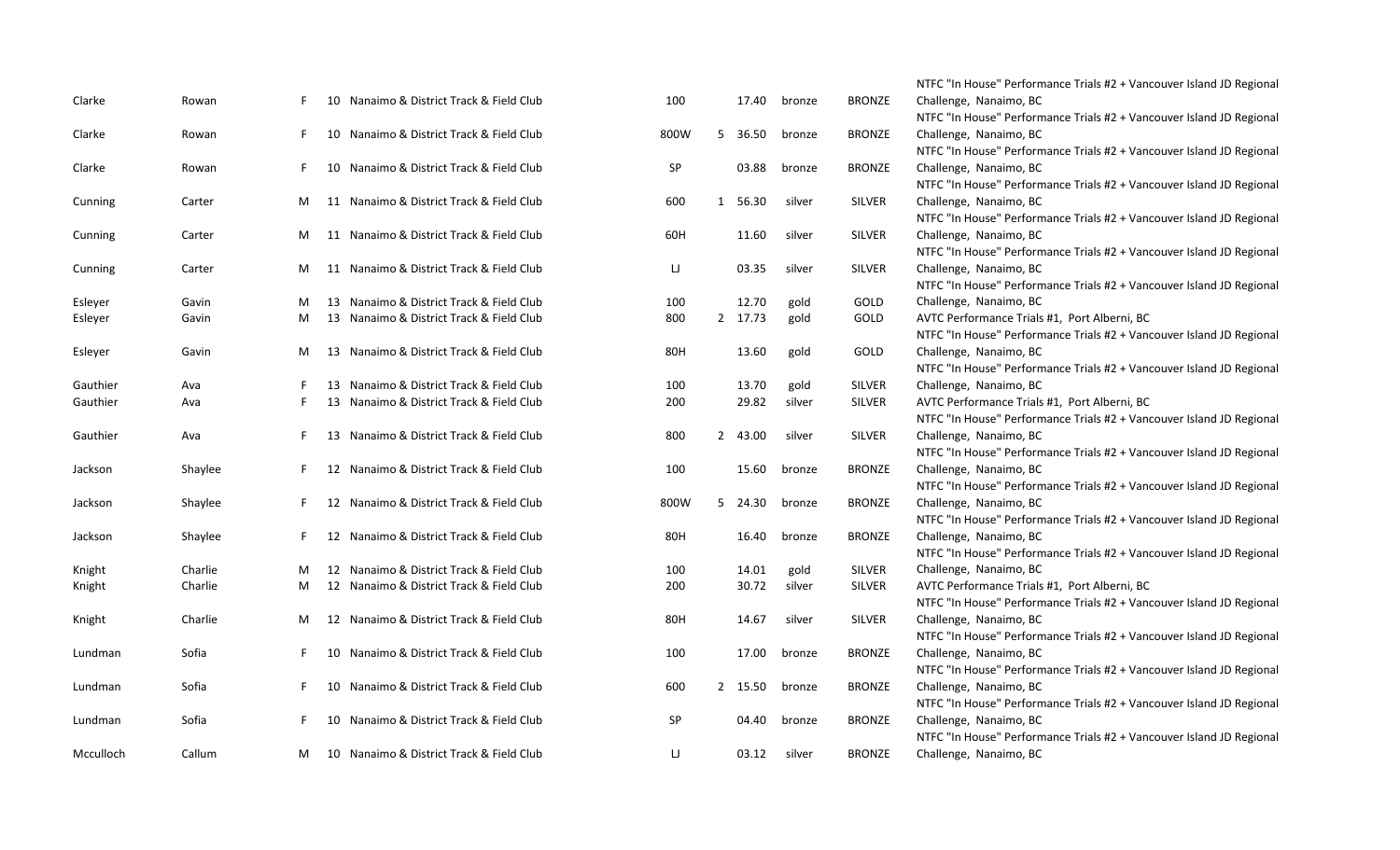| | | | | | | | | | | |
|---|---|---|---|---|---|---|---|---|---|---|
| Clarke | Rowan | F | 10 | Nanaimo & District Track & Field Club | 100 | | 17.40 | bronze | BRONZE | NTFC "In House" Performance Trials #2 + Vancouver Island JD Regional Challenge, Nanaimo, BC |
| Clarke | Rowan | F | 10 | Nanaimo & District Track & Field Club | 800W | 5 | 36.50 | bronze | BRONZE | NTFC "In House" Performance Trials #2 + Vancouver Island JD Regional Challenge, Nanaimo, BC |
| Clarke | Rowan | F | 10 | Nanaimo & District Track & Field Club | SP | | 03.88 | bronze | BRONZE | NTFC "In House" Performance Trials #2 + Vancouver Island JD Regional Challenge, Nanaimo, BC |
| Cunning | Carter | M | 11 | Nanaimo & District Track & Field Club | 600 | 1 | 56.30 | silver | SILVER | NTFC "In House" Performance Trials #2 + Vancouver Island JD Regional Challenge, Nanaimo, BC |
| Cunning | Carter | M | 11 | Nanaimo & District Track & Field Club | 60H | | 11.60 | silver | SILVER | NTFC "In House" Performance Trials #2 + Vancouver Island JD Regional Challenge, Nanaimo, BC |
| Cunning | Carter | M | 11 | Nanaimo & District Track & Field Club | LJ | | 03.35 | silver | SILVER | NTFC "In House" Performance Trials #2 + Vancouver Island JD Regional Challenge, Nanaimo, BC |
| Esleyer | Gavin | M | 13 | Nanaimo & District Track & Field Club | 100 | | 12.70 | gold | GOLD | NTFC "In House" Performance Trials #2 + Vancouver Island JD Regional Challenge, Nanaimo, BC |
| Esleyer | Gavin | M | 13 | Nanaimo & District Track & Field Club | 800 | 2 | 17.73 | gold | GOLD | AVTC Performance Trials #1, Port Alberni, BC |
| Esleyer | Gavin | M | 13 | Nanaimo & District Track & Field Club | 80H | | 13.60 | gold | GOLD | NTFC "In House" Performance Trials #2 + Vancouver Island JD Regional Challenge, Nanaimo, BC |
| Gauthier | Ava | F | 13 | Nanaimo & District Track & Field Club | 100 | | 13.70 | gold | SILVER | NTFC "In House" Performance Trials #2 + Vancouver Island JD Regional Challenge, Nanaimo, BC |
| Gauthier | Ava | F | 13 | Nanaimo & District Track & Field Club | 200 | | 29.82 | silver | SILVER | AVTC Performance Trials #1, Port Alberni, BC |
| Gauthier | Ava | F | 13 | Nanaimo & District Track & Field Club | 800 | 2 | 43.00 | silver | SILVER | NTFC "In House" Performance Trials #2 + Vancouver Island JD Regional Challenge, Nanaimo, BC |
| Jackson | Shaylee | F | 12 | Nanaimo & District Track & Field Club | 100 | | 15.60 | bronze | BRONZE | NTFC "In House" Performance Trials #2 + Vancouver Island JD Regional Challenge, Nanaimo, BC |
| Jackson | Shaylee | F | 12 | Nanaimo & District Track & Field Club | 800W | 5 | 24.30 | bronze | BRONZE | NTFC "In House" Performance Trials #2 + Vancouver Island JD Regional Challenge, Nanaimo, BC |
| Jackson | Shaylee | F | 12 | Nanaimo & District Track & Field Club | 80H | | 16.40 | bronze | BRONZE | NTFC "In House" Performance Trials #2 + Vancouver Island JD Regional Challenge, Nanaimo, BC |
| Knight | Charlie | M | 12 | Nanaimo & District Track & Field Club | 100 | | 14.01 | gold | SILVER | NTFC "In House" Performance Trials #2 + Vancouver Island JD Regional Challenge, Nanaimo, BC |
| Knight | Charlie | M | 12 | Nanaimo & District Track & Field Club | 200 | | 30.72 | silver | SILVER | AVTC Performance Trials #1, Port Alberni, BC |
| Knight | Charlie | M | 12 | Nanaimo & District Track & Field Club | 80H | | 14.67 | silver | SILVER | NTFC "In House" Performance Trials #2 + Vancouver Island JD Regional Challenge, Nanaimo, BC |
| Lundman | Sofia | F | 10 | Nanaimo & District Track & Field Club | 100 | | 17.00 | bronze | BRONZE | NTFC "In House" Performance Trials #2 + Vancouver Island JD Regional Challenge, Nanaimo, BC |
| Lundman | Sofia | F | 10 | Nanaimo & District Track & Field Club | 600 | 2 | 15.50 | bronze | BRONZE | NTFC "In House" Performance Trials #2 + Vancouver Island JD Regional Challenge, Nanaimo, BC |
| Lundman | Sofia | F | 10 | Nanaimo & District Track & Field Club | SP | | 04.40 | bronze | BRONZE | NTFC "In House" Performance Trials #2 + Vancouver Island JD Regional Challenge, Nanaimo, BC |
| Mcculloch | Callum | M | 10 | Nanaimo & District Track & Field Club | LJ | | 03.12 | silver | BRONZE | NTFC "In House" Performance Trials #2 + Vancouver Island JD Regional Challenge, Nanaimo, BC |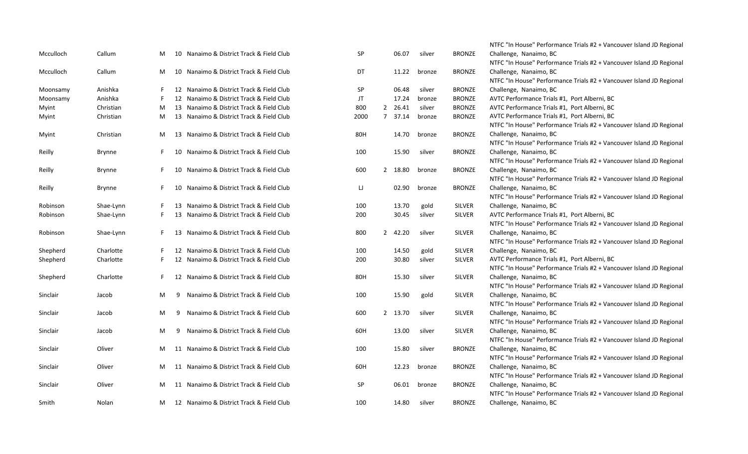| | | | | | | | | | | |
|---|---|---|---|---|---|---|---|---|---|---|
| Mcculloch | Callum | M | 10 | Nanaimo & District Track & Field Club | SP | | 06.07 | silver | BRONZE | NTFC "In House" Performance Trials #2 + Vancouver Island JD Regional Challenge, Nanaimo, BC |
| Mcculloch | Callum | M | 10 | Nanaimo & District Track & Field Club | DT | | 11.22 | bronze | BRONZE | NTFC "In House" Performance Trials #2 + Vancouver Island JD Regional Challenge, Nanaimo, BC |
| Moonsamy | Anishka | F | 12 | Nanaimo & District Track & Field Club | SP | | 06.48 | silver | BRONZE | NTFC "In House" Performance Trials #2 + Vancouver Island JD Regional Challenge, Nanaimo, BC |
| Moonsamy | Anishka | F | 12 | Nanaimo & District Track & Field Club | JT | | 17.24 | bronze | BRONZE | AVTC Performance Trials #1, Port Alberni, BC |
| Myint | Christian | M | 13 | Nanaimo & District Track & Field Club | 800 | 2 | 26.41 | silver | BRONZE | AVTC Performance Trials #1, Port Alberni, BC |
| Myint | Christian | M | 13 | Nanaimo & District Track & Field Club | 2000 | 7 | 37.14 | bronze | BRONZE | AVTC Performance Trials #1, Port Alberni, BC |
| Myint | Christian | M | 13 | Nanaimo & District Track & Field Club | 80H | | 14.70 | bronze | BRONZE | NTFC "In House" Performance Trials #2 + Vancouver Island JD Regional Challenge, Nanaimo, BC |
| Reilly | Brynne | F | 10 | Nanaimo & District Track & Field Club | 100 | | 15.90 | silver | BRONZE | NTFC "In House" Performance Trials #2 + Vancouver Island JD Regional Challenge, Nanaimo, BC |
| Reilly | Brynne | F | 10 | Nanaimo & District Track & Field Club | 600 | 2 | 18.80 | bronze | BRONZE | NTFC "In House" Performance Trials #2 + Vancouver Island JD Regional Challenge, Nanaimo, BC |
| Reilly | Brynne | F | 10 | Nanaimo & District Track & Field Club | LJ | | 02.90 | bronze | BRONZE | NTFC "In House" Performance Trials #2 + Vancouver Island JD Regional Challenge, Nanaimo, BC |
| Robinson | Shae-Lynn | F | 13 | Nanaimo & District Track & Field Club | 100 | | 13.70 | gold | SILVER | NTFC "In House" Performance Trials #2 + Vancouver Island JD Regional Challenge, Nanaimo, BC |
| Robinson | Shae-Lynn | F | 13 | Nanaimo & District Track & Field Club | 200 | | 30.45 | silver | SILVER | AVTC Performance Trials #1, Port Alberni, BC |
| Robinson | Shae-Lynn | F | 13 | Nanaimo & District Track & Field Club | 800 | 2 | 42.20 | silver | SILVER | NTFC "In House" Performance Trials #2 + Vancouver Island JD Regional Challenge, Nanaimo, BC |
| Shepherd | Charlotte | F | 12 | Nanaimo & District Track & Field Club | 100 | | 14.50 | gold | SILVER | NTFC "In House" Performance Trials #2 + Vancouver Island JD Regional Challenge, Nanaimo, BC |
| Shepherd | Charlotte | F | 12 | Nanaimo & District Track & Field Club | 200 | | 30.80 | silver | SILVER | AVTC Performance Trials #1, Port Alberni, BC |
| Shepherd | Charlotte | F | 12 | Nanaimo & District Track & Field Club | 80H | | 15.30 | silver | SILVER | NTFC "In House" Performance Trials #2 + Vancouver Island JD Regional Challenge, Nanaimo, BC |
| Sinclair | Jacob | M | 9 | Nanaimo & District Track & Field Club | 100 | | 15.90 | gold | SILVER | NTFC "In House" Performance Trials #2 + Vancouver Island JD Regional Challenge, Nanaimo, BC |
| Sinclair | Jacob | M | 9 | Nanaimo & District Track & Field Club | 600 | 2 | 13.70 | silver | SILVER | NTFC "In House" Performance Trials #2 + Vancouver Island JD Regional Challenge, Nanaimo, BC |
| Sinclair | Jacob | M | 9 | Nanaimo & District Track & Field Club | 60H | | 13.00 | silver | SILVER | NTFC "In House" Performance Trials #2 + Vancouver Island JD Regional Challenge, Nanaimo, BC |
| Sinclair | Oliver | M | 11 | Nanaimo & District Track & Field Club | 100 | | 15.80 | silver | BRONZE | NTFC "In House" Performance Trials #2 + Vancouver Island JD Regional Challenge, Nanaimo, BC |
| Sinclair | Oliver | M | 11 | Nanaimo & District Track & Field Club | 60H | | 12.23 | bronze | BRONZE | NTFC "In House" Performance Trials #2 + Vancouver Island JD Regional Challenge, Nanaimo, BC |
| Sinclair | Oliver | M | 11 | Nanaimo & District Track & Field Club | SP | | 06.01 | bronze | BRONZE | NTFC "In House" Performance Trials #2 + Vancouver Island JD Regional Challenge, Nanaimo, BC |
| Smith | Nolan | M | 12 | Nanaimo & District Track & Field Club | 100 | | 14.80 | silver | BRONZE | NTFC "In House" Performance Trials #2 + Vancouver Island JD Regional Challenge, Nanaimo, BC |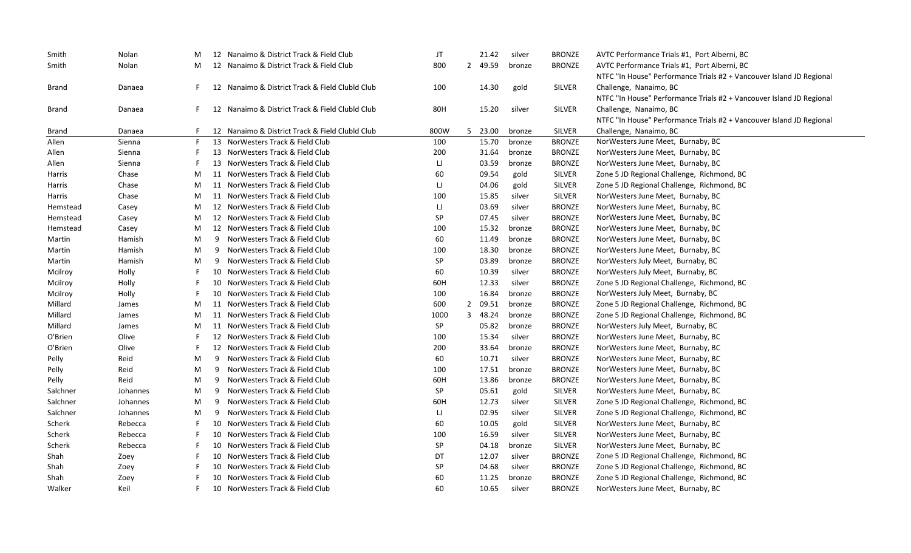| | | | | | | | | | | |
|---|---|---|---|---|---|---|---|---|---|---|
| Smith | Nolan | M | 12 | Nanaimo & District Track & Field Club | JT | | 21.42 | silver | BRONZE | AVTC Performance Trials #1, Port Alberni, BC |
| Smith | Nolan | M | 12 | Nanaimo & District Track & Field Club | 800 | 2 | 49.59 | bronze | BRONZE | AVTC Performance Trials #1, Port Alberni, BC |
| Brand | Danaea | F | 12 | Nanaimo & District Track & Field Clubld Club | 100 | | 14.30 | gold | SILVER | NTFC "In House" Performance Trials #2 + Vancouver Island JD Regional Challenge, Nanaimo, BC |
| Brand | Danaea | F | 12 | Nanaimo & District Track & Field Clubld Club | 80H | | 15.20 | silver | SILVER | NTFC "In House" Performance Trials #2 + Vancouver Island JD Regional Challenge, Nanaimo, BC |
| Brand | Danaea | F | 12 | Nanaimo & District Track & Field Clubld Club | 800W | 5 | 23.00 | bronze | SILVER | NTFC "In House" Performance Trials #2 + Vancouver Island JD Regional Challenge, Nanaimo, BC |
| Allen | Sienna | F | 13 | NorWesters Track & Field Club | 100 | | 15.70 | bronze | BRONZE | NorWesters June Meet, Burnaby, BC |
| Allen | Sienna | F | 13 | NorWesters Track & Field Club | 200 | | 31.64 | bronze | BRONZE | NorWesters June Meet, Burnaby, BC |
| Allen | Sienna | F | 13 | NorWesters Track & Field Club | LJ | | 03.59 | bronze | BRONZE | NorWesters June Meet, Burnaby, BC |
| Harris | Chase | M | 11 | NorWesters Track & Field Club | 60 | | 09.54 | gold | SILVER | Zone 5 JD Regional Challenge, Richmond, BC |
| Harris | Chase | M | 11 | NorWesters Track & Field Club | LJ | | 04.06 | gold | SILVER | Zone 5 JD Regional Challenge, Richmond, BC |
| Harris | Chase | M | 11 | NorWesters Track & Field Club | 100 | | 15.85 | silver | SILVER | NorWesters June Meet, Burnaby, BC |
| Hemstead | Casey | M | 12 | NorWesters Track & Field Club | LJ | | 03.69 | silver | BRONZE | NorWesters June Meet, Burnaby, BC |
| Hemstead | Casey | M | 12 | NorWesters Track & Field Club | SP | | 07.45 | silver | BRONZE | NorWesters June Meet, Burnaby, BC |
| Hemstead | Casey | M | 12 | NorWesters Track & Field Club | 100 | | 15.32 | bronze | BRONZE | NorWesters June Meet, Burnaby, BC |
| Martin | Hamish | M | 9 | NorWesters Track & Field Club | 60 | | 11.49 | bronze | BRONZE | NorWesters June Meet, Burnaby, BC |
| Martin | Hamish | M | 9 | NorWesters Track & Field Club | 100 | | 18.30 | bronze | BRONZE | NorWesters June Meet, Burnaby, BC |
| Martin | Hamish | M | 9 | NorWesters Track & Field Club | SP | | 03.89 | bronze | BRONZE | NorWesters July Meet, Burnaby, BC |
| Mcilroy | Holly | F | 10 | NorWesters Track & Field Club | 60 | | 10.39 | silver | BRONZE | NorWesters July Meet, Burnaby, BC |
| Mcilroy | Holly | F | 10 | NorWesters Track & Field Club | 60H | | 12.33 | silver | BRONZE | Zone 5 JD Regional Challenge, Richmond, BC |
| Mcilroy | Holly | F | 10 | NorWesters Track & Field Club | 100 | | 16.84 | bronze | BRONZE | NorWesters July Meet, Burnaby, BC |
| Millard | James | M | 11 | NorWesters Track & Field Club | 600 | 2 | 09.51 | bronze | BRONZE | Zone 5 JD Regional Challenge, Richmond, BC |
| Millard | James | M | 11 | NorWesters Track & Field Club | 1000 | 3 | 48.24 | bronze | BRONZE | Zone 5 JD Regional Challenge, Richmond, BC |
| Millard | James | M | 11 | NorWesters Track & Field Club | SP | | 05.82 | bronze | BRONZE | NorWesters July Meet, Burnaby, BC |
| O'Brien | Olive | F | 12 | NorWesters Track & Field Club | 100 | | 15.34 | silver | BRONZE | NorWesters June Meet, Burnaby, BC |
| O'Brien | Olive | F | 12 | NorWesters Track & Field Club | 200 | | 33.64 | bronze | BRONZE | NorWesters June Meet, Burnaby, BC |
| Pelly | Reid | M | 9 | NorWesters Track & Field Club | 60 | | 10.71 | silver | BRONZE | NorWesters June Meet, Burnaby, BC |
| Pelly | Reid | M | 9 | NorWesters Track & Field Club | 100 | | 17.51 | bronze | BRONZE | NorWesters June Meet, Burnaby, BC |
| Pelly | Reid | M | 9 | NorWesters Track & Field Club | 60H | | 13.86 | bronze | BRONZE | NorWesters June Meet, Burnaby, BC |
| Salchner | Johannes | M | 9 | NorWesters Track & Field Club | SP | | 05.61 | gold | SILVER | NorWesters June Meet, Burnaby, BC |
| Salchner | Johannes | M | 9 | NorWesters Track & Field Club | 60H | | 12.73 | silver | SILVER | Zone 5 JD Regional Challenge, Richmond, BC |
| Salchner | Johannes | M | 9 | NorWesters Track & Field Club | LJ | | 02.95 | silver | SILVER | Zone 5 JD Regional Challenge, Richmond, BC |
| Scherk | Rebecca | F | 10 | NorWesters Track & Field Club | 60 | | 10.05 | gold | SILVER | NorWesters June Meet, Burnaby, BC |
| Scherk | Rebecca | F | 10 | NorWesters Track & Field Club | 100 | | 16.59 | silver | SILVER | NorWesters June Meet, Burnaby, BC |
| Scherk | Rebecca | F | 10 | NorWesters Track & Field Club | SP | | 04.18 | bronze | SILVER | NorWesters June Meet, Burnaby, BC |
| Shah | Zoey | F | 10 | NorWesters Track & Field Club | DT | | 12.07 | silver | BRONZE | Zone 5 JD Regional Challenge, Richmond, BC |
| Shah | Zoey | F | 10 | NorWesters Track & Field Club | SP | | 04.68 | silver | BRONZE | Zone 5 JD Regional Challenge, Richmond, BC |
| Shah | Zoey | F | 10 | NorWesters Track & Field Club | 60 | | 11.25 | bronze | BRONZE | Zone 5 JD Regional Challenge, Richmond, BC |
| Walker | Keil | F | 10 | NorWesters Track & Field Club | 60 | | 10.65 | silver | BRONZE | NorWesters June Meet, Burnaby, BC |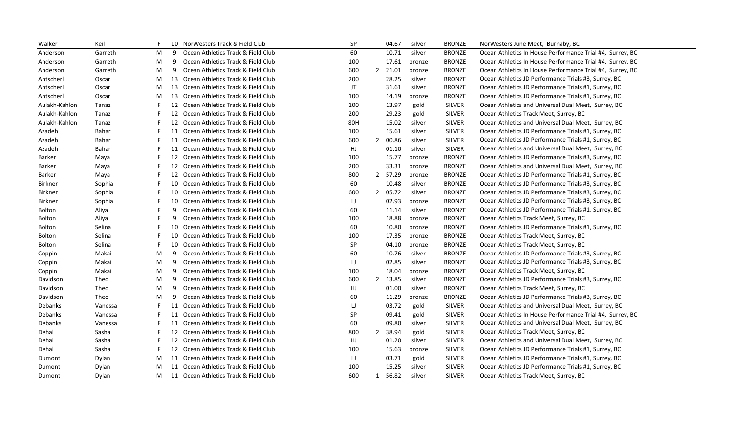| Walker | Keil | F | 10 | NorWesters Track & Field Club | SP | | 04.67 | silver | BRONZE | NorWesters June Meet, Burnaby, BC |
|---|---|---|---|---|---|---|---|---|---|---|
| Anderson | Garreth | M | 9 | Ocean Athletics Track & Field Club | 60 | | 10.71 | silver | BRONZE | Ocean Athletics In House Performance Trial #4, Surrey, BC |
| Anderson | Garreth | M | 9 | Ocean Athletics Track & Field Club | 100 | | 17.61 | bronze | BRONZE | Ocean Athletics In House Performance Trial #4, Surrey, BC |
| Anderson | Garreth | M | 9 | Ocean Athletics Track & Field Club | 600 | 2 | 21.01 | bronze | BRONZE | Ocean Athletics In House Performance Trial #4, Surrey, BC |
| Antscherl | Oscar | M | 13 | Ocean Athletics Track & Field Club | 200 | | 28.25 | silver | BRONZE | Ocean Athletics JD Performance Trials #3, Surrey, BC |
| Antscherl | Oscar | M | 13 | Ocean Athletics Track & Field Club | JT | | 31.61 | silver | BRONZE | Ocean Athletics JD Performance Trials #1, Surrey, BC |
| Antscherl | Oscar | M | 13 | Ocean Athletics Track & Field Club | 100 | | 14.19 | bronze | BRONZE | Ocean Athletics JD Performance Trials #1, Surrey, BC |
| Aulakh-Kahlon | Tanaz | F | 12 | Ocean Athletics Track & Field Club | 100 | | 13.97 | gold | SILVER | Ocean Athletics and Universal Dual Meet, Surrey, BC |
| Aulakh-Kahlon | Tanaz | F | 12 | Ocean Athletics Track & Field Club | 200 | | 29.23 | gold | SILVER | Ocean Athletics Track Meet, Surrey, BC |
| Aulakh-Kahlon | Tanaz | F | 12 | Ocean Athletics Track & Field Club | 80H | | 15.02 | silver | SILVER | Ocean Athletics and Universal Dual Meet, Surrey, BC |
| Azadeh | Bahar | F | 11 | Ocean Athletics Track & Field Club | 100 | | 15.61 | silver | SILVER | Ocean Athletics JD Performance Trials #1, Surrey, BC |
| Azadeh | Bahar | F | 11 | Ocean Athletics Track & Field Club | 600 | 2 | 00.86 | silver | SILVER | Ocean Athletics JD Performance Trials #1, Surrey, BC |
| Azadeh | Bahar | F | 11 | Ocean Athletics Track & Field Club | HJ | | 01.10 | silver | SILVER | Ocean Athletics and Universal Dual Meet, Surrey, BC |
| Barker | Maya | F | 12 | Ocean Athletics Track & Field Club | 100 | | 15.77 | bronze | BRONZE | Ocean Athletics JD Performance Trials #3, Surrey, BC |
| Barker | Maya | F | 12 | Ocean Athletics Track & Field Club | 200 | | 33.31 | bronze | BRONZE | Ocean Athletics and Universal Dual Meet, Surrey, BC |
| Barker | Maya | F | 12 | Ocean Athletics Track & Field Club | 800 | 2 | 57.29 | bronze | BRONZE | Ocean Athletics JD Performance Trials #1, Surrey, BC |
| Birkner | Sophia | F | 10 | Ocean Athletics Track & Field Club | 60 | | 10.48 | silver | BRONZE | Ocean Athletics JD Performance Trials #3, Surrey, BC |
| Birkner | Sophia | F | 10 | Ocean Athletics Track & Field Club | 600 | 2 | 05.72 | silver | BRONZE | Ocean Athletics JD Performance Trials #3, Surrey, BC |
| Birkner | Sophia | F | 10 | Ocean Athletics Track & Field Club | LJ | | 02.93 | bronze | BRONZE | Ocean Athletics JD Performance Trials #3, Surrey, BC |
| Bolton | Aliya | F | 9 | Ocean Athletics Track & Field Club | 60 | | 11.14 | silver | BRONZE | Ocean Athletics JD Performance Trials #1, Surrey, BC |
| Bolton | Aliya | F | 9 | Ocean Athletics Track & Field Club | 100 | | 18.88 | bronze | BRONZE | Ocean Athletics Track Meet, Surrey, BC |
| Bolton | Selina | F | 10 | Ocean Athletics Track & Field Club | 60 | | 10.80 | bronze | BRONZE | Ocean Athletics JD Performance Trials #1, Surrey, BC |
| Bolton | Selina | F | 10 | Ocean Athletics Track & Field Club | 100 | | 17.35 | bronze | BRONZE | Ocean Athletics Track Meet, Surrey, BC |
| Bolton | Selina | F | 10 | Ocean Athletics Track & Field Club | SP | | 04.10 | bronze | BRONZE | Ocean Athletics Track Meet, Surrey, BC |
| Coppin | Makai | M | 9 | Ocean Athletics Track & Field Club | 60 | | 10.76 | silver | BRONZE | Ocean Athletics JD Performance Trials #3, Surrey, BC |
| Coppin | Makai | M | 9 | Ocean Athletics Track & Field Club | LJ | | 02.85 | silver | BRONZE | Ocean Athletics JD Performance Trials #3, Surrey, BC |
| Coppin | Makai | M | 9 | Ocean Athletics Track & Field Club | 100 | | 18.04 | bronze | BRONZE | Ocean Athletics Track Meet, Surrey, BC |
| Davidson | Theo | M | 9 | Ocean Athletics Track & Field Club | 600 | 2 | 13.85 | silver | BRONZE | Ocean Athletics JD Performance Trials #3, Surrey, BC |
| Davidson | Theo | M | 9 | Ocean Athletics Track & Field Club | HJ | | 01.00 | silver | BRONZE | Ocean Athletics Track Meet, Surrey, BC |
| Davidson | Theo | M | 9 | Ocean Athletics Track & Field Club | 60 | | 11.29 | bronze | BRONZE | Ocean Athletics JD Performance Trials #3, Surrey, BC |
| Debanks | Vanessa | F | 11 | Ocean Athletics Track & Field Club | LJ | | 03.72 | gold | SILVER | Ocean Athletics and Universal Dual Meet, Surrey, BC |
| Debanks | Vanessa | F | 11 | Ocean Athletics Track & Field Club | SP | | 09.41 | gold | SILVER | Ocean Athletics In House Performance Trial #4, Surrey, BC |
| Debanks | Vanessa | F | 11 | Ocean Athletics Track & Field Club | 60 | | 09.80 | silver | SILVER | Ocean Athletics and Universal Dual Meet, Surrey, BC |
| Dehal | Sasha | F | 12 | Ocean Athletics Track & Field Club | 800 | 2 | 38.94 | gold | SILVER | Ocean Athletics Track Meet, Surrey, BC |
| Dehal | Sasha | F | 12 | Ocean Athletics Track & Field Club | HJ | | 01.20 | silver | SILVER | Ocean Athletics and Universal Dual Meet, Surrey, BC |
| Dehal | Sasha | F | 12 | Ocean Athletics Track & Field Club | 100 | | 15.63 | bronze | SILVER | Ocean Athletics JD Performance Trials #1, Surrey, BC |
| Dumont | Dylan | M | 11 | Ocean Athletics Track & Field Club | LJ | | 03.71 | gold | SILVER | Ocean Athletics JD Performance Trials #1, Surrey, BC |
| Dumont | Dylan | M | 11 | Ocean Athletics Track & Field Club | 100 | | 15.25 | silver | SILVER | Ocean Athletics JD Performance Trials #1, Surrey, BC |
| Dumont | Dylan | M | 11 | Ocean Athletics Track & Field Club | 600 | 1 | 56.82 | silver | SILVER | Ocean Athletics Track Meet, Surrey, BC |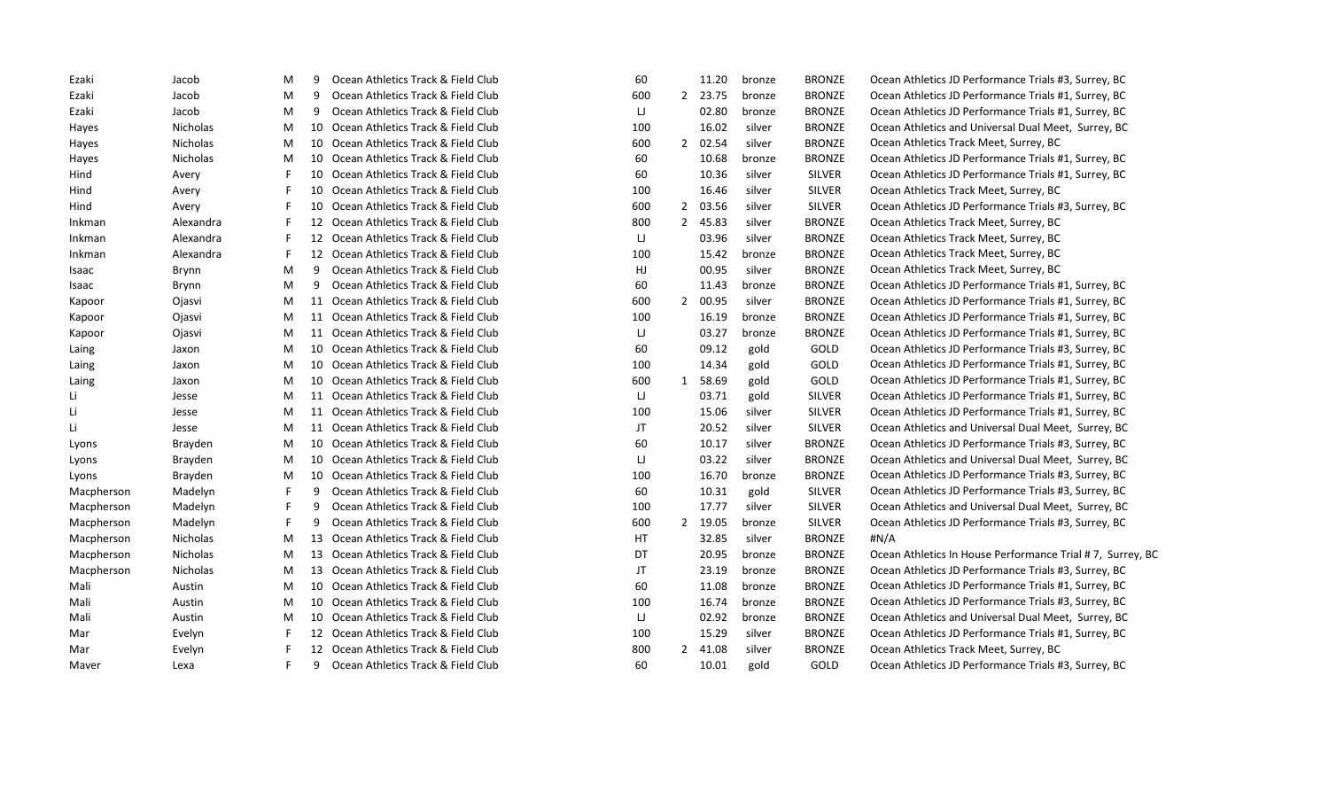| | | | | | | | | | | |
|---|---|---|---|---|---|---|---|---|---|---|
| Ezaki | Jacob | M | 9 | Ocean Athletics Track & Field Club | 60 | | 11.20 | bronze | BRONZE | Ocean Athletics JD Performance Trials #3, Surrey, BC |
| Ezaki | Jacob | M | 9 | Ocean Athletics Track & Field Club | 600 | 2 | 23.75 | bronze | BRONZE | Ocean Athletics JD Performance Trials #1, Surrey, BC |
| Ezaki | Jacob | M | 9 | Ocean Athletics Track & Field Club | LJ | | 02.80 | bronze | BRONZE | Ocean Athletics JD Performance Trials #1, Surrey, BC |
| Hayes | Nicholas | M | 10 | Ocean Athletics Track & Field Club | 100 | | 16.02 | silver | BRONZE | Ocean Athletics and Universal Dual Meet, Surrey, BC |
| Hayes | Nicholas | M | 10 | Ocean Athletics Track & Field Club | 600 | 2 | 02.54 | silver | BRONZE | Ocean Athletics Track Meet, Surrey, BC |
| Hayes | Nicholas | M | 10 | Ocean Athletics Track & Field Club | 60 | | 10.68 | bronze | BRONZE | Ocean Athletics JD Performance Trials #1, Surrey, BC |
| Hind | Avery | F | 10 | Ocean Athletics Track & Field Club | 60 | | 10.36 | silver | SILVER | Ocean Athletics JD Performance Trials #1, Surrey, BC |
| Hind | Avery | F | 10 | Ocean Athletics Track & Field Club | 100 | | 16.46 | silver | SILVER | Ocean Athletics Track Meet, Surrey, BC |
| Hind | Avery | F | 10 | Ocean Athletics Track & Field Club | 600 | 2 | 03.56 | silver | SILVER | Ocean Athletics JD Performance Trials #3, Surrey, BC |
| Inkman | Alexandra | F | 12 | Ocean Athletics Track & Field Club | 800 | 2 | 45.83 | silver | BRONZE | Ocean Athletics Track Meet, Surrey, BC |
| Inkman | Alexandra | F | 12 | Ocean Athletics Track & Field Club | LJ | | 03.96 | silver | BRONZE | Ocean Athletics Track Meet, Surrey, BC |
| Inkman | Alexandra | F | 12 | Ocean Athletics Track & Field Club | 100 | | 15.42 | bronze | BRONZE | Ocean Athletics Track Meet, Surrey, BC |
| Isaac | Brynn | M | 9 | Ocean Athletics Track & Field Club | HJ | | 00.95 | silver | BRONZE | Ocean Athletics Track Meet, Surrey, BC |
| Isaac | Brynn | M | 9 | Ocean Athletics Track & Field Club | 60 | | 11.43 | bronze | BRONZE | Ocean Athletics JD Performance Trials #1, Surrey, BC |
| Kapoor | Ojasvi | M | 11 | Ocean Athletics Track & Field Club | 600 | 2 | 00.95 | silver | BRONZE | Ocean Athletics JD Performance Trials #1, Surrey, BC |
| Kapoor | Ojasvi | M | 11 | Ocean Athletics Track & Field Club | 100 | | 16.19 | bronze | BRONZE | Ocean Athletics JD Performance Trials #1, Surrey, BC |
| Kapoor | Ojasvi | M | 11 | Ocean Athletics Track & Field Club | LJ | | 03.27 | bronze | BRONZE | Ocean Athletics JD Performance Trials #1, Surrey, BC |
| Laing | Jaxon | M | 10 | Ocean Athletics Track & Field Club | 60 | | 09.12 | gold | GOLD | Ocean Athletics JD Performance Trials #3, Surrey, BC |
| Laing | Jaxon | M | 10 | Ocean Athletics Track & Field Club | 100 | | 14.34 | gold | GOLD | Ocean Athletics JD Performance Trials #1, Surrey, BC |
| Laing | Jaxon | M | 10 | Ocean Athletics Track & Field Club | 600 | 1 | 58.69 | gold | GOLD | Ocean Athletics JD Performance Trials #1, Surrey, BC |
| Li | Jesse | M | 11 | Ocean Athletics Track & Field Club | LJ | | 03.71 | gold | SILVER | Ocean Athletics JD Performance Trials #1, Surrey, BC |
| Li | Jesse | M | 11 | Ocean Athletics Track & Field Club | 100 | | 15.06 | silver | SILVER | Ocean Athletics JD Performance Trials #1, Surrey, BC |
| Li | Jesse | M | 11 | Ocean Athletics Track & Field Club | JT | | 20.52 | silver | SILVER | Ocean Athletics and Universal Dual Meet, Surrey, BC |
| Lyons | Brayden | M | 10 | Ocean Athletics Track & Field Club | 60 | | 10.17 | silver | BRONZE | Ocean Athletics JD Performance Trials #3, Surrey, BC |
| Lyons | Brayden | M | 10 | Ocean Athletics Track & Field Club | LJ | | 03.22 | silver | BRONZE | Ocean Athletics and Universal Dual Meet, Surrey, BC |
| Lyons | Brayden | M | 10 | Ocean Athletics Track & Field Club | 100 | | 16.70 | bronze | BRONZE | Ocean Athletics JD Performance Trials #3, Surrey, BC |
| Macpherson | Madelyn | F | 9 | Ocean Athletics Track & Field Club | 60 | | 10.31 | gold | SILVER | Ocean Athletics JD Performance Trials #3, Surrey, BC |
| Macpherson | Madelyn | F | 9 | Ocean Athletics Track & Field Club | 100 | | 17.77 | silver | SILVER | Ocean Athletics and Universal Dual Meet, Surrey, BC |
| Macpherson | Madelyn | F | 9 | Ocean Athletics Track & Field Club | 600 | 2 | 19.05 | bronze | SILVER | Ocean Athletics JD Performance Trials #3, Surrey, BC |
| Macpherson | Nicholas | M | 13 | Ocean Athletics Track & Field Club | HT | | 32.85 | silver | BRONZE | #N/A |
| Macpherson | Nicholas | M | 13 | Ocean Athletics Track & Field Club | DT | | 20.95 | bronze | BRONZE | Ocean Athletics In House Performance Trial # 7, Surrey, BC |
| Macpherson | Nicholas | M | 13 | Ocean Athletics Track & Field Club | JT | | 23.19 | bronze | BRONZE | Ocean Athletics JD Performance Trials #3, Surrey, BC |
| Mali | Austin | M | 10 | Ocean Athletics Track & Field Club | 60 | | 11.08 | bronze | BRONZE | Ocean Athletics JD Performance Trials #1, Surrey, BC |
| Mali | Austin | M | 10 | Ocean Athletics Track & Field Club | 100 | | 16.74 | bronze | BRONZE | Ocean Athletics JD Performance Trials #3, Surrey, BC |
| Mali | Austin | M | 10 | Ocean Athletics Track & Field Club | LJ | | 02.92 | bronze | BRONZE | Ocean Athletics and Universal Dual Meet, Surrey, BC |
| Mar | Evelyn | F | 12 | Ocean Athletics Track & Field Club | 100 | | 15.29 | silver | BRONZE | Ocean Athletics JD Performance Trials #1, Surrey, BC |
| Mar | Evelyn | F | 12 | Ocean Athletics Track & Field Club | 800 | 2 | 41.08 | silver | BRONZE | Ocean Athletics Track Meet, Surrey, BC |
| Maver | Lexa | F | 9 | Ocean Athletics Track & Field Club | 60 | | 10.01 | gold | GOLD | Ocean Athletics JD Performance Trials #3, Surrey, BC |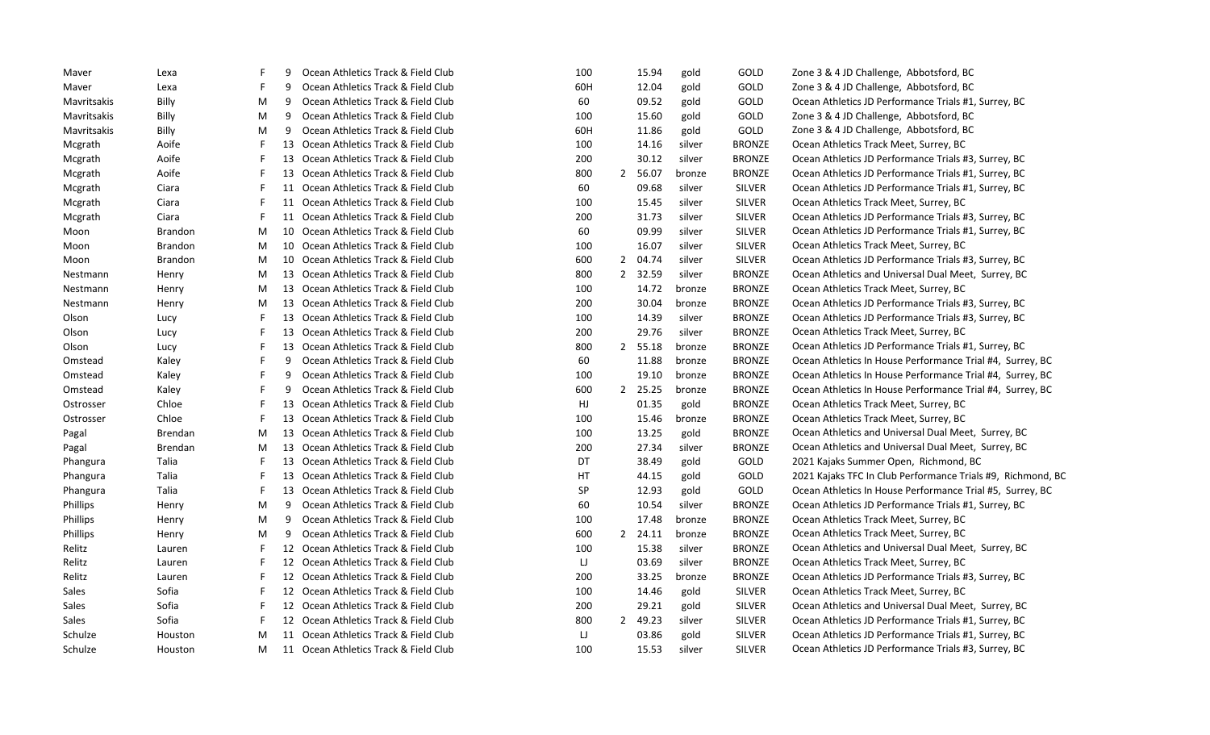| | | | | | | | | | | |
|---|---|---|---|---|---|---|---|---|---|---|
| Maver | Lexa | F | 9 | Ocean Athletics Track & Field Club | 100 | | 15.94 | gold | GOLD | Zone 3 & 4 JD Challenge, Abbotsford, BC |
| Maver | Lexa | F | 9 | Ocean Athletics Track & Field Club | 60H | | 12.04 | gold | GOLD | Zone 3 & 4 JD Challenge, Abbotsford, BC |
| Mavritsakis | Billy | M | 9 | Ocean Athletics Track & Field Club | 60 | | 09.52 | gold | GOLD | Ocean Athletics JD Performance Trials #1, Surrey, BC |
| Mavritsakis | Billy | M | 9 | Ocean Athletics Track & Field Club | 100 | | 15.60 | gold | GOLD | Zone 3 & 4 JD Challenge, Abbotsford, BC |
| Mavritsakis | Billy | M | 9 | Ocean Athletics Track & Field Club | 60H | | 11.86 | gold | GOLD | Zone 3 & 4 JD Challenge, Abbotsford, BC |
| Mcgrath | Aoife | F | 13 | Ocean Athletics Track & Field Club | 100 | | 14.16 | silver | BRONZE | Ocean Athletics Track Meet, Surrey, BC |
| Mcgrath | Aoife | F | 13 | Ocean Athletics Track & Field Club | 200 | | 30.12 | silver | BRONZE | Ocean Athletics JD Performance Trials #3, Surrey, BC |
| Mcgrath | Aoife | F | 13 | Ocean Athletics Track & Field Club | 800 | 2 | 56.07 | bronze | BRONZE | Ocean Athletics JD Performance Trials #1, Surrey, BC |
| Mcgrath | Ciara | F | 11 | Ocean Athletics Track & Field Club | 60 | | 09.68 | silver | SILVER | Ocean Athletics JD Performance Trials #1, Surrey, BC |
| Mcgrath | Ciara | F | 11 | Ocean Athletics Track & Field Club | 100 | | 15.45 | silver | SILVER | Ocean Athletics Track Meet, Surrey, BC |
| Mcgrath | Ciara | F | 11 | Ocean Athletics Track & Field Club | 200 | | 31.73 | silver | SILVER | Ocean Athletics JD Performance Trials #3, Surrey, BC |
| Moon | Brandon | M | 10 | Ocean Athletics Track & Field Club | 60 | | 09.99 | silver | SILVER | Ocean Athletics JD Performance Trials #1, Surrey, BC |
| Moon | Brandon | M | 10 | Ocean Athletics Track & Field Club | 100 | | 16.07 | silver | SILVER | Ocean Athletics Track Meet, Surrey, BC |
| Moon | Brandon | M | 10 | Ocean Athletics Track & Field Club | 600 | 2 | 04.74 | silver | SILVER | Ocean Athletics JD Performance Trials #3, Surrey, BC |
| Nestmann | Henry | M | 13 | Ocean Athletics Track & Field Club | 800 | 2 | 32.59 | silver | BRONZE | Ocean Athletics and Universal Dual Meet, Surrey, BC |
| Nestmann | Henry | M | 13 | Ocean Athletics Track & Field Club | 100 | | 14.72 | bronze | BRONZE | Ocean Athletics Track Meet, Surrey, BC |
| Nestmann | Henry | M | 13 | Ocean Athletics Track & Field Club | 200 | | 30.04 | bronze | BRONZE | Ocean Athletics JD Performance Trials #3, Surrey, BC |
| Olson | Lucy | F | 13 | Ocean Athletics Track & Field Club | 100 | | 14.39 | silver | BRONZE | Ocean Athletics JD Performance Trials #3, Surrey, BC |
| Olson | Lucy | F | 13 | Ocean Athletics Track & Field Club | 200 | | 29.76 | silver | BRONZE | Ocean Athletics Track Meet, Surrey, BC |
| Olson | Lucy | F | 13 | Ocean Athletics Track & Field Club | 800 | 2 | 55.18 | bronze | BRONZE | Ocean Athletics JD Performance Trials #1, Surrey, BC |
| Omstead | Kaley | F | 9 | Ocean Athletics Track & Field Club | 60 | | 11.88 | bronze | BRONZE | Ocean Athletics In House Performance Trial #4, Surrey, BC |
| Omstead | Kaley | F | 9 | Ocean Athletics Track & Field Club | 100 | | 19.10 | bronze | BRONZE | Ocean Athletics In House Performance Trial #4, Surrey, BC |
| Omstead | Kaley | F | 9 | Ocean Athletics Track & Field Club | 600 | 2 | 25.25 | bronze | BRONZE | Ocean Athletics In House Performance Trial #4, Surrey, BC |
| Ostrosser | Chloe | F | 13 | Ocean Athletics Track & Field Club | HJ | | 01.35 | gold | BRONZE | Ocean Athletics Track Meet, Surrey, BC |
| Ostrosser | Chloe | F | 13 | Ocean Athletics Track & Field Club | 100 | | 15.46 | bronze | BRONZE | Ocean Athletics Track Meet, Surrey, BC |
| Pagal | Brendan | M | 13 | Ocean Athletics Track & Field Club | 100 | | 13.25 | gold | BRONZE | Ocean Athletics and Universal Dual Meet, Surrey, BC |
| Pagal | Brendan | M | 13 | Ocean Athletics Track & Field Club | 200 | | 27.34 | silver | BRONZE | Ocean Athletics and Universal Dual Meet, Surrey, BC |
| Phangura | Talia | F | 13 | Ocean Athletics Track & Field Club | DT | | 38.49 | gold | GOLD | 2021 Kajaks Summer Open, Richmond, BC |
| Phangura | Talia | F | 13 | Ocean Athletics Track & Field Club | HT | | 44.15 | gold | GOLD | 2021 Kajaks TFC In Club Performance Trials #9, Richmond, BC |
| Phangura | Talia | F | 13 | Ocean Athletics Track & Field Club | SP | | 12.93 | gold | GOLD | Ocean Athletics In House Performance Trial #5, Surrey, BC |
| Phillips | Henry | M | 9 | Ocean Athletics Track & Field Club | 60 | | 10.54 | silver | BRONZE | Ocean Athletics JD Performance Trials #1, Surrey, BC |
| Phillips | Henry | M | 9 | Ocean Athletics Track & Field Club | 100 | | 17.48 | bronze | BRONZE | Ocean Athletics Track Meet, Surrey, BC |
| Phillips | Henry | M | 9 | Ocean Athletics Track & Field Club | 600 | 2 | 24.11 | bronze | BRONZE | Ocean Athletics Track Meet, Surrey, BC |
| Relitz | Lauren | F | 12 | Ocean Athletics Track & Field Club | 100 | | 15.38 | silver | BRONZE | Ocean Athletics and Universal Dual Meet, Surrey, BC |
| Relitz | Lauren | F | 12 | Ocean Athletics Track & Field Club | LJ | | 03.69 | silver | BRONZE | Ocean Athletics Track Meet, Surrey, BC |
| Relitz | Lauren | F | 12 | Ocean Athletics Track & Field Club | 200 | | 33.25 | bronze | BRONZE | Ocean Athletics JD Performance Trials #3, Surrey, BC |
| Sales | Sofia | F | 12 | Ocean Athletics Track & Field Club | 100 | | 14.46 | gold | SILVER | Ocean Athletics Track Meet, Surrey, BC |
| Sales | Sofia | F | 12 | Ocean Athletics Track & Field Club | 200 | | 29.21 | gold | SILVER | Ocean Athletics and Universal Dual Meet, Surrey, BC |
| Sales | Sofia | F | 12 | Ocean Athletics Track & Field Club | 800 | 2 | 49.23 | silver | SILVER | Ocean Athletics JD Performance Trials #1, Surrey, BC |
| Schulze | Houston | M | 11 | Ocean Athletics Track & Field Club | LJ | | 03.86 | gold | SILVER | Ocean Athletics JD Performance Trials #1, Surrey, BC |
| Schulze | Houston | M | 11 | Ocean Athletics Track & Field Club | 100 | | 15.53 | silver | SILVER | Ocean Athletics JD Performance Trials #3, Surrey, BC |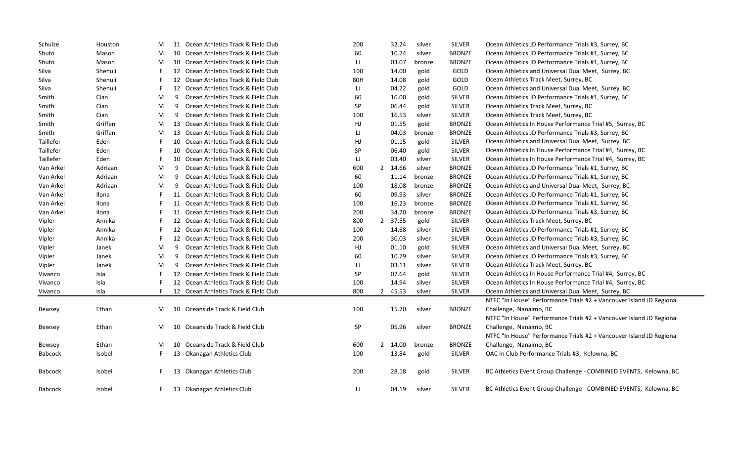| | | | | | | | | | | |
|---|---|---|---|---|---|---|---|---|---|---|
| Schulze | Houston | M | 11 | Ocean Athletics Track & Field Club | 200 | | 32.24 | silver | SILVER | Ocean Athletics JD Performance Trials #3, Surrey, BC |
| Shuto | Mason | M | 10 | Ocean Athletics Track & Field Club | 60 | | 10.24 | silver | BRONZE | Ocean Athletics JD Performance Trials #1, Surrey, BC |
| Shuto | Mason | M | 10 | Ocean Athletics Track & Field Club | LJ | | 03.07 | bronze | BRONZE | Ocean Athletics JD Performance Trials #1, Surrey, BC |
| Silva | Shenuli | F | 12 | Ocean Athletics Track & Field Club | 100 | | 14.00 | gold | GOLD | Ocean Athletics and Universal Dual Meet, Surrey, BC |
| Silva | Shenuli | F | 12 | Ocean Athletics Track & Field Club | 80H | | 14.08 | gold | GOLD | Ocean Athletics Track Meet, Surrey, BC |
| Silva | Shenuli | F | 12 | Ocean Athletics Track & Field Club | LJ | | 04.22 | gold | GOLD | Ocean Athletics and Universal Dual Meet, Surrey, BC |
| Smith | Cian | M | 9 | Ocean Athletics Track & Field Club | 60 | | 10.00 | gold | SILVER | Ocean Athletics JD Performance Trials #1, Surrey, BC |
| Smith | Cian | M | 9 | Ocean Athletics Track & Field Club | SP | | 06.44 | gold | SILVER | Ocean Athletics Track Meet, Surrey, BC |
| Smith | Cian | M | 9 | Ocean Athletics Track & Field Club | 100 | | 16.53 | silver | SILVER | Ocean Athletics Track Meet, Surrey, BC |
| Smith | Griffen | M | 13 | Ocean Athletics Track & Field Club | HJ | | 01.55 | gold | BRONZE | Ocean Athletics In House Performance Trial #5, Surrey, BC |
| Smith | Griffen | M | 13 | Ocean Athletics Track & Field Club | LJ | | 04.03 | bronze | BRONZE | Ocean Athletics JD Performance Trials #3, Surrey, BC |
| Taillefer | Eden | F | 10 | Ocean Athletics Track & Field Club | HJ | | 01.15 | gold | SILVER | Ocean Athletics and Universal Dual Meet, Surrey, BC |
| Taillefer | Eden | F | 10 | Ocean Athletics Track & Field Club | SP | | 06.40 | gold | SILVER | Ocean Athletics In House Performance Trial #4, Surrey, BC |
| Taillefer | Eden | F | 10 | Ocean Athletics Track & Field Club | LJ | | 03.40 | silver | SILVER | Ocean Athletics In House Performance Trial #4, Surrey, BC |
| Van Arkel | Adriaan | M | 9 | Ocean Athletics Track & Field Club | 600 | 2 | 14.66 | silver | BRONZE | Ocean Athletics JD Performance Trials #1, Surrey, BC |
| Van Arkel | Adriaan | M | 9 | Ocean Athletics Track & Field Club | 60 | | 11.14 | bronze | BRONZE | Ocean Athletics JD Performance Trials #1, Surrey, BC |
| Van Arkel | Adriaan | M | 9 | Ocean Athletics Track & Field Club | 100 | | 18.08 | bronze | BRONZE | Ocean Athletics and Universal Dual Meet, Surrey, BC |
| Van Arkel | Ilona | F | 11 | Ocean Athletics Track & Field Club | 60 | | 09.93 | silver | BRONZE | Ocean Athletics JD Performance Trials #1, Surrey, BC |
| Van Arkel | Ilona | F | 11 | Ocean Athletics Track & Field Club | 100 | | 16.23 | bronze | BRONZE | Ocean Athletics JD Performance Trials #1, Surrey, BC |
| Van Arkel | Ilona | F | 11 | Ocean Athletics Track & Field Club | 200 | | 34.20 | bronze | BRONZE | Ocean Athletics JD Performance Trials #3, Surrey, BC |
| Vipler | Annika | F | 12 | Ocean Athletics Track & Field Club | 800 | 2 | 37.55 | gold | SILVER | Ocean Athletics Track Meet, Surrey, BC |
| Vipler | Annika | F | 12 | Ocean Athletics Track & Field Club | 100 | | 14.68 | silver | SILVER | Ocean Athletics JD Performance Trials #1, Surrey, BC |
| Vipler | Annika | F | 12 | Ocean Athletics Track & Field Club | 200 | | 30.03 | silver | SILVER | Ocean Athletics JD Performance Trials #3, Surrey, BC |
| Vipler | Janek | M | 9 | Ocean Athletics Track & Field Club | HJ | | 01.10 | gold | SILVER | Ocean Athletics and Universal Dual Meet, Surrey, BC |
| Vipler | Janek | M | 9 | Ocean Athletics Track & Field Club | 60 | | 10.79 | silver | SILVER | Ocean Athletics JD Performance Trials #3, Surrey, BC |
| Vipler | Janek | M | 9 | Ocean Athletics Track & Field Club | LJ | | 03.11 | silver | SILVER | Ocean Athletics Track Meet, Surrey, BC |
| Vivanco | Isla | F | 12 | Ocean Athletics Track & Field Club | SP | | 07.64 | gold | SILVER | Ocean Athletics In House Performance Trial #4, Surrey, BC |
| Vivanco | Isla | F | 12 | Ocean Athletics Track & Field Club | 100 | | 14.94 | silver | SILVER | Ocean Athletics In House Performance Trial #4, Surrey, BC |
| Vivanco | Isla | F | 12 | Ocean Athletics Track & Field Club | 800 | 2 | 45.53 | silver | SILVER | Ocean Athletics and Universal Dual Meet, Surrey, BC |
| Bewsey | Ethan | M | 10 | Oceanside Track & Field Club | 100 | | 15.70 | silver | BRONZE | NTFC "In House" Performance Trials #2 + Vancouver Island JD Regional Challenge, Nanaimo, BC |
| Bewsey | Ethan | M | 10 | Oceanside Track & Field Club | SP | | 05.96 | silver | BRONZE | NTFC "In House" Performance Trials #2 + Vancouver Island JD Regional Challenge, Nanaimo, BC |
| Bewsey | Ethan | M | 10 | Oceanside Track & Field Club | 600 | 2 | 14.00 | bronze | BRONZE | NTFC "In House" Performance Trials #2 + Vancouver Island JD Regional Challenge, Nanaimo, BC |
| Babcock | Isobel | F | 13 | Okanagan Athletics Club | 100 | | 13.84 | gold | SILVER | OAC In Club Performance Trials #3, Kelowna, BC |
| Babcock | Isobel | F | 13 | Okanagan Athletics Club | 200 | | 28.18 | gold | SILVER | BC Athletics Event Group Challenge - COMBINED EVENTS, Kelowna, BC |
| Babcock | Isobel | F | 13 | Okanagan Athletics Club | LJ | | 04.19 | silver | SILVER | BC Athletics Event Group Challenge - COMBINED EVENTS, Kelowna, BC |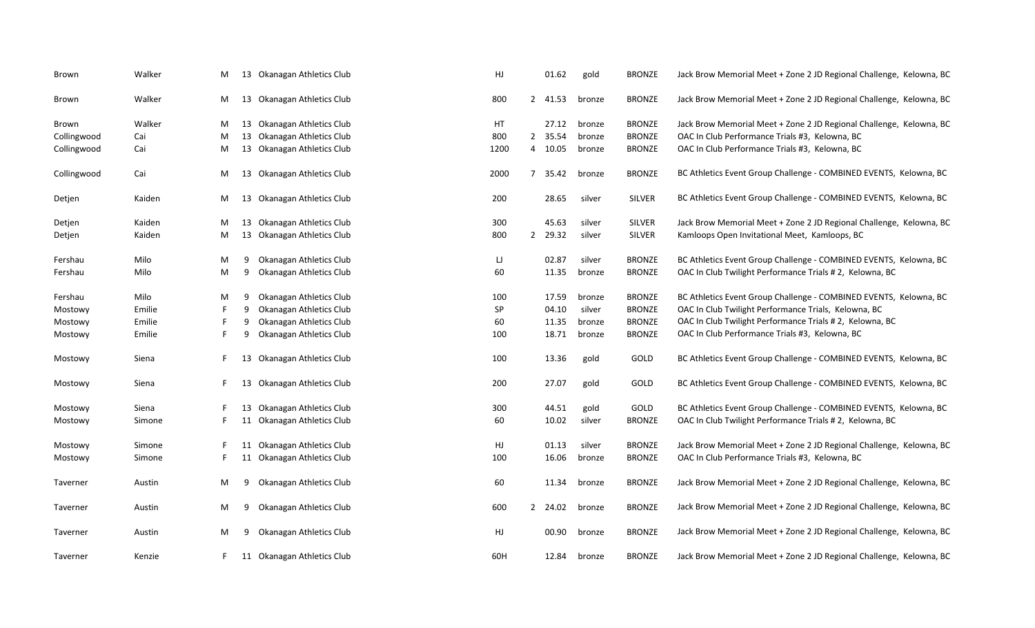| | | | | | | | | | | |
|---|---|---|---|---|---|---|---|---|---|---|
| Brown | Walker | M | 13 | Okanagan Athletics Club | HJ | | 01.62 | gold | BRONZE | Jack Brow Memorial Meet + Zone 2 JD Regional Challenge, Kelowna, BC |
| Brown | Walker | M | 13 | Okanagan Athletics Club | 800 | 2 | 41.53 | bronze | BRONZE | Jack Brow Memorial Meet + Zone 2 JD Regional Challenge, Kelowna, BC |
| Brown | Walker | M | 13 | Okanagan Athletics Club | HT | | 27.12 | bronze | BRONZE | Jack Brow Memorial Meet + Zone 2 JD Regional Challenge, Kelowna, BC |
| Collingwood | Cai | M | 13 | Okanagan Athletics Club | 800 | 2 | 35.54 | bronze | BRONZE | OAC In Club Performance Trials #3, Kelowna, BC |
| Collingwood | Cai | M | 13 | Okanagan Athletics Club | 1200 | 4 | 10.05 | bronze | BRONZE | OAC In Club Performance Trials #3, Kelowna, BC |
| Collingwood | Cai | M | 13 | Okanagan Athletics Club | 2000 | 7 | 35.42 | bronze | BRONZE | BC Athletics Event Group Challenge - COMBINED EVENTS, Kelowna, BC |
| Detjen | Kaiden | M | 13 | Okanagan Athletics Club | 200 | | 28.65 | silver | SILVER | BC Athletics Event Group Challenge - COMBINED EVENTS, Kelowna, BC |
| Detjen | Kaiden | M | 13 | Okanagan Athletics Club | 300 | | 45.63 | silver | SILVER | Jack Brow Memorial Meet + Zone 2 JD Regional Challenge, Kelowna, BC |
| Detjen | Kaiden | M | 13 | Okanagan Athletics Club | 800 | 2 | 29.32 | silver | SILVER | Kamloops Open Invitational Meet, Kamloops, BC |
| Fershau | Milo | M | 9 | Okanagan Athletics Club | LJ | | 02.87 | silver | BRONZE | BC Athletics Event Group Challenge - COMBINED EVENTS, Kelowna, BC |
| Fershau | Milo | M | 9 | Okanagan Athletics Club | 60 | | 11.35 | bronze | BRONZE | OAC In Club Twilight Performance Trials # 2, Kelowna, BC |
| Fershau | Milo | M | 9 | Okanagan Athletics Club | 100 | | 17.59 | bronze | BRONZE | BC Athletics Event Group Challenge - COMBINED EVENTS, Kelowna, BC |
| Mostowy | Emilie | F | 9 | Okanagan Athletics Club | SP | | 04.10 | silver | BRONZE | OAC In Club Twilight Performance Trials, Kelowna, BC |
| Mostowy | Emilie | F | 9 | Okanagan Athletics Club | 60 | | 11.35 | bronze | BRONZE | OAC In Club Twilight Performance Trials # 2, Kelowna, BC |
| Mostowy | Emilie | F | 9 | Okanagan Athletics Club | 100 | | 18.71 | bronze | BRONZE | OAC In Club Performance Trials #3, Kelowna, BC |
| Mostowy | Siena | F | 13 | Okanagan Athletics Club | 100 | | 13.36 | gold | GOLD | BC Athletics Event Group Challenge - COMBINED EVENTS, Kelowna, BC |
| Mostowy | Siena | F | 13 | Okanagan Athletics Club | 200 | | 27.07 | gold | GOLD | BC Athletics Event Group Challenge - COMBINED EVENTS, Kelowna, BC |
| Mostowy | Siena | F | 13 | Okanagan Athletics Club | 300 | | 44.51 | gold | GOLD | BC Athletics Event Group Challenge - COMBINED EVENTS, Kelowna, BC |
| Mostowy | Simone | F | 11 | Okanagan Athletics Club | 60 | | 10.02 | silver | BRONZE | OAC In Club Twilight Performance Trials # 2, Kelowna, BC |
| Mostowy | Simone | F | 11 | Okanagan Athletics Club | HJ | | 01.13 | silver | BRONZE | Jack Brow Memorial Meet + Zone 2 JD Regional Challenge, Kelowna, BC |
| Mostowy | Simone | F | 11 | Okanagan Athletics Club | 100 | | 16.06 | bronze | BRONZE | OAC In Club Performance Trials #3, Kelowna, BC |
| Taverner | Austin | M | 9 | Okanagan Athletics Club | 60 | | 11.34 | bronze | BRONZE | Jack Brow Memorial Meet + Zone 2 JD Regional Challenge, Kelowna, BC |
| Taverner | Austin | M | 9 | Okanagan Athletics Club | 600 | 2 | 24.02 | bronze | BRONZE | Jack Brow Memorial Meet + Zone 2 JD Regional Challenge, Kelowna, BC |
| Taverner | Austin | M | 9 | Okanagan Athletics Club | HJ | | 00.90 | bronze | BRONZE | Jack Brow Memorial Meet + Zone 2 JD Regional Challenge, Kelowna, BC |
| Taverner | Kenzie | F | 11 | Okanagan Athletics Club | 60H | | 12.84 | bronze | BRONZE | Jack Brow Memorial Meet + Zone 2 JD Regional Challenge, Kelowna, BC |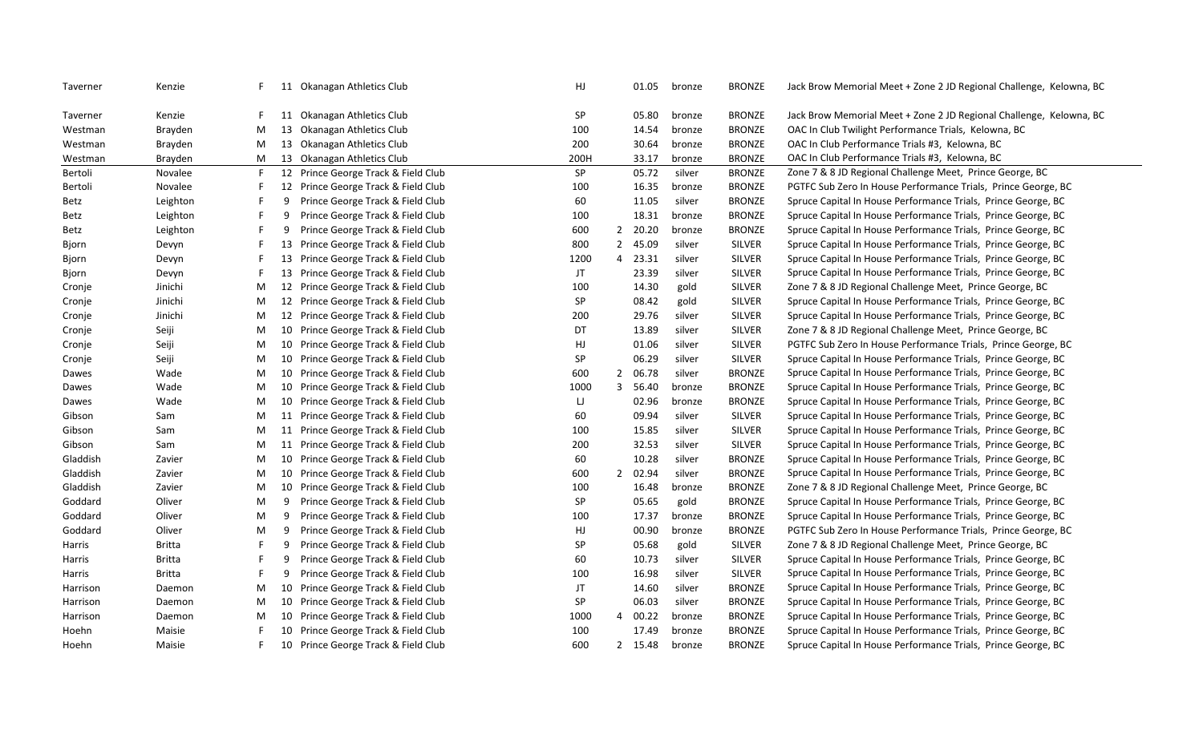| Taverner | Kenzie | F | 11 | Okanagan Athletics Club | HJ | | 01.05 | bronze | BRONZE | Jack Brow Memorial Meet + Zone 2 JD Regional Challenge, Kelowna, BC |
|---|---|---|---|---|---|---|---|---|---|---|
| Taverner | Kenzie | F | 11 | Okanagan Athletics Club | SP | | 05.80 | bronze | BRONZE | Jack Brow Memorial Meet + Zone 2 JD Regional Challenge, Kelowna, BC |
| Westman | Brayden | M | 13 | Okanagan Athletics Club | 100 | | 14.54 | bronze | BRONZE | OAC In Club Twilight Performance Trials, Kelowna, BC |
| Westman | Brayden | M | 13 | Okanagan Athletics Club | 200 | | 30.64 | bronze | BRONZE | OAC In Club Performance Trials #3, Kelowna, BC |
| Westman | Brayden | M | 13 | Okanagan Athletics Club | 200H | | 33.17 | bronze | BRONZE | OAC In Club Performance Trials #3, Kelowna, BC |
| Bertoli | Novalee | F | 12 | Prince George Track & Field Club | SP | | 05.72 | silver | BRONZE | Zone 7 & 8 JD Regional Challenge Meet, Prince George, BC |
| Bertoli | Novalee | F | 12 | Prince George Track & Field Club | 100 | | 16.35 | bronze | BRONZE | PGTFC Sub Zero In House Performance Trials, Prince George, BC |
| Betz | Leighton | F | 9 | Prince George Track & Field Club | 60 | | 11.05 | silver | BRONZE | Spruce Capital In House Performance Trials, Prince George, BC |
| Betz | Leighton | F | 9 | Prince George Track & Field Club | 100 | | 18.31 | bronze | BRONZE | Spruce Capital In House Performance Trials, Prince George, BC |
| Betz | Leighton | F | 9 | Prince George Track & Field Club | 600 | 2 | 20.20 | bronze | BRONZE | Spruce Capital In House Performance Trials, Prince George, BC |
| Bjorn | Devyn | F | 13 | Prince George Track & Field Club | 800 | 2 | 45.09 | silver | SILVER | Spruce Capital In House Performance Trials, Prince George, BC |
| Bjorn | Devyn | F | 13 | Prince George Track & Field Club | 1200 | 4 | 23.31 | silver | SILVER | Spruce Capital In House Performance Trials, Prince George, BC |
| Bjorn | Devyn | F | 13 | Prince George Track & Field Club | JT | | 23.39 | silver | SILVER | Spruce Capital In House Performance Trials, Prince George, BC |
| Cronje | Jinichi | M | 12 | Prince George Track & Field Club | 100 | | 14.30 | gold | SILVER | Zone 7 & 8 JD Regional Challenge Meet, Prince George, BC |
| Cronje | Jinichi | M | 12 | Prince George Track & Field Club | SP | | 08.42 | gold | SILVER | Spruce Capital In House Performance Trials, Prince George, BC |
| Cronje | Jinichi | M | 12 | Prince George Track & Field Club | 200 | | 29.76 | silver | SILVER | Spruce Capital In House Performance Trials, Prince George, BC |
| Cronje | Seiji | M | 10 | Prince George Track & Field Club | DT | | 13.89 | silver | SILVER | Zone 7 & 8 JD Regional Challenge Meet, Prince George, BC |
| Cronje | Seiji | M | 10 | Prince George Track & Field Club | HJ | | 01.06 | silver | SILVER | PGTFC Sub Zero In House Performance Trials, Prince George, BC |
| Cronje | Seiji | M | 10 | Prince George Track & Field Club | SP | | 06.29 | silver | SILVER | Spruce Capital In House Performance Trials, Prince George, BC |
| Dawes | Wade | M | 10 | Prince George Track & Field Club | 600 | 2 | 06.78 | silver | BRONZE | Spruce Capital In House Performance Trials, Prince George, BC |
| Dawes | Wade | M | 10 | Prince George Track & Field Club | 1000 | 3 | 56.40 | bronze | BRONZE | Spruce Capital In House Performance Trials, Prince George, BC |
| Dawes | Wade | M | 10 | Prince George Track & Field Club | LJ | | 02.96 | bronze | BRONZE | Spruce Capital In House Performance Trials, Prince George, BC |
| Gibson | Sam | M | 11 | Prince George Track & Field Club | 60 | | 09.94 | silver | SILVER | Spruce Capital In House Performance Trials, Prince George, BC |
| Gibson | Sam | M | 11 | Prince George Track & Field Club | 100 | | 15.85 | silver | SILVER | Spruce Capital In House Performance Trials, Prince George, BC |
| Gibson | Sam | M | 11 | Prince George Track & Field Club | 200 | | 32.53 | silver | SILVER | Spruce Capital In House Performance Trials, Prince George, BC |
| Gladdish | Zavier | M | 10 | Prince George Track & Field Club | 60 | | 10.28 | silver | BRONZE | Spruce Capital In House Performance Trials, Prince George, BC |
| Gladdish | Zavier | M | 10 | Prince George Track & Field Club | 600 | 2 | 02.94 | silver | BRONZE | Spruce Capital In House Performance Trials, Prince George, BC |
| Gladdish | Zavier | M | 10 | Prince George Track & Field Club | 100 | | 16.48 | bronze | BRONZE | Zone 7 & 8 JD Regional Challenge Meet, Prince George, BC |
| Goddard | Oliver | M | 9 | Prince George Track & Field Club | SP | | 05.65 | gold | BRONZE | Spruce Capital In House Performance Trials, Prince George, BC |
| Goddard | Oliver | M | 9 | Prince George Track & Field Club | 100 | | 17.37 | bronze | BRONZE | Spruce Capital In House Performance Trials, Prince George, BC |
| Goddard | Oliver | M | 9 | Prince George Track & Field Club | HJ | | 00.90 | bronze | BRONZE | PGTFC Sub Zero In House Performance Trials, Prince George, BC |
| Harris | Britta | F | 9 | Prince George Track & Field Club | SP | | 05.68 | gold | SILVER | Zone 7 & 8 JD Regional Challenge Meet, Prince George, BC |
| Harris | Britta | F | 9 | Prince George Track & Field Club | 60 | | 10.73 | silver | SILVER | Spruce Capital In House Performance Trials, Prince George, BC |
| Harris | Britta | F | 9 | Prince George Track & Field Club | 100 | | 16.98 | silver | SILVER | Spruce Capital In House Performance Trials, Prince George, BC |
| Harrison | Daemon | M | 10 | Prince George Track & Field Club | JT | | 14.60 | silver | BRONZE | Spruce Capital In House Performance Trials, Prince George, BC |
| Harrison | Daemon | M | 10 | Prince George Track & Field Club | SP | | 06.03 | silver | BRONZE | Spruce Capital In House Performance Trials, Prince George, BC |
| Harrison | Daemon | M | 10 | Prince George Track & Field Club | 1000 | 4 | 00.22 | bronze | BRONZE | Spruce Capital In House Performance Trials, Prince George, BC |
| Hoehn | Maisie | F | 10 | Prince George Track & Field Club | 100 | | 17.49 | bronze | BRONZE | Spruce Capital In House Performance Trials, Prince George, BC |
| Hoehn | Maisie | F | 10 | Prince George Track & Field Club | 600 | 2 | 15.48 | bronze | BRONZE | Spruce Capital In House Performance Trials, Prince George, BC |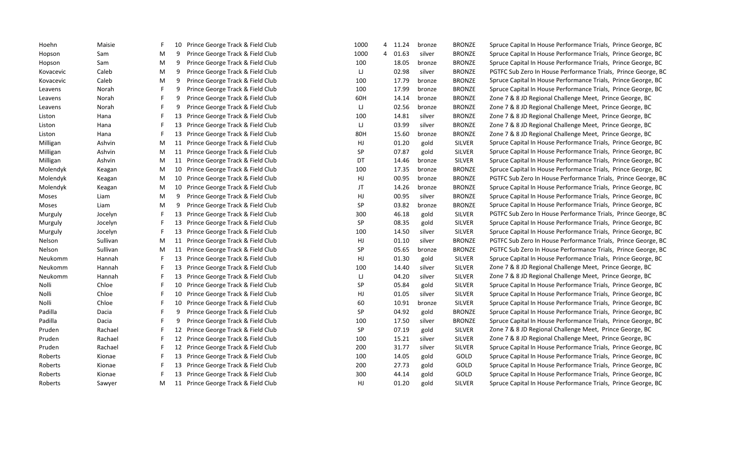| | | | | | | | | | | |
|---|---|---|---|---|---|---|---|---|---|---|
| Hoehn | Maisie | F | 10 | Prince George Track & Field Club | 1000 | 4 | 11.24 | bronze | BRONZE | Spruce Capital In House Performance Trials, Prince George, BC |
| Hopson | Sam | M | 9 | Prince George Track & Field Club | 1000 | 4 | 01.63 | silver | BRONZE | Spruce Capital In House Performance Trials, Prince George, BC |
| Hopson | Sam | M | 9 | Prince George Track & Field Club | 100 | | 18.05 | bronze | BRONZE | Spruce Capital In House Performance Trials, Prince George, BC |
| Kovacevic | Caleb | M | 9 | Prince George Track & Field Club | LJ | | 02.98 | silver | BRONZE | PGTFC Sub Zero In House Performance Trials, Prince George, BC |
| Kovacevic | Caleb | M | 9 | Prince George Track & Field Club | 100 | | 17.79 | bronze | BRONZE | Spruce Capital In House Performance Trials, Prince George, BC |
| Leavens | Norah | F | 9 | Prince George Track & Field Club | 100 | | 17.99 | bronze | BRONZE | Spruce Capital In House Performance Trials, Prince George, BC |
| Leavens | Norah | F | 9 | Prince George Track & Field Club | 60H | | 14.14 | bronze | BRONZE | Zone 7 & 8 JD Regional Challenge Meet, Prince George, BC |
| Leavens | Norah | F | 9 | Prince George Track & Field Club | LJ | | 02.56 | bronze | BRONZE | Zone 7 & 8 JD Regional Challenge Meet, Prince George, BC |
| Liston | Hana | F | 13 | Prince George Track & Field Club | 100 | | 14.81 | silver | BRONZE | Zone 7 & 8 JD Regional Challenge Meet, Prince George, BC |
| Liston | Hana | F | 13 | Prince George Track & Field Club | LJ | | 03.99 | silver | BRONZE | Zone 7 & 8 JD Regional Challenge Meet, Prince George, BC |
| Liston | Hana | F | 13 | Prince George Track & Field Club | 80H | | 15.60 | bronze | BRONZE | Zone 7 & 8 JD Regional Challenge Meet, Prince George, BC |
| Milligan | Ashvin | M | 11 | Prince George Track & Field Club | HJ | | 01.20 | gold | SILVER | Spruce Capital In House Performance Trials, Prince George, BC |
| Milligan | Ashvin | M | 11 | Prince George Track & Field Club | SP | | 07.87 | gold | SILVER | Spruce Capital In House Performance Trials, Prince George, BC |
| Milligan | Ashvin | M | 11 | Prince George Track & Field Club | DT | | 14.46 | bronze | SILVER | Spruce Capital In House Performance Trials, Prince George, BC |
| Molendyk | Keagan | M | 10 | Prince George Track & Field Club | 100 | | 17.35 | bronze | BRONZE | Spruce Capital In House Performance Trials, Prince George, BC |
| Molendyk | Keagan | M | 10 | Prince George Track & Field Club | HJ | | 00.95 | bronze | BRONZE | PGTFC Sub Zero In House Performance Trials, Prince George, BC |
| Molendyk | Keagan | M | 10 | Prince George Track & Field Club | JT | | 14.26 | bronze | BRONZE | Spruce Capital In House Performance Trials, Prince George, BC |
| Moses | Liam | M | 9 | Prince George Track & Field Club | HJ | | 00.95 | silver | BRONZE | Spruce Capital In House Performance Trials, Prince George, BC |
| Moses | Liam | M | 9 | Prince George Track & Field Club | SP | | 03.82 | bronze | BRONZE | Spruce Capital In House Performance Trials, Prince George, BC |
| Murguly | Jocelyn | F | 13 | Prince George Track & Field Club | 300 | | 46.18 | gold | SILVER | PGTFC Sub Zero In House Performance Trials, Prince George, BC |
| Murguly | Jocelyn | F | 13 | Prince George Track & Field Club | SP | | 08.35 | gold | SILVER | Spruce Capital In House Performance Trials, Prince George, BC |
| Murguly | Jocelyn | F | 13 | Prince George Track & Field Club | 100 | | 14.50 | silver | SILVER | Spruce Capital In House Performance Trials, Prince George, BC |
| Nelson | Sullivan | M | 11 | Prince George Track & Field Club | HJ | | 01.10 | silver | BRONZE | PGTFC Sub Zero In House Performance Trials, Prince George, BC |
| Nelson | Sullivan | M | 11 | Prince George Track & Field Club | SP | | 05.65 | bronze | BRONZE | PGTFC Sub Zero In House Performance Trials, Prince George, BC |
| Neukomm | Hannah | F | 13 | Prince George Track & Field Club | HJ | | 01.30 | gold | SILVER | Spruce Capital In House Performance Trials, Prince George, BC |
| Neukomm | Hannah | F | 13 | Prince George Track & Field Club | 100 | | 14.40 | silver | SILVER | Zone 7 & 8 JD Regional Challenge Meet, Prince George, BC |
| Neukomm | Hannah | F | 13 | Prince George Track & Field Club | LJ | | 04.20 | silver | SILVER | Zone 7 & 8 JD Regional Challenge Meet, Prince George, BC |
| Nolli | Chloe | F | 10 | Prince George Track & Field Club | SP | | 05.84 | gold | SILVER | Spruce Capital In House Performance Trials, Prince George, BC |
| Nolli | Chloe | F | 10 | Prince George Track & Field Club | HJ | | 01.05 | silver | SILVER | Spruce Capital In House Performance Trials, Prince George, BC |
| Nolli | Chloe | F | 10 | Prince George Track & Field Club | 60 | | 10.91 | bronze | SILVER | Spruce Capital In House Performance Trials, Prince George, BC |
| Padilla | Dacia | F | 9 | Prince George Track & Field Club | SP | | 04.92 | gold | BRONZE | Spruce Capital In House Performance Trials, Prince George, BC |
| Padilla | Dacia | F | 9 | Prince George Track & Field Club | 100 | | 17.50 | silver | BRONZE | Spruce Capital In House Performance Trials, Prince George, BC |
| Pruden | Rachael | F | 12 | Prince George Track & Field Club | SP | | 07.19 | gold | SILVER | Zone 7 & 8 JD Regional Challenge Meet, Prince George, BC |
| Pruden | Rachael | F | 12 | Prince George Track & Field Club | 100 | | 15.21 | silver | SILVER | Zone 7 & 8 JD Regional Challenge Meet, Prince George, BC |
| Pruden | Rachael | F | 12 | Prince George Track & Field Club | 200 | | 31.77 | silver | SILVER | Spruce Capital In House Performance Trials, Prince George, BC |
| Roberts | Kionae | F | 13 | Prince George Track & Field Club | 100 | | 14.05 | gold | GOLD | Spruce Capital In House Performance Trials, Prince George, BC |
| Roberts | Kionae | F | 13 | Prince George Track & Field Club | 200 | | 27.73 | gold | GOLD | Spruce Capital In House Performance Trials, Prince George, BC |
| Roberts | Kionae | F | 13 | Prince George Track & Field Club | 300 | | 44.14 | gold | GOLD | Spruce Capital In House Performance Trials, Prince George, BC |
| Roberts | Sawyer | M | 11 | Prince George Track & Field Club | HJ | | 01.20 | gold | SILVER | Spruce Capital In House Performance Trials, Prince George, BC |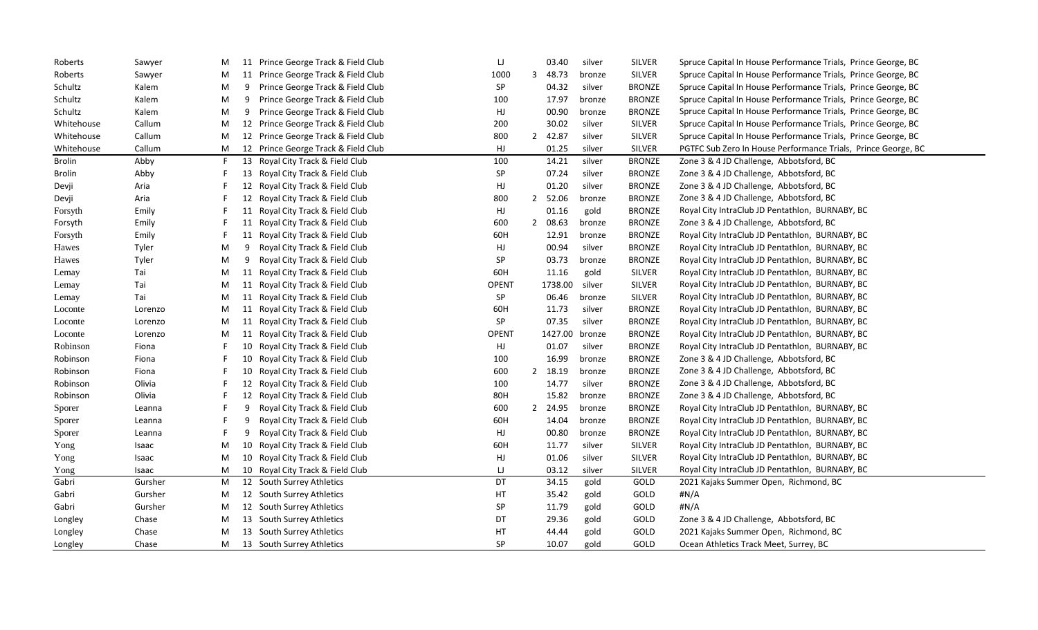| | | | | | | | | | | |
|---|---|---|---|---|---|---|---|---|---|---|
| Roberts | Sawyer | M | 11 | Prince George Track & Field Club | LJ | | 03.40 | silver | SILVER | Spruce Capital In House Performance Trials, Prince George, BC |
| Roberts | Sawyer | M | 11 | Prince George Track & Field Club | 1000 | 3 | 48.73 | bronze | SILVER | Spruce Capital In House Performance Trials, Prince George, BC |
| Schultz | Kalem | M | 9 | Prince George Track & Field Club | SP | | 04.32 | silver | BRONZE | Spruce Capital In House Performance Trials, Prince George, BC |
| Schultz | Kalem | M | 9 | Prince George Track & Field Club | 100 | | 17.97 | bronze | BRONZE | Spruce Capital In House Performance Trials, Prince George, BC |
| Schultz | Kalem | M | 9 | Prince George Track & Field Club | HJ | | 00.90 | bronze | BRONZE | Spruce Capital In House Performance Trials, Prince George, BC |
| Whitehouse | Callum | M | 12 | Prince George Track & Field Club | 200 | | 30.02 | silver | SILVER | Spruce Capital In House Performance Trials, Prince George, BC |
| Whitehouse | Callum | M | 12 | Prince George Track & Field Club | 800 | 2 | 42.87 | silver | SILVER | Spruce Capital In House Performance Trials, Prince George, BC |
| Whitehouse | Callum | M | 12 | Prince George Track & Field Club | HJ | | 01.25 | silver | SILVER | PGTFC Sub Zero In House Performance Trials, Prince George, BC |
| Brolin | Abby | F | 13 | Royal City Track & Field Club | 100 | | 14.21 | silver | BRONZE | Zone 3 & 4 JD Challenge, Abbotsford, BC |
| Brolin | Abby | F | 13 | Royal City Track & Field Club | SP | | 07.24 | silver | BRONZE | Zone 3 & 4 JD Challenge, Abbotsford, BC |
| Devji | Aria | F | 12 | Royal City Track & Field Club | HJ | | 01.20 | silver | BRONZE | Zone 3 & 4 JD Challenge, Abbotsford, BC |
| Devji | Aria | F | 12 | Royal City Track & Field Club | 800 | 2 | 52.06 | bronze | BRONZE | Zone 3 & 4 JD Challenge, Abbotsford, BC |
| Forsyth | Emily | F | 11 | Royal City Track & Field Club | HJ | | 01.16 | gold | BRONZE | Royal City IntraClub JD Pentathlon, BURNABY, BC |
| Forsyth | Emily | F | 11 | Royal City Track & Field Club | 600 | 2 | 08.63 | bronze | BRONZE | Zone 3 & 4 JD Challenge, Abbotsford, BC |
| Forsyth | Emily | F | 11 | Royal City Track & Field Club | 60H | | 12.91 | bronze | BRONZE | Royal City IntraClub JD Pentathlon, BURNABY, BC |
| Hawes | Tyler | M | 9 | Royal City Track & Field Club | HJ | | 00.94 | silver | BRONZE | Royal City IntraClub JD Pentathlon, BURNABY, BC |
| Hawes | Tyler | M | 9 | Royal City Track & Field Club | SP | | 03.73 | bronze | BRONZE | Royal City IntraClub JD Pentathlon, BURNABY, BC |
| Lemay | Tai | M | 11 | Royal City Track & Field Club | 60H | | 11.16 | gold | SILVER | Royal City IntraClub JD Pentathlon, BURNABY, BC |
| Lemay | Tai | M | 11 | Royal City Track & Field Club | OPENT | | 1738.00 | silver | SILVER | Royal City IntraClub JD Pentathlon, BURNABY, BC |
| Lemay | Tai | M | 11 | Royal City Track & Field Club | SP | | 06.46 | bronze | SILVER | Royal City IntraClub JD Pentathlon, BURNABY, BC |
| Loconte | Lorenzo | M | 11 | Royal City Track & Field Club | 60H | | 11.73 | silver | BRONZE | Royal City IntraClub JD Pentathlon, BURNABY, BC |
| Loconte | Lorenzo | M | 11 | Royal City Track & Field Club | SP | | 07.35 | silver | BRONZE | Royal City IntraClub JD Pentathlon, BURNABY, BC |
| Loconte | Lorenzo | M | 11 | Royal City Track & Field Club | OPENT | | 1427.00 | bronze | BRONZE | Royal City IntraClub JD Pentathlon, BURNABY, BC |
| Robinson | Fiona | F | 10 | Royal City Track & Field Club | HJ | | 01.07 | silver | BRONZE | Royal City IntraClub JD Pentathlon, BURNABY, BC |
| Robinson | Fiona | F | 10 | Royal City Track & Field Club | 100 | | 16.99 | bronze | BRONZE | Zone 3 & 4 JD Challenge, Abbotsford, BC |
| Robinson | Fiona | F | 10 | Royal City Track & Field Club | 600 | 2 | 18.19 | bronze | BRONZE | Zone 3 & 4 JD Challenge, Abbotsford, BC |
| Robinson | Olivia | F | 12 | Royal City Track & Field Club | 100 | | 14.77 | silver | BRONZE | Zone 3 & 4 JD Challenge, Abbotsford, BC |
| Robinson | Olivia | F | 12 | Royal City Track & Field Club | 80H | | 15.82 | bronze | BRONZE | Zone 3 & 4 JD Challenge, Abbotsford, BC |
| Sporer | Leanna | F | 9 | Royal City Track & Field Club | 600 | 2 | 24.95 | bronze | BRONZE | Royal City IntraClub JD Pentathlon, BURNABY, BC |
| Sporer | Leanna | F | 9 | Royal City Track & Field Club | 60H | | 14.04 | bronze | BRONZE | Royal City IntraClub JD Pentathlon, BURNABY, BC |
| Sporer | Leanna | F | 9 | Royal City Track & Field Club | HJ | | 00.80 | bronze | BRONZE | Royal City IntraClub JD Pentathlon, BURNABY, BC |
| Yong | Isaac | M | 10 | Royal City Track & Field Club | 60H | | 11.77 | silver | SILVER | Royal City IntraClub JD Pentathlon, BURNABY, BC |
| Yong | Isaac | M | 10 | Royal City Track & Field Club | HJ | | 01.06 | silver | SILVER | Royal City IntraClub JD Pentathlon, BURNABY, BC |
| Yong | Isaac | M | 10 | Royal City Track & Field Club | LJ | | 03.12 | silver | SILVER | Royal City IntraClub JD Pentathlon, BURNABY, BC |
| Gabri | Gursher | M | 12 | South Surrey Athletics | DT | | 34.15 | gold | GOLD | 2021 Kajaks Summer Open, Richmond, BC |
| Gabri | Gursher | M | 12 | South Surrey Athletics | HT | | 35.42 | gold | GOLD | #N/A |
| Gabri | Gursher | M | 12 | South Surrey Athletics | SP | | 11.79 | gold | GOLD | #N/A |
| Longley | Chase | M | 13 | South Surrey Athletics | DT | | 29.36 | gold | GOLD | Zone 3 & 4 JD Challenge, Abbotsford, BC |
| Longley | Chase | M | 13 | South Surrey Athletics | HT | | 44.44 | gold | GOLD | 2021 Kajaks Summer Open, Richmond, BC |
| Longley | Chase | M | 13 | South Surrey Athletics | SP | | 10.07 | gold | GOLD | Ocean Athletics Track Meet, Surrey, BC |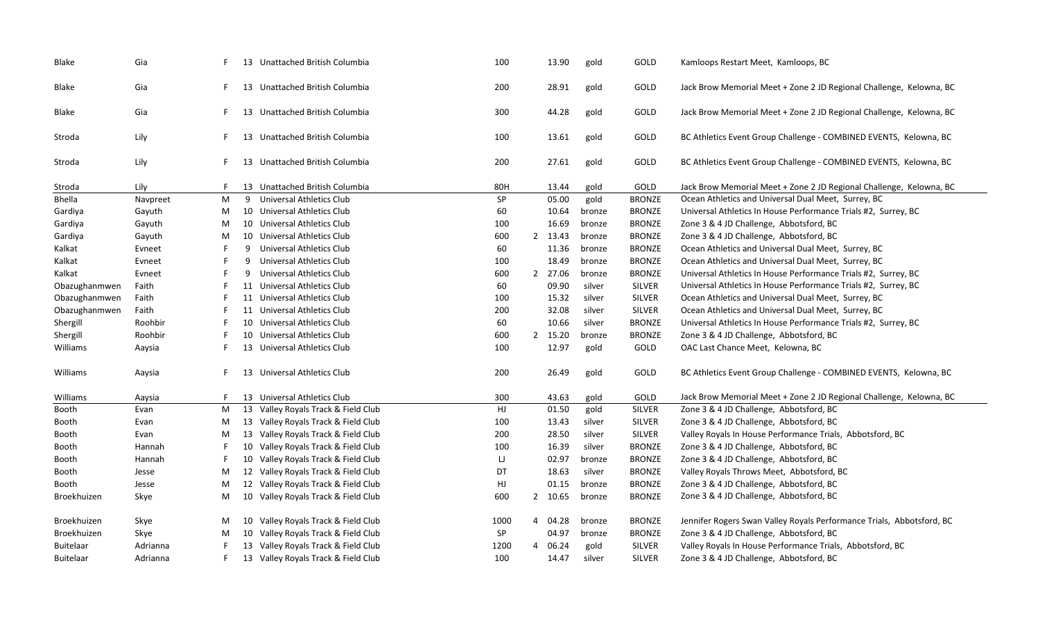| | | | | | | | | | | |
|---|---|---|---|---|---|---|---|---|---|---|
| Blake | Gia | F | 13 | Unattached British Columbia | 100 | | 13.90 | gold | GOLD | Kamloops Restart Meet, Kamloops, BC |
| Blake | Gia | F | 13 | Unattached British Columbia | 200 | | 28.91 | gold | GOLD | Jack Brow Memorial Meet + Zone 2 JD Regional Challenge, Kelowna, BC |
| Blake | Gia | F | 13 | Unattached British Columbia | 300 | | 44.28 | gold | GOLD | Jack Brow Memorial Meet + Zone 2 JD Regional Challenge, Kelowna, BC |
| Stroda | Lily | F | 13 | Unattached British Columbia | 100 | | 13.61 | gold | GOLD | BC Athletics Event Group Challenge - COMBINED EVENTS, Kelowna, BC |
| Stroda | Lily | F | 13 | Unattached British Columbia | 200 | | 27.61 | gold | GOLD | BC Athletics Event Group Challenge - COMBINED EVENTS, Kelowna, BC |
| Stroda | Lily | F | 13 | Unattached British Columbia | 80H | | 13.44 | gold | GOLD | Jack Brow Memorial Meet + Zone 2 JD Regional Challenge, Kelowna, BC |
| Bhella | Navpreet | M | 9 | Universal Athletics Club | SP | | 05.00 | gold | BRONZE | Ocean Athletics and Universal Dual Meet, Surrey, BC |
| Gardiya | Gayuth | M | 10 | Universal Athletics Club | 60 | | 10.64 | bronze | BRONZE | Universal Athletics In House Performance Trials #2, Surrey, BC |
| Gardiya | Gayuth | M | 10 | Universal Athletics Club | 100 | | 16.69 | bronze | BRONZE | Zone 3 & 4 JD Challenge, Abbotsford, BC |
| Gardiya | Gayuth | M | 10 | Universal Athletics Club | 600 | 2 | 13.43 | bronze | BRONZE | Zone 3 & 4 JD Challenge, Abbotsford, BC |
| Kalkat | Evneet | F | 9 | Universal Athletics Club | 60 | | 11.36 | bronze | BRONZE | Ocean Athletics and Universal Dual Meet, Surrey, BC |
| Kalkat | Evneet | F | 9 | Universal Athletics Club | 100 | | 18.49 | bronze | BRONZE | Ocean Athletics and Universal Dual Meet, Surrey, BC |
| Kalkat | Evneet | F | 9 | Universal Athletics Club | 600 | 2 | 27.06 | bronze | BRONZE | Universal Athletics In House Performance Trials #2, Surrey, BC |
| Obazughanmwen | Faith | F | 11 | Universal Athletics Club | 60 | | 09.90 | silver | SILVER | Universal Athletics In House Performance Trials #2, Surrey, BC |
| Obazughanmwen | Faith | F | 11 | Universal Athletics Club | 100 | | 15.32 | silver | SILVER | Ocean Athletics and Universal Dual Meet, Surrey, BC |
| Obazughanmwen | Faith | F | 11 | Universal Athletics Club | 200 | | 32.08 | silver | SILVER | Ocean Athletics and Universal Dual Meet, Surrey, BC |
| Shergill | Roohbir | F | 10 | Universal Athletics Club | 60 | | 10.66 | silver | BRONZE | Universal Athletics In House Performance Trials #2, Surrey, BC |
| Shergill | Roohbir | F | 10 | Universal Athletics Club | 600 | 2 | 15.20 | bronze | BRONZE | Zone 3 & 4 JD Challenge, Abbotsford, BC |
| Williams | Aaysia | F | 13 | Universal Athletics Club | 100 | | 12.97 | gold | GOLD | OAC Last Chance Meet, Kelowna, BC |
| Williams | Aaysia | F | 13 | Universal Athletics Club | 200 | | 26.49 | gold | GOLD | BC Athletics Event Group Challenge - COMBINED EVENTS, Kelowna, BC |
| Williams | Aaysia | F | 13 | Universal Athletics Club | 300 | | 43.63 | gold | GOLD | Jack Brow Memorial Meet + Zone 2 JD Regional Challenge, Kelowna, BC |
| Booth | Evan | M | 13 | Valley Royals Track & Field Club | HJ | | 01.50 | gold | SILVER | Zone 3 & 4 JD Challenge, Abbotsford, BC |
| Booth | Evan | M | 13 | Valley Royals Track & Field Club | 100 | | 13.43 | silver | SILVER | Zone 3 & 4 JD Challenge, Abbotsford, BC |
| Booth | Evan | M | 13 | Valley Royals Track & Field Club | 200 | | 28.50 | silver | SILVER | Valley Royals In House Performance Trials, Abbotsford, BC |
| Booth | Hannah | F | 10 | Valley Royals Track & Field Club | 100 | | 16.39 | silver | BRONZE | Zone 3 & 4 JD Challenge, Abbotsford, BC |
| Booth | Hannah | F | 10 | Valley Royals Track & Field Club | LJ | | 02.97 | bronze | BRONZE | Zone 3 & 4 JD Challenge, Abbotsford, BC |
| Booth | Jesse | M | 12 | Valley Royals Track & Field Club | DT | | 18.63 | silver | BRONZE | Valley Royals Throws Meet, Abbotsford, BC |
| Booth | Jesse | M | 12 | Valley Royals Track & Field Club | HJ | | 01.15 | bronze | BRONZE | Zone 3 & 4 JD Challenge, Abbotsford, BC |
| Broekhuizen | Skye | M | 10 | Valley Royals Track & Field Club | 600 | 2 | 10.65 | bronze | BRONZE | Zone 3 & 4 JD Challenge, Abbotsford, BC |
| Broekhuizen | Skye | M | 10 | Valley Royals Track & Field Club | 1000 | 4 | 04.28 | bronze | BRONZE | Jennifer Rogers Swan Valley Royals Performance Trials, Abbotsford, BC |
| Broekhuizen | Skye | M | 10 | Valley Royals Track & Field Club | SP | | 04.97 | bronze | BRONZE | Zone 3 & 4 JD Challenge, Abbotsford, BC |
| Buitelaar | Adrianna | F | 13 | Valley Royals Track & Field Club | 1200 | 4 | 06.24 | gold | SILVER | Valley Royals In House Performance Trials, Abbotsford, BC |
| Buitelaar | Adrianna | F | 13 | Valley Royals Track & Field Club | 100 | | 14.47 | silver | SILVER | Zone 3 & 4 JD Challenge, Abbotsford, BC |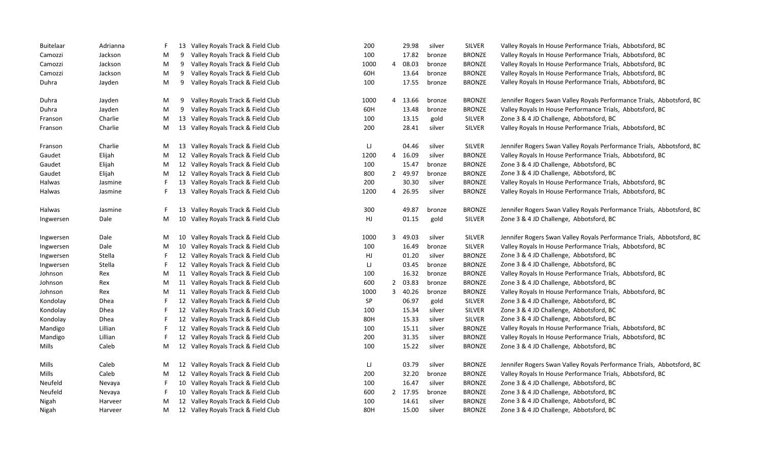| | | | | | | | | | | |
|---|---|---|---|---|---|---|---|---|---|---|
| Buitelaar | Adrianna | F | 13 | Valley Royals Track & Field Club | 200 | | 29.98 | silver | SILVER | Valley Royals In House Performance Trials, Abbotsford, BC |
| Camozzi | Jackson | M | 9 | Valley Royals Track & Field Club | 100 | | 17.82 | bronze | BRONZE | Valley Royals In House Performance Trials, Abbotsford, BC |
| Camozzi | Jackson | M | 9 | Valley Royals Track & Field Club | 1000 | 4 | 08.03 | bronze | BRONZE | Valley Royals In House Performance Trials, Abbotsford, BC |
| Camozzi | Jackson | M | 9 | Valley Royals Track & Field Club | 60H | | 13.64 | bronze | BRONZE | Valley Royals In House Performance Trials, Abbotsford, BC |
| Duhra | Jayden | M | 9 | Valley Royals Track & Field Club | 100 | | 17.55 | bronze | BRONZE | Valley Royals In House Performance Trials, Abbotsford, BC |
| Duhra | Jayden | M | 9 | Valley Royals Track & Field Club | 1000 | 4 | 13.66 | bronze | BRONZE | Jennifer Rogers Swan Valley Royals Performance Trials, Abbotsford, BC |
| Duhra | Jayden | M | 9 | Valley Royals Track & Field Club | 60H | | 13.48 | bronze | BRONZE | Valley Royals In House Performance Trials, Abbotsford, BC |
| Franson | Charlie | M | 13 | Valley Royals Track & Field Club | 100 | | 13.15 | gold | SILVER | Zone 3 & 4 JD Challenge, Abbotsford, BC |
| Franson | Charlie | M | 13 | Valley Royals Track & Field Club | 200 | | 28.41 | silver | SILVER | Valley Royals In House Performance Trials, Abbotsford, BC |
| Franson | Charlie | M | 13 | Valley Royals Track & Field Club | LJ | | 04.46 | silver | SILVER | Jennifer Rogers Swan Valley Royals Performance Trials, Abbotsford, BC |
| Gaudet | Elijah | M | 12 | Valley Royals Track & Field Club | 1200 | 4 | 16.09 | silver | BRONZE | Valley Royals In House Performance Trials, Abbotsford, BC |
| Gaudet | Elijah | M | 12 | Valley Royals Track & Field Club | 100 | | 15.47 | bronze | BRONZE | Zone 3 & 4 JD Challenge, Abbotsford, BC |
| Gaudet | Elijah | M | 12 | Valley Royals Track & Field Club | 800 | 2 | 49.97 | bronze | BRONZE | Zone 3 & 4 JD Challenge, Abbotsford, BC |
| Halwas | Jasmine | F | 13 | Valley Royals Track & Field Club | 200 | | 30.30 | silver | BRONZE | Valley Royals In House Performance Trials, Abbotsford, BC |
| Halwas | Jasmine | F | 13 | Valley Royals Track & Field Club | 1200 | 4 | 26.95 | silver | BRONZE | Valley Royals In House Performance Trials, Abbotsford, BC |
| Halwas | Jasmine | F | 13 | Valley Royals Track & Field Club | 300 | | 49.87 | bronze | BRONZE | Jennifer Rogers Swan Valley Royals Performance Trials, Abbotsford, BC |
| Ingwersen | Dale | M | 10 | Valley Royals Track & Field Club | HJ | | 01.15 | gold | SILVER | Zone 3 & 4 JD Challenge, Abbotsford, BC |
| Ingwersen | Dale | M | 10 | Valley Royals Track & Field Club | 1000 | 3 | 49.03 | silver | SILVER | Jennifer Rogers Swan Valley Royals Performance Trials, Abbotsford, BC |
| Ingwersen | Dale | M | 10 | Valley Royals Track & Field Club | 100 | | 16.49 | bronze | SILVER | Valley Royals In House Performance Trials, Abbotsford, BC |
| Ingwersen | Stella | F | 12 | Valley Royals Track & Field Club | HJ | | 01.20 | silver | BRONZE | Zone 3 & 4 JD Challenge, Abbotsford, BC |
| Ingwersen | Stella | F | 12 | Valley Royals Track & Field Club | LJ | | 03.45 | bronze | BRONZE | Zone 3 & 4 JD Challenge, Abbotsford, BC |
| Johnson | Rex | M | 11 | Valley Royals Track & Field Club | 100 | | 16.32 | bronze | BRONZE | Valley Royals In House Performance Trials, Abbotsford, BC |
| Johnson | Rex | M | 11 | Valley Royals Track & Field Club | 600 | 2 | 03.83 | bronze | BRONZE | Zone 3 & 4 JD Challenge, Abbotsford, BC |
| Johnson | Rex | M | 11 | Valley Royals Track & Field Club | 1000 | 3 | 40.26 | bronze | BRONZE | Valley Royals In House Performance Trials, Abbotsford, BC |
| Kondolay | Dhea | F | 12 | Valley Royals Track & Field Club | SP | | 06.97 | gold | SILVER | Zone 3 & 4 JD Challenge, Abbotsford, BC |
| Kondolay | Dhea | F | 12 | Valley Royals Track & Field Club | 100 | | 15.34 | silver | SILVER | Zone 3 & 4 JD Challenge, Abbotsford, BC |
| Kondolay | Dhea | F | 12 | Valley Royals Track & Field Club | 80H | | 15.33 | silver | SILVER | Zone 3 & 4 JD Challenge, Abbotsford, BC |
| Mandigo | Lillian | F | 12 | Valley Royals Track & Field Club | 100 | | 15.11 | silver | BRONZE | Valley Royals In House Performance Trials, Abbotsford, BC |
| Mandigo | Lillian | F | 12 | Valley Royals Track & Field Club | 200 | | 31.35 | silver | BRONZE | Valley Royals In House Performance Trials, Abbotsford, BC |
| Mills | Caleb | M | 12 | Valley Royals Track & Field Club | 100 | | 15.22 | silver | BRONZE | Zone 3 & 4 JD Challenge, Abbotsford, BC |
| Mills | Caleb | M | 12 | Valley Royals Track & Field Club | LJ | | 03.79 | silver | BRONZE | Jennifer Rogers Swan Valley Royals Performance Trials, Abbotsford, BC |
| Mills | Caleb | M | 12 | Valley Royals Track & Field Club | 200 | | 32.20 | bronze | BRONZE | Valley Royals In House Performance Trials, Abbotsford, BC |
| Neufeld | Nevaya | F | 10 | Valley Royals Track & Field Club | 100 | | 16.47 | silver | BRONZE | Zone 3 & 4 JD Challenge, Abbotsford, BC |
| Neufeld | Nevaya | F | 10 | Valley Royals Track & Field Club | 600 | 2 | 17.95 | bronze | BRONZE | Zone 3 & 4 JD Challenge, Abbotsford, BC |
| Nigah | Harveer | M | 12 | Valley Royals Track & Field Club | 100 | | 14.61 | silver | BRONZE | Zone 3 & 4 JD Challenge, Abbotsford, BC |
| Nigah | Harveer | M | 12 | Valley Royals Track & Field Club | 80H | | 15.00 | silver | BRONZE | Zone 3 & 4 JD Challenge, Abbotsford, BC |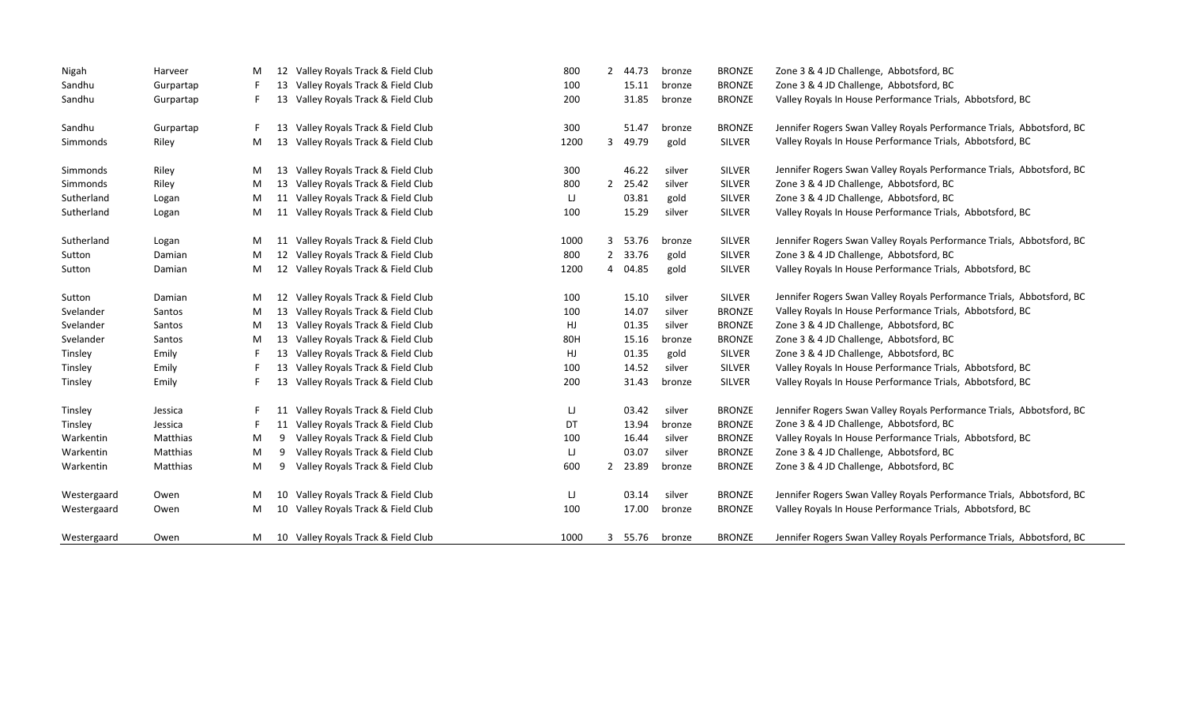| Nigah | Harveer | M | 12 | Valley Royals Track & Field Club | 800 | 2 | 44.73 | bronze | BRONZE | Zone 3 & 4 JD Challenge, Abbotsford, BC |
|---|---|---|---|---|---|---|---|---|---|---|
| Sandhu | Gurpartap | F | 13 | Valley Royals Track & Field Club | 100 | | 15.11 | bronze | BRONZE | Zone 3 & 4 JD Challenge, Abbotsford, BC |
| Sandhu | Gurpartap | F | 13 | Valley Royals Track & Field Club | 200 | | 31.85 | bronze | BRONZE | Valley Royals In House Performance Trials, Abbotsford, BC |
| Sandhu | Gurpartap | F | 13 | Valley Royals Track & Field Club | 300 | | 51.47 | bronze | BRONZE | Jennifer Rogers Swan Valley Royals Performance Trials, Abbotsford, BC |
| Simmonds | Riley | M | 13 | Valley Royals Track & Field Club | 1200 | 3 | 49.79 | gold | SILVER | Valley Royals In House Performance Trials, Abbotsford, BC |
| Simmonds | Riley | M | 13 | Valley Royals Track & Field Club | 300 | | 46.22 | silver | SILVER | Jennifer Rogers Swan Valley Royals Performance Trials, Abbotsford, BC |
| Simmonds | Riley | M | 13 | Valley Royals Track & Field Club | 800 | 2 | 25.42 | silver | SILVER | Zone 3 & 4 JD Challenge, Abbotsford, BC |
| Sutherland | Logan | M | 11 | Valley Royals Track & Field Club | LJ | | 03.81 | gold | SILVER | Zone 3 & 4 JD Challenge, Abbotsford, BC |
| Sutherland | Logan | M | 11 | Valley Royals Track & Field Club | 100 | | 15.29 | silver | SILVER | Valley Royals In House Performance Trials, Abbotsford, BC |
| Sutherland | Logan | M | 11 | Valley Royals Track & Field Club | 1000 | 3 | 53.76 | bronze | SILVER | Jennifer Rogers Swan Valley Royals Performance Trials, Abbotsford, BC |
| Sutton | Damian | M | 12 | Valley Royals Track & Field Club | 800 | 2 | 33.76 | gold | SILVER | Zone 3 & 4 JD Challenge, Abbotsford, BC |
| Sutton | Damian | M | 12 | Valley Royals Track & Field Club | 1200 | 4 | 04.85 | gold | SILVER | Valley Royals In House Performance Trials, Abbotsford, BC |
| Sutton | Damian | M | 12 | Valley Royals Track & Field Club | 100 | | 15.10 | silver | SILVER | Jennifer Rogers Swan Valley Royals Performance Trials, Abbotsford, BC |
| Svelander | Santos | M | 13 | Valley Royals Track & Field Club | 100 | | 14.07 | silver | BRONZE | Valley Royals In House Performance Trials, Abbotsford, BC |
| Svelander | Santos | M | 13 | Valley Royals Track & Field Club | HJ | | 01.35 | silver | BRONZE | Zone 3 & 4 JD Challenge, Abbotsford, BC |
| Svelander | Santos | M | 13 | Valley Royals Track & Field Club | 80H | | 15.16 | bronze | BRONZE | Zone 3 & 4 JD Challenge, Abbotsford, BC |
| Tinsley | Emily | F | 13 | Valley Royals Track & Field Club | HJ | | 01.35 | gold | SILVER | Zone 3 & 4 JD Challenge, Abbotsford, BC |
| Tinsley | Emily | F | 13 | Valley Royals Track & Field Club | 100 | | 14.52 | silver | SILVER | Valley Royals In House Performance Trials, Abbotsford, BC |
| Tinsley | Emily | F | 13 | Valley Royals Track & Field Club | 200 | | 31.43 | bronze | SILVER | Valley Royals In House Performance Trials, Abbotsford, BC |
| Tinsley | Jessica | F | 11 | Valley Royals Track & Field Club | LJ | | 03.42 | silver | BRONZE | Jennifer Rogers Swan Valley Royals Performance Trials, Abbotsford, BC |
| Tinsley | Jessica | F | 11 | Valley Royals Track & Field Club | DT | | 13.94 | bronze | BRONZE | Zone 3 & 4 JD Challenge, Abbotsford, BC |
| Warkentin | Matthias | M | 9 | Valley Royals Track & Field Club | 100 | | 16.44 | silver | BRONZE | Valley Royals In House Performance Trials, Abbotsford, BC |
| Warkentin | Matthias | M | 9 | Valley Royals Track & Field Club | LJ | | 03.07 | silver | BRONZE | Zone 3 & 4 JD Challenge, Abbotsford, BC |
| Warkentin | Matthias | M | 9 | Valley Royals Track & Field Club | 600 | 2 | 23.89 | bronze | BRONZE | Zone 3 & 4 JD Challenge, Abbotsford, BC |
| Westergaard | Owen | M | 10 | Valley Royals Track & Field Club | LJ | | 03.14 | silver | BRONZE | Jennifer Rogers Swan Valley Royals Performance Trials, Abbotsford, BC |
| Westergaard | Owen | M | 10 | Valley Royals Track & Field Club | 100 | | 17.00 | bronze | BRONZE | Valley Royals In House Performance Trials, Abbotsford, BC |
| Westergaard | Owen | M | 10 | Valley Royals Track & Field Club | 1000 | 3 | 55.76 | bronze | BRONZE | Jennifer Rogers Swan Valley Royals Performance Trials, Abbotsford, BC |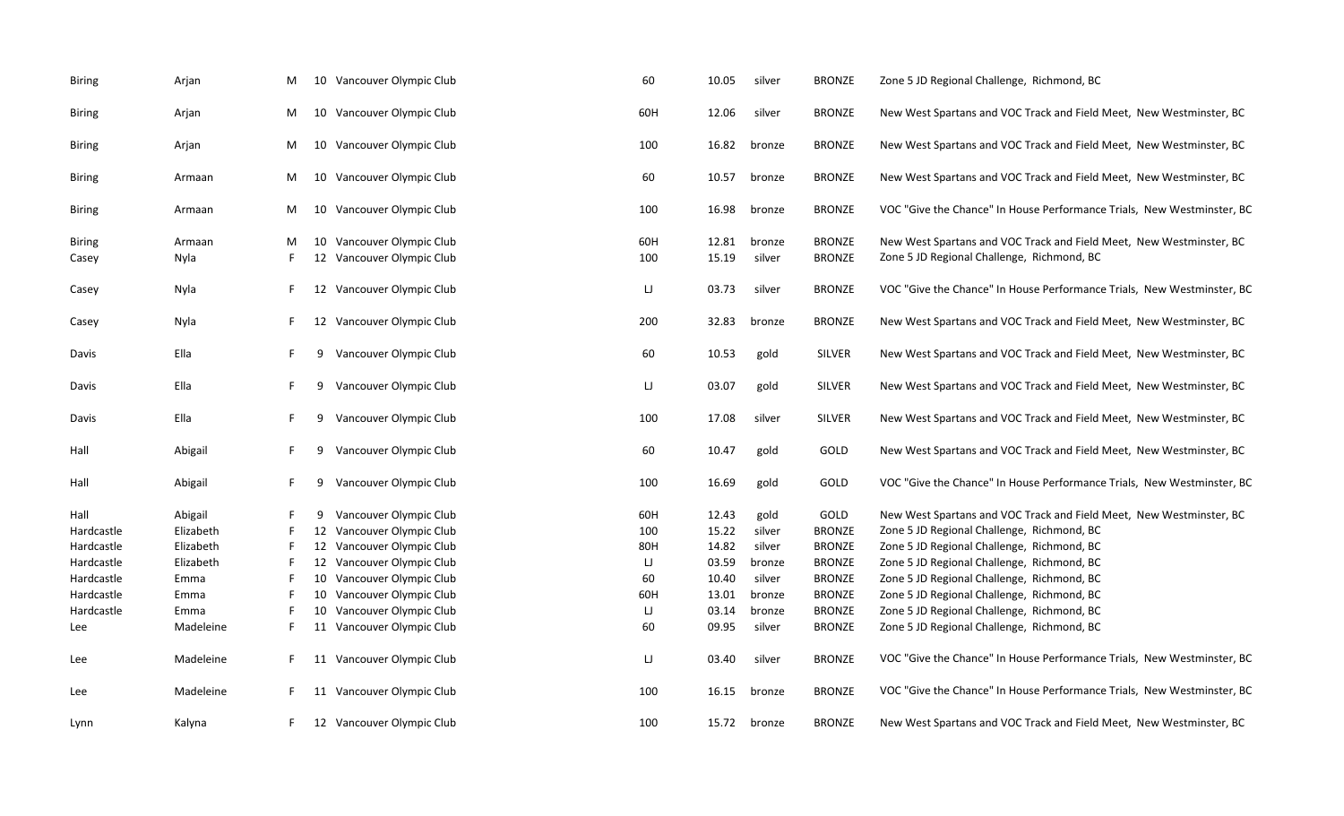| | | | | | | | | | |
|---|---|---|---|---|---|---|---|---|---|
| Biring | Arjan | M | 10 | Vancouver Olympic Club | 60 | 10.05 | silver | BRONZE | Zone 5 JD Regional Challenge, Richmond, BC |
| Biring | Arjan | M | 10 | Vancouver Olympic Club | 60H | 12.06 | silver | BRONZE | New West Spartans and VOC Track and Field Meet, New Westminster, BC |
| Biring | Arjan | M | 10 | Vancouver Olympic Club | 100 | 16.82 | bronze | BRONZE | New West Spartans and VOC Track and Field Meet, New Westminster, BC |
| Biring | Armaan | M | 10 | Vancouver Olympic Club | 60 | 10.57 | bronze | BRONZE | New West Spartans and VOC Track and Field Meet, New Westminster, BC |
| Biring | Armaan | M | 10 | Vancouver Olympic Club | 100 | 16.98 | bronze | BRONZE | VOC "Give the Chance" In House Performance Trials, New Westminster, BC |
| Biring | Armaan | M | 10 | Vancouver Olympic Club | 60H | 12.81 | bronze | BRONZE | New West Spartans and VOC Track and Field Meet, New Westminster, BC |
| Casey | Nyla | F | 12 | Vancouver Olympic Club | 100 | 15.19 | silver | BRONZE | Zone 5 JD Regional Challenge, Richmond, BC |
| Casey | Nyla | F | 12 | Vancouver Olympic Club | LJ | 03.73 | silver | BRONZE | VOC "Give the Chance" In House Performance Trials, New Westminster, BC |
| Casey | Nyla | F | 12 | Vancouver Olympic Club | 200 | 32.83 | bronze | BRONZE | New West Spartans and VOC Track and Field Meet, New Westminster, BC |
| Davis | Ella | F | 9 | Vancouver Olympic Club | 60 | 10.53 | gold | SILVER | New West Spartans and VOC Track and Field Meet, New Westminster, BC |
| Davis | Ella | F | 9 | Vancouver Olympic Club | LJ | 03.07 | gold | SILVER | New West Spartans and VOC Track and Field Meet, New Westminster, BC |
| Davis | Ella | F | 9 | Vancouver Olympic Club | 100 | 17.08 | silver | SILVER | New West Spartans and VOC Track and Field Meet, New Westminster, BC |
| Hall | Abigail | F | 9 | Vancouver Olympic Club | 60 | 10.47 | gold | GOLD | New West Spartans and VOC Track and Field Meet, New Westminster, BC |
| Hall | Abigail | F | 9 | Vancouver Olympic Club | 100 | 16.69 | gold | GOLD | VOC "Give the Chance" In House Performance Trials, New Westminster, BC |
| Hall | Abigail | F | 9 | Vancouver Olympic Club | 60H | 12.43 | gold | GOLD | New West Spartans and VOC Track and Field Meet, New Westminster, BC |
| Hardcastle | Elizabeth | F | 12 | Vancouver Olympic Club | 100 | 15.22 | silver | BRONZE | Zone 5 JD Regional Challenge, Richmond, BC |
| Hardcastle | Elizabeth | F | 12 | Vancouver Olympic Club | 80H | 14.82 | silver | BRONZE | Zone 5 JD Regional Challenge, Richmond, BC |
| Hardcastle | Elizabeth | F | 12 | Vancouver Olympic Club | LJ | 03.59 | bronze | BRONZE | Zone 5 JD Regional Challenge, Richmond, BC |
| Hardcastle | Emma | F | 10 | Vancouver Olympic Club | 60 | 10.40 | silver | BRONZE | Zone 5 JD Regional Challenge, Richmond, BC |
| Hardcastle | Emma | F | 10 | Vancouver Olympic Club | 60H | 13.01 | bronze | BRONZE | Zone 5 JD Regional Challenge, Richmond, BC |
| Hardcastle | Emma | F | 10 | Vancouver Olympic Club | LJ | 03.14 | bronze | BRONZE | Zone 5 JD Regional Challenge, Richmond, BC |
| Lee | Madeleine | F | 11 | Vancouver Olympic Club | 60 | 09.95 | silver | BRONZE | Zone 5 JD Regional Challenge, Richmond, BC |
| Lee | Madeleine | F | 11 | Vancouver Olympic Club | LJ | 03.40 | silver | BRONZE | VOC "Give the Chance" In House Performance Trials, New Westminster, BC |
| Lee | Madeleine | F | 11 | Vancouver Olympic Club | 100 | 16.15 | bronze | BRONZE | VOC "Give the Chance" In House Performance Trials, New Westminster, BC |
| Lynn | Kalyna | F | 12 | Vancouver Olympic Club | 100 | 15.72 | bronze | BRONZE | New West Spartans and VOC Track and Field Meet, New Westminster, BC |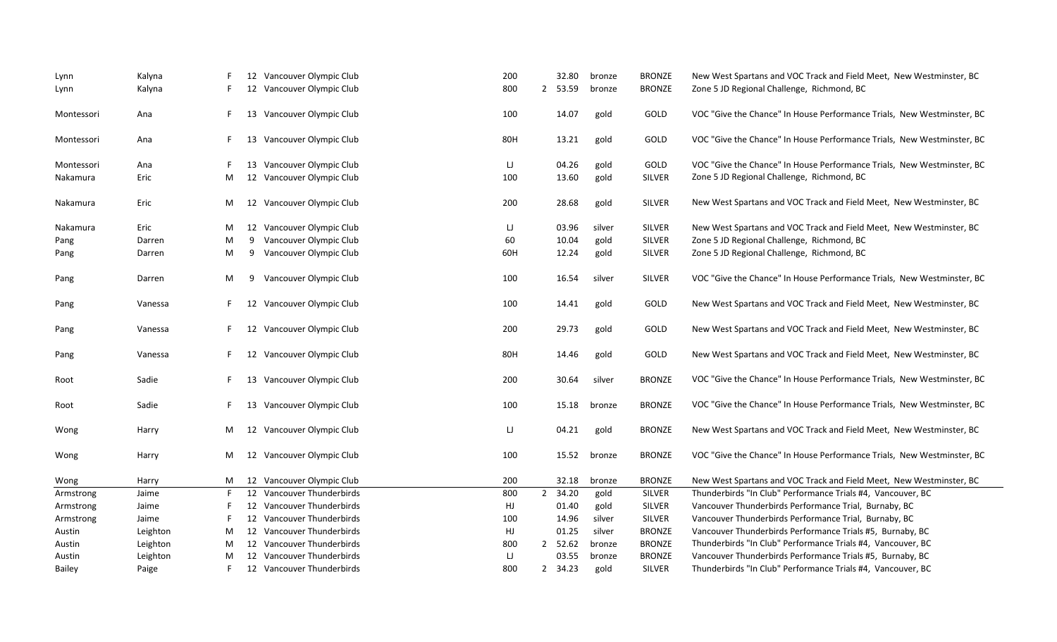| | | | | | | | | | | |
|---|---|---|---|---|---|---|---|---|---|---|
| Lynn | Kalyna | F | 12 | Vancouver Olympic Club | 200 | | 32.80 | bronze | BRONZE | New West Spartans and VOC Track and Field Meet, New Westminster, BC |
| Lynn | Kalyna | F | 12 | Vancouver Olympic Club | 800 | 2 | 53.59 | bronze | BRONZE | Zone 5 JD Regional Challenge, Richmond, BC |
| Montessori | Ana | F | 13 | Vancouver Olympic Club | 100 | | 14.07 | gold | GOLD | VOC "Give the Chance" In House Performance Trials, New Westminster, BC |
| Montessori | Ana | F | 13 | Vancouver Olympic Club | 80H | | 13.21 | gold | GOLD | VOC "Give the Chance" In House Performance Trials, New Westminster, BC |
| Montessori | Ana | F | 13 | Vancouver Olympic Club | LJ | | 04.26 | gold | GOLD | VOC "Give the Chance" In House Performance Trials, New Westminster, BC |
| Nakamura | Eric | M | 12 | Vancouver Olympic Club | 100 | | 13.60 | gold | SILVER | Zone 5 JD Regional Challenge, Richmond, BC |
| Nakamura | Eric | M | 12 | Vancouver Olympic Club | 200 | | 28.68 | gold | SILVER | New West Spartans and VOC Track and Field Meet, New Westminster, BC |
| Nakamura | Eric | M | 12 | Vancouver Olympic Club | LJ | | 03.96 | silver | SILVER | New West Spartans and VOC Track and Field Meet, New Westminster, BC |
| Pang | Darren | M | 9 | Vancouver Olympic Club | 60 | | 10.04 | gold | SILVER | Zone 5 JD Regional Challenge, Richmond, BC |
| Pang | Darren | M | 9 | Vancouver Olympic Club | 60H | | 12.24 | gold | SILVER | Zone 5 JD Regional Challenge, Richmond, BC |
| Pang | Darren | M | 9 | Vancouver Olympic Club | 100 | | 16.54 | silver | SILVER | VOC "Give the Chance" In House Performance Trials, New Westminster, BC |
| Pang | Vanessa | F | 12 | Vancouver Olympic Club | 100 | | 14.41 | gold | GOLD | New West Spartans and VOC Track and Field Meet, New Westminster, BC |
| Pang | Vanessa | F | 12 | Vancouver Olympic Club | 200 | | 29.73 | gold | GOLD | New West Spartans and VOC Track and Field Meet, New Westminster, BC |
| Pang | Vanessa | F | 12 | Vancouver Olympic Club | 80H | | 14.46 | gold | GOLD | New West Spartans and VOC Track and Field Meet, New Westminster, BC |
| Root | Sadie | F | 13 | Vancouver Olympic Club | 200 | | 30.64 | silver | BRONZE | VOC "Give the Chance" In House Performance Trials, New Westminster, BC |
| Root | Sadie | F | 13 | Vancouver Olympic Club | 100 | | 15.18 | bronze | BRONZE | VOC "Give the Chance" In House Performance Trials, New Westminster, BC |
| Wong | Harry | M | 12 | Vancouver Olympic Club | LJ | | 04.21 | gold | BRONZE | New West Spartans and VOC Track and Field Meet, New Westminster, BC |
| Wong | Harry | M | 12 | Vancouver Olympic Club | 100 | | 15.52 | bronze | BRONZE | VOC "Give the Chance" In House Performance Trials, New Westminster, BC |
| Wong | Harry | M | 12 | Vancouver Olympic Club | 200 | | 32.18 | bronze | BRONZE | New West Spartans and VOC Track and Field Meet, New Westminster, BC |
| Armstrong | Jaime | F | 12 | Vancouver Thunderbirds | 800 | 2 | 34.20 | gold | SILVER | Thunderbirds "In Club" Performance Trials #4, Vancouver, BC |
| Armstrong | Jaime | F | 12 | Vancouver Thunderbirds | HJ | | 01.40 | gold | SILVER | Vancouver Thunderbirds Performance Trial, Burnaby, BC |
| Armstrong | Jaime | F | 12 | Vancouver Thunderbirds | 100 | | 14.96 | silver | SILVER | Vancouver Thunderbirds Performance Trial, Burnaby, BC |
| Austin | Leighton | M | 12 | Vancouver Thunderbirds | HJ | | 01.25 | silver | BRONZE | Vancouver Thunderbirds Performance Trials #5, Burnaby, BC |
| Austin | Leighton | M | 12 | Vancouver Thunderbirds | 800 | 2 | 52.62 | bronze | BRONZE | Thunderbirds "In Club" Performance Trials #4, Vancouver, BC |
| Austin | Leighton | M | 12 | Vancouver Thunderbirds | LJ | | 03.55 | bronze | BRONZE | Vancouver Thunderbirds Performance Trials #5, Burnaby, BC |
| Bailey | Paige | F | 12 | Vancouver Thunderbirds | 800 | 2 | 34.23 | gold | SILVER | Thunderbirds "In Club" Performance Trials #4, Vancouver, BC |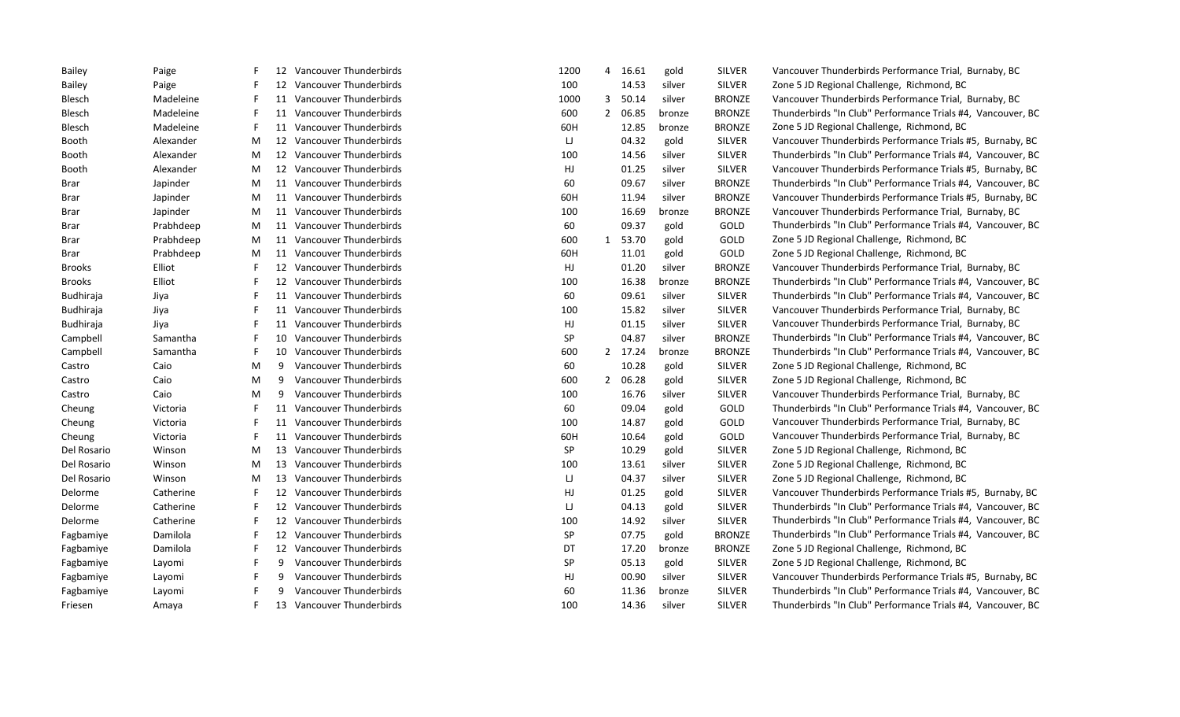| | | | | | | | | | | |
|---|---|---|---|---|---|---|---|---|---|---|
| Bailey | Paige | F | 12 | Vancouver Thunderbirds | 1200 | 4 | 16.61 | gold | SILVER | Vancouver Thunderbirds Performance Trial, Burnaby, BC |
| Bailey | Paige | F | 12 | Vancouver Thunderbirds | 100 | | 14.53 | silver | SILVER | Zone 5 JD Regional Challenge, Richmond, BC |
| Blesch | Madeleine | F | 11 | Vancouver Thunderbirds | 1000 | 3 | 50.14 | silver | BRONZE | Vancouver Thunderbirds Performance Trial, Burnaby, BC |
| Blesch | Madeleine | F | 11 | Vancouver Thunderbirds | 600 | 2 | 06.85 | bronze | BRONZE | Thunderbirds "In Club" Performance Trials #4, Vancouver, BC |
| Blesch | Madeleine | F | 11 | Vancouver Thunderbirds | 60H | | 12.85 | bronze | BRONZE | Zone 5 JD Regional Challenge, Richmond, BC |
| Booth | Alexander | M | 12 | Vancouver Thunderbirds | LJ | | 04.32 | gold | SILVER | Vancouver Thunderbirds Performance Trials #5, Burnaby, BC |
| Booth | Alexander | M | 12 | Vancouver Thunderbirds | 100 | | 14.56 | silver | SILVER | Thunderbirds "In Club" Performance Trials #4, Vancouver, BC |
| Booth | Alexander | M | 12 | Vancouver Thunderbirds | HJ | | 01.25 | silver | SILVER | Vancouver Thunderbirds Performance Trials #5, Burnaby, BC |
| Brar | Japinder | M | 11 | Vancouver Thunderbirds | 60 | | 09.67 | silver | BRONZE | Thunderbirds "In Club" Performance Trials #4, Vancouver, BC |
| Brar | Japinder | M | 11 | Vancouver Thunderbirds | 60H | | 11.94 | silver | BRONZE | Vancouver Thunderbirds Performance Trials #5, Burnaby, BC |
| Brar | Japinder | M | 11 | Vancouver Thunderbirds | 100 | | 16.69 | bronze | BRONZE | Vancouver Thunderbirds Performance Trial, Burnaby, BC |
| Brar | Prabhdeep | M | 11 | Vancouver Thunderbirds | 60 | | 09.37 | gold | GOLD | Thunderbirds "In Club" Performance Trials #4, Vancouver, BC |
| Brar | Prabhdeep | M | 11 | Vancouver Thunderbirds | 600 | 1 | 53.70 | gold | GOLD | Zone 5 JD Regional Challenge, Richmond, BC |
| Brar | Prabhdeep | M | 11 | Vancouver Thunderbirds | 60H | | 11.01 | gold | GOLD | Zone 5 JD Regional Challenge, Richmond, BC |
| Brooks | Elliot | F | 12 | Vancouver Thunderbirds | HJ | | 01.20 | silver | BRONZE | Vancouver Thunderbirds Performance Trial, Burnaby, BC |
| Brooks | Elliot | F | 12 | Vancouver Thunderbirds | 100 | | 16.38 | bronze | BRONZE | Thunderbirds "In Club" Performance Trials #4, Vancouver, BC |
| Budhiraja | Jiya | F | 11 | Vancouver Thunderbirds | 60 | | 09.61 | silver | SILVER | Thunderbirds "In Club" Performance Trials #4, Vancouver, BC |
| Budhiraja | Jiya | F | 11 | Vancouver Thunderbirds | 100 | | 15.82 | silver | SILVER | Vancouver Thunderbirds Performance Trial, Burnaby, BC |
| Budhiraja | Jiya | F | 11 | Vancouver Thunderbirds | HJ | | 01.15 | silver | SILVER | Vancouver Thunderbirds Performance Trial, Burnaby, BC |
| Campbell | Samantha | F | 10 | Vancouver Thunderbirds | SP | | 04.87 | silver | BRONZE | Thunderbirds "In Club" Performance Trials #4, Vancouver, BC |
| Campbell | Samantha | F | 10 | Vancouver Thunderbirds | 600 | 2 | 17.24 | bronze | BRONZE | Thunderbirds "In Club" Performance Trials #4, Vancouver, BC |
| Castro | Caio | M | 9 | Vancouver Thunderbirds | 60 | | 10.28 | gold | SILVER | Zone 5 JD Regional Challenge, Richmond, BC |
| Castro | Caio | M | 9 | Vancouver Thunderbirds | 600 | 2 | 06.28 | gold | SILVER | Zone 5 JD Regional Challenge, Richmond, BC |
| Castro | Caio | M | 9 | Vancouver Thunderbirds | 100 | | 16.76 | silver | SILVER | Vancouver Thunderbirds Performance Trial, Burnaby, BC |
| Cheung | Victoria | F | 11 | Vancouver Thunderbirds | 60 | | 09.04 | gold | GOLD | Thunderbirds "In Club" Performance Trials #4, Vancouver, BC |
| Cheung | Victoria | F | 11 | Vancouver Thunderbirds | 100 | | 14.87 | gold | GOLD | Vancouver Thunderbirds Performance Trial, Burnaby, BC |
| Cheung | Victoria | F | 11 | Vancouver Thunderbirds | 60H | | 10.64 | gold | GOLD | Vancouver Thunderbirds Performance Trial, Burnaby, BC |
| Del Rosario | Winson | M | 13 | Vancouver Thunderbirds | SP | | 10.29 | gold | SILVER | Zone 5 JD Regional Challenge, Richmond, BC |
| Del Rosario | Winson | M | 13 | Vancouver Thunderbirds | 100 | | 13.61 | silver | SILVER | Zone 5 JD Regional Challenge, Richmond, BC |
| Del Rosario | Winson | M | 13 | Vancouver Thunderbirds | LJ | | 04.37 | silver | SILVER | Zone 5 JD Regional Challenge, Richmond, BC |
| Delorme | Catherine | F | 12 | Vancouver Thunderbirds | HJ | | 01.25 | gold | SILVER | Vancouver Thunderbirds Performance Trials #5, Burnaby, BC |
| Delorme | Catherine | F | 12 | Vancouver Thunderbirds | LJ | | 04.13 | gold | SILVER | Thunderbirds "In Club" Performance Trials #4, Vancouver, BC |
| Delorme | Catherine | F | 12 | Vancouver Thunderbirds | 100 | | 14.92 | silver | SILVER | Thunderbirds "In Club" Performance Trials #4, Vancouver, BC |
| Fagbamiye | Damilola | F | 12 | Vancouver Thunderbirds | SP | | 07.75 | gold | BRONZE | Thunderbirds "In Club" Performance Trials #4, Vancouver, BC |
| Fagbamiye | Damilola | F | 12 | Vancouver Thunderbirds | DT | | 17.20 | bronze | BRONZE | Zone 5 JD Regional Challenge, Richmond, BC |
| Fagbamiye | Layomi | F | 9 | Vancouver Thunderbirds | SP | | 05.13 | gold | SILVER | Zone 5 JD Regional Challenge, Richmond, BC |
| Fagbamiye | Layomi | F | 9 | Vancouver Thunderbirds | HJ | | 00.90 | silver | SILVER | Vancouver Thunderbirds Performance Trials #5, Burnaby, BC |
| Fagbamiye | Layomi | F | 9 | Vancouver Thunderbirds | 60 | | 11.36 | bronze | SILVER | Thunderbirds "In Club" Performance Trials #4, Vancouver, BC |
| Friesen | Amaya | F | 13 | Vancouver Thunderbirds | 100 | | 14.36 | silver | SILVER | Thunderbirds "In Club" Performance Trials #4, Vancouver, BC |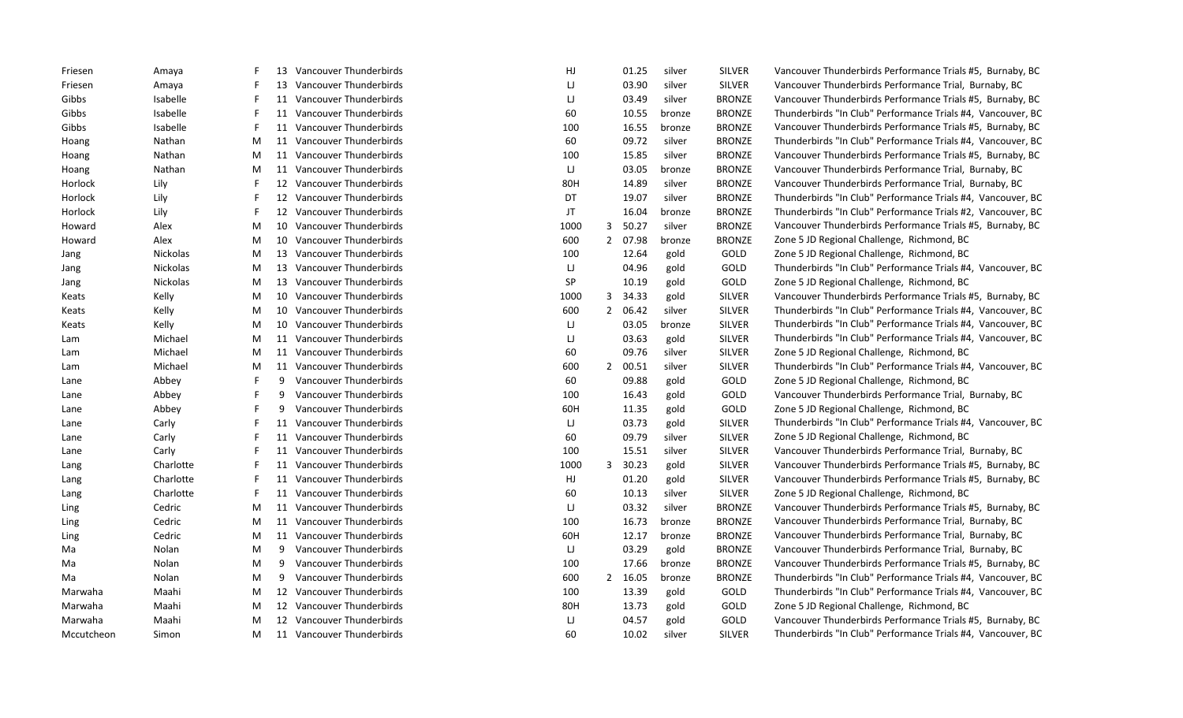| | | | | | | | | | | |
|---|---|---|---|---|---|---|---|---|---|---|
| Friesen | Amaya | F | 13 | Vancouver Thunderbirds | HJ | | 01.25 | silver | SILVER | Vancouver Thunderbirds Performance Trials #5, Burnaby, BC |
| Friesen | Amaya | F | 13 | Vancouver Thunderbirds | LJ | | 03.90 | silver | SILVER | Vancouver Thunderbirds Performance Trial, Burnaby, BC |
| Gibbs | Isabelle | F | 11 | Vancouver Thunderbirds | LJ | | 03.49 | silver | BRONZE | Vancouver Thunderbirds Performance Trials #5, Burnaby, BC |
| Gibbs | Isabelle | F | 11 | Vancouver Thunderbirds | 60 | | 10.55 | bronze | BRONZE | Thunderbirds "In Club" Performance Trials #4, Vancouver, BC |
| Gibbs | Isabelle | F | 11 | Vancouver Thunderbirds | 100 | | 16.55 | bronze | BRONZE | Vancouver Thunderbirds Performance Trials #5, Burnaby, BC |
| Hoang | Nathan | M | 11 | Vancouver Thunderbirds | 60 | | 09.72 | silver | BRONZE | Thunderbirds "In Club" Performance Trials #4, Vancouver, BC |
| Hoang | Nathan | M | 11 | Vancouver Thunderbirds | 100 | | 15.85 | silver | BRONZE | Vancouver Thunderbirds Performance Trials #5, Burnaby, BC |
| Hoang | Nathan | M | 11 | Vancouver Thunderbirds | LJ | | 03.05 | bronze | BRONZE | Vancouver Thunderbirds Performance Trial, Burnaby, BC |
| Horlock | Lily | F | 12 | Vancouver Thunderbirds | 80H | | 14.89 | silver | BRONZE | Vancouver Thunderbirds Performance Trial, Burnaby, BC |
| Horlock | Lily | F | 12 | Vancouver Thunderbirds | DT | | 19.07 | silver | BRONZE | Thunderbirds "In Club" Performance Trials #4, Vancouver, BC |
| Horlock | Lily | F | 12 | Vancouver Thunderbirds | JT | | 16.04 | bronze | BRONZE | Thunderbirds "In Club" Performance Trials #2, Vancouver, BC |
| Howard | Alex | M | 10 | Vancouver Thunderbirds | 1000 | 3 | 50.27 | silver | BRONZE | Vancouver Thunderbirds Performance Trials #5, Burnaby, BC |
| Howard | Alex | M | 10 | Vancouver Thunderbirds | 600 | 2 | 07.98 | bronze | BRONZE | Zone 5 JD Regional Challenge, Richmond, BC |
| Jang | Nickolas | M | 13 | Vancouver Thunderbirds | 100 | | 12.64 | gold | GOLD | Zone 5 JD Regional Challenge, Richmond, BC |
| Jang | Nickolas | M | 13 | Vancouver Thunderbirds | LJ | | 04.96 | gold | GOLD | Thunderbirds "In Club" Performance Trials #4, Vancouver, BC |
| Jang | Nickolas | M | 13 | Vancouver Thunderbirds | SP | | 10.19 | gold | GOLD | Zone 5 JD Regional Challenge, Richmond, BC |
| Keats | Kelly | M | 10 | Vancouver Thunderbirds | 1000 | 3 | 34.33 | gold | SILVER | Vancouver Thunderbirds Performance Trials #5, Burnaby, BC |
| Keats | Kelly | M | 10 | Vancouver Thunderbirds | 600 | 2 | 06.42 | silver | SILVER | Thunderbirds "In Club" Performance Trials #4, Vancouver, BC |
| Keats | Kelly | M | 10 | Vancouver Thunderbirds | LJ | | 03.05 | bronze | SILVER | Thunderbirds "In Club" Performance Trials #4, Vancouver, BC |
| Lam | Michael | M | 11 | Vancouver Thunderbirds | LJ | | 03.63 | gold | SILVER | Thunderbirds "In Club" Performance Trials #4, Vancouver, BC |
| Lam | Michael | M | 11 | Vancouver Thunderbirds | 60 | | 09.76 | silver | SILVER | Zone 5 JD Regional Challenge, Richmond, BC |
| Lam | Michael | M | 11 | Vancouver Thunderbirds | 600 | 2 | 00.51 | silver | SILVER | Thunderbirds "In Club" Performance Trials #4, Vancouver, BC |
| Lane | Abbey | F | 9 | Vancouver Thunderbirds | 60 | | 09.88 | gold | GOLD | Zone 5 JD Regional Challenge, Richmond, BC |
| Lane | Abbey | F | 9 | Vancouver Thunderbirds | 100 | | 16.43 | gold | GOLD | Vancouver Thunderbirds Performance Trial, Burnaby, BC |
| Lane | Abbey | F | 9 | Vancouver Thunderbirds | 60H | | 11.35 | gold | GOLD | Zone 5 JD Regional Challenge, Richmond, BC |
| Lane | Carly | F | 11 | Vancouver Thunderbirds | LJ | | 03.73 | gold | SILVER | Thunderbirds "In Club" Performance Trials #4, Vancouver, BC |
| Lane | Carly | F | 11 | Vancouver Thunderbirds | 60 | | 09.79 | silver | SILVER | Zone 5 JD Regional Challenge, Richmond, BC |
| Lane | Carly | F | 11 | Vancouver Thunderbirds | 100 | | 15.51 | silver | SILVER | Vancouver Thunderbirds Performance Trial, Burnaby, BC |
| Lang | Charlotte | F | 11 | Vancouver Thunderbirds | 1000 | 3 | 30.23 | gold | SILVER | Vancouver Thunderbirds Performance Trials #5, Burnaby, BC |
| Lang | Charlotte | F | 11 | Vancouver Thunderbirds | HJ | | 01.20 | gold | SILVER | Vancouver Thunderbirds Performance Trials #5, Burnaby, BC |
| Lang | Charlotte | F | 11 | Vancouver Thunderbirds | 60 | | 10.13 | silver | SILVER | Zone 5 JD Regional Challenge, Richmond, BC |
| Ling | Cedric | M | 11 | Vancouver Thunderbirds | LJ | | 03.32 | silver | BRONZE | Vancouver Thunderbirds Performance Trials #5, Burnaby, BC |
| Ling | Cedric | M | 11 | Vancouver Thunderbirds | 100 | | 16.73 | bronze | BRONZE | Vancouver Thunderbirds Performance Trial, Burnaby, BC |
| Ling | Cedric | M | 11 | Vancouver Thunderbirds | 60H | | 12.17 | bronze | BRONZE | Vancouver Thunderbirds Performance Trial, Burnaby, BC |
| Ma | Nolan | M | 9 | Vancouver Thunderbirds | LJ | | 03.29 | gold | BRONZE | Vancouver Thunderbirds Performance Trial, Burnaby, BC |
| Ma | Nolan | M | 9 | Vancouver Thunderbirds | 100 | | 17.66 | bronze | BRONZE | Vancouver Thunderbirds Performance Trials #5, Burnaby, BC |
| Ma | Nolan | M | 9 | Vancouver Thunderbirds | 600 | 2 | 16.05 | bronze | BRONZE | Thunderbirds "In Club" Performance Trials #4, Vancouver, BC |
| Marwaha | Maahi | M | 12 | Vancouver Thunderbirds | 100 | | 13.39 | gold | GOLD | Thunderbirds "In Club" Performance Trials #4, Vancouver, BC |
| Marwaha | Maahi | M | 12 | Vancouver Thunderbirds | 80H | | 13.73 | gold | GOLD | Zone 5 JD Regional Challenge, Richmond, BC |
| Marwaha | Maahi | M | 12 | Vancouver Thunderbirds | LJ | | 04.57 | gold | GOLD | Vancouver Thunderbirds Performance Trials #5, Burnaby, BC |
| Mccutcheon | Simon | M | 11 | Vancouver Thunderbirds | 60 | | 10.02 | silver | SILVER | Thunderbirds "In Club" Performance Trials #4, Vancouver, BC |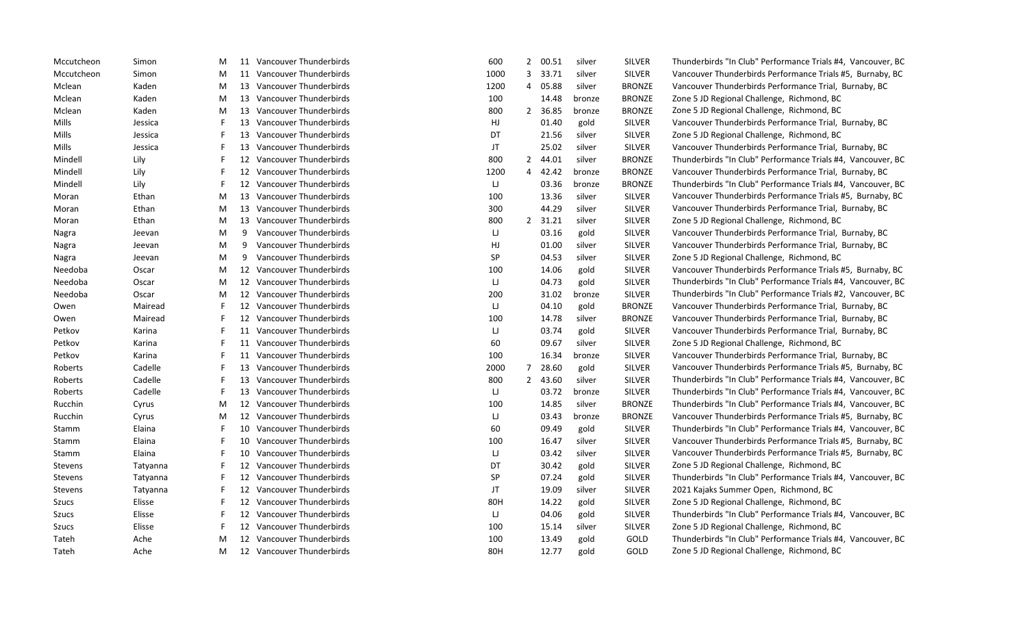| | | | | | | | | | | |
|---|---|---|---|---|---|---|---|---|---|---|
| Mccutcheon | Simon | M | 11 | Vancouver Thunderbirds | 600 | 2 | 00.51 | silver | SILVER | Thunderbirds "In Club" Performance Trials #4, Vancouver, BC |
| Mccutcheon | Simon | M | 11 | Vancouver Thunderbirds | 1000 | 3 | 33.71 | silver | SILVER | Vancouver Thunderbirds Performance Trials #5, Burnaby, BC |
| Mclean | Kaden | M | 13 | Vancouver Thunderbirds | 1200 | 4 | 05.88 | silver | BRONZE | Vancouver Thunderbirds Performance Trial, Burnaby, BC |
| Mclean | Kaden | M | 13 | Vancouver Thunderbirds | 100 | | 14.48 | bronze | BRONZE | Zone 5 JD Regional Challenge, Richmond, BC |
| Mclean | Kaden | M | 13 | Vancouver Thunderbirds | 800 | 2 | 36.85 | bronze | BRONZE | Zone 5 JD Regional Challenge, Richmond, BC |
| Mills | Jessica | F | 13 | Vancouver Thunderbirds | HJ | | 01.40 | gold | SILVER | Vancouver Thunderbirds Performance Trial, Burnaby, BC |
| Mills | Jessica | F | 13 | Vancouver Thunderbirds | DT | | 21.56 | silver | SILVER | Zone 5 JD Regional Challenge, Richmond, BC |
| Mills | Jessica | F | 13 | Vancouver Thunderbirds | JT | | 25.02 | silver | SILVER | Vancouver Thunderbirds Performance Trial, Burnaby, BC |
| Mindell | Lily | F | 12 | Vancouver Thunderbirds | 800 | 2 | 44.01 | silver | BRONZE | Thunderbirds "In Club" Performance Trials #4, Vancouver, BC |
| Mindell | Lily | F | 12 | Vancouver Thunderbirds | 1200 | 4 | 42.42 | bronze | BRONZE | Vancouver Thunderbirds Performance Trial, Burnaby, BC |
| Mindell | Lily | F | 12 | Vancouver Thunderbirds | LJ | | 03.36 | bronze | BRONZE | Thunderbirds "In Club" Performance Trials #4, Vancouver, BC |
| Moran | Ethan | M | 13 | Vancouver Thunderbirds | 100 | | 13.36 | silver | SILVER | Vancouver Thunderbirds Performance Trials #5, Burnaby, BC |
| Moran | Ethan | M | 13 | Vancouver Thunderbirds | 300 | | 44.29 | silver | SILVER | Vancouver Thunderbirds Performance Trial, Burnaby, BC |
| Moran | Ethan | M | 13 | Vancouver Thunderbirds | 800 | 2 | 31.21 | silver | SILVER | Zone 5 JD Regional Challenge, Richmond, BC |
| Nagra | Jeevan | M | 9 | Vancouver Thunderbirds | LJ | | 03.16 | gold | SILVER | Vancouver Thunderbirds Performance Trial, Burnaby, BC |
| Nagra | Jeevan | M | 9 | Vancouver Thunderbirds | HJ | | 01.00 | silver | SILVER | Vancouver Thunderbirds Performance Trial, Burnaby, BC |
| Nagra | Jeevan | M | 9 | Vancouver Thunderbirds | SP | | 04.53 | silver | SILVER | Zone 5 JD Regional Challenge, Richmond, BC |
| Needoba | Oscar | M | 12 | Vancouver Thunderbirds | 100 | | 14.06 | gold | SILVER | Vancouver Thunderbirds Performance Trials #5, Burnaby, BC |
| Needoba | Oscar | M | 12 | Vancouver Thunderbirds | LJ | | 04.73 | gold | SILVER | Thunderbirds "In Club" Performance Trials #4, Vancouver, BC |
| Needoba | Oscar | M | 12 | Vancouver Thunderbirds | 200 | | 31.02 | bronze | SILVER | Thunderbirds "In Club" Performance Trials #2, Vancouver, BC |
| Owen | Mairead | F | 12 | Vancouver Thunderbirds | LJ | | 04.10 | gold | BRONZE | Vancouver Thunderbirds Performance Trial, Burnaby, BC |
| Owen | Mairead | F | 12 | Vancouver Thunderbirds | 100 | | 14.78 | silver | BRONZE | Vancouver Thunderbirds Performance Trial, Burnaby, BC |
| Petkov | Karina | F | 11 | Vancouver Thunderbirds | LJ | | 03.74 | gold | SILVER | Vancouver Thunderbirds Performance Trial, Burnaby, BC |
| Petkov | Karina | F | 11 | Vancouver Thunderbirds | 60 | | 09.67 | silver | SILVER | Zone 5 JD Regional Challenge, Richmond, BC |
| Petkov | Karina | F | 11 | Vancouver Thunderbirds | 100 | | 16.34 | bronze | SILVER | Vancouver Thunderbirds Performance Trial, Burnaby, BC |
| Roberts | Cadelle | F | 13 | Vancouver Thunderbirds | 2000 | 7 | 28.60 | gold | SILVER | Vancouver Thunderbirds Performance Trials #5, Burnaby, BC |
| Roberts | Cadelle | F | 13 | Vancouver Thunderbirds | 800 | 2 | 43.60 | silver | SILVER | Thunderbirds "In Club" Performance Trials #4, Vancouver, BC |
| Roberts | Cadelle | F | 13 | Vancouver Thunderbirds | LJ | | 03.72 | bronze | SILVER | Thunderbirds "In Club" Performance Trials #4, Vancouver, BC |
| Rucchin | Cyrus | M | 12 | Vancouver Thunderbirds | 100 | | 14.85 | silver | BRONZE | Thunderbirds "In Club" Performance Trials #4, Vancouver, BC |
| Rucchin | Cyrus | M | 12 | Vancouver Thunderbirds | LJ | | 03.43 | bronze | BRONZE | Vancouver Thunderbirds Performance Trials #5, Burnaby, BC |
| Stamm | Elaina | F | 10 | Vancouver Thunderbirds | 60 | | 09.49 | gold | SILVER | Thunderbirds "In Club" Performance Trials #4, Vancouver, BC |
| Stamm | Elaina | F | 10 | Vancouver Thunderbirds | 100 | | 16.47 | silver | SILVER | Vancouver Thunderbirds Performance Trials #5, Burnaby, BC |
| Stamm | Elaina | F | 10 | Vancouver Thunderbirds | LJ | | 03.42 | silver | SILVER | Vancouver Thunderbirds Performance Trials #5, Burnaby, BC |
| Stevens | Tatyanna | F | 12 | Vancouver Thunderbirds | DT | | 30.42 | gold | SILVER | Zone 5 JD Regional Challenge, Richmond, BC |
| Stevens | Tatyanna | F | 12 | Vancouver Thunderbirds | SP | | 07.24 | gold | SILVER | Thunderbirds "In Club" Performance Trials #4, Vancouver, BC |
| Stevens | Tatyanna | F | 12 | Vancouver Thunderbirds | JT | | 19.09 | silver | SILVER | 2021 Kajaks Summer Open, Richmond, BC |
| Szucs | Elisse | F | 12 | Vancouver Thunderbirds | 80H | | 14.22 | gold | SILVER | Zone 5 JD Regional Challenge, Richmond, BC |
| Szucs | Elisse | F | 12 | Vancouver Thunderbirds | LJ | | 04.06 | gold | SILVER | Thunderbirds "In Club" Performance Trials #4, Vancouver, BC |
| Szucs | Elisse | F | 12 | Vancouver Thunderbirds | 100 | | 15.14 | silver | SILVER | Zone 5 JD Regional Challenge, Richmond, BC |
| Tateh | Ache | M | 12 | Vancouver Thunderbirds | 100 | | 13.49 | gold | GOLD | Thunderbirds "In Club" Performance Trials #4, Vancouver, BC |
| Tateh | Ache | M | 12 | Vancouver Thunderbirds | 80H | | 12.77 | gold | GOLD | Zone 5 JD Regional Challenge, Richmond, BC |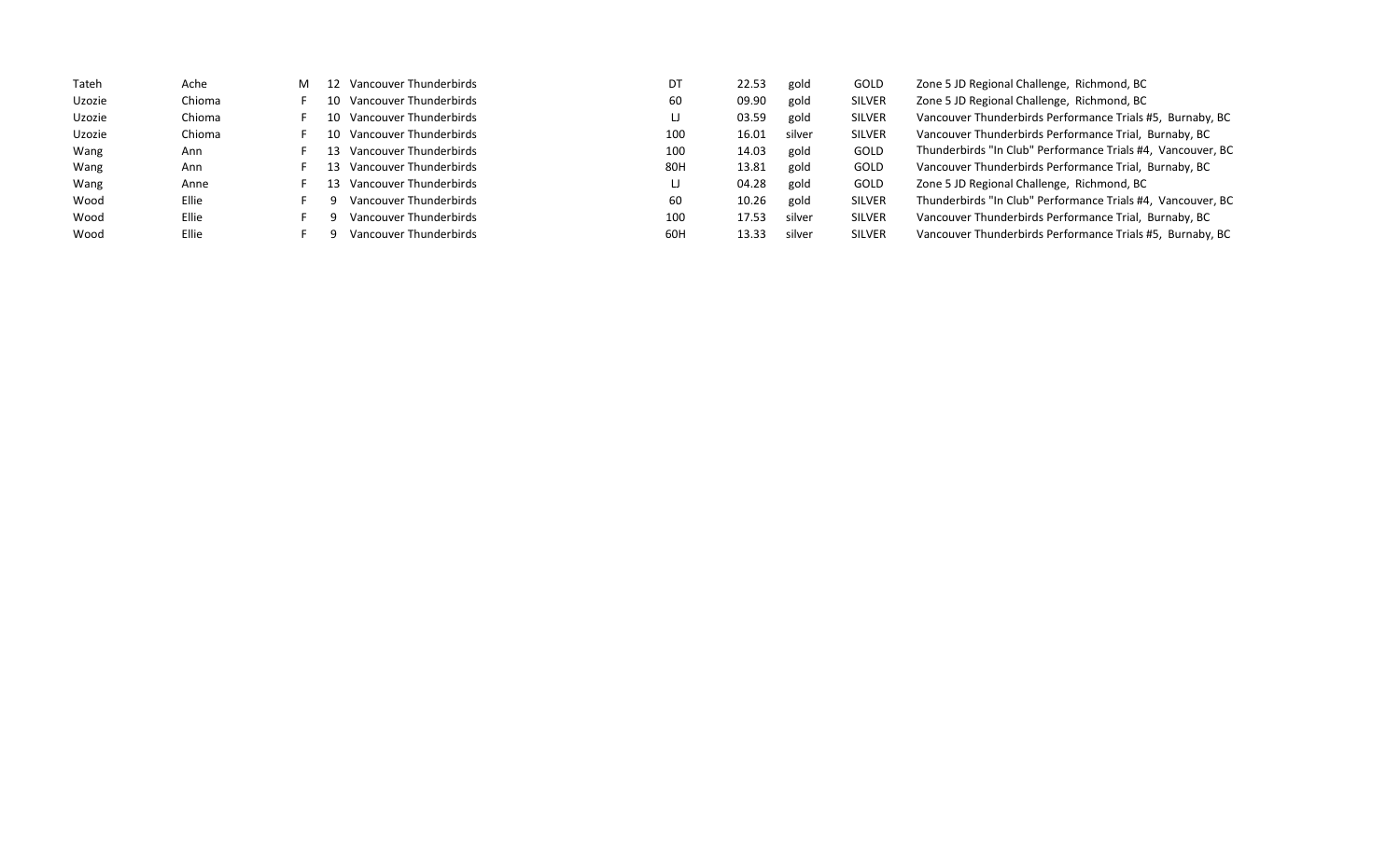| | | | | | | | | | |
|---|---|---|---|---|---|---|---|---|---|
| Tateh | Ache | M | 12 | Vancouver Thunderbirds | DT | 22.53 | gold | GOLD | Zone 5 JD Regional Challenge, Richmond, BC |
| Uzozie | Chioma | F | 10 | Vancouver Thunderbirds | 60 | 09.90 | gold | SILVER | Zone 5 JD Regional Challenge, Richmond, BC |
| Uzozie | Chioma | F | 10 | Vancouver Thunderbirds | LJ | 03.59 | gold | SILVER | Vancouver Thunderbirds Performance Trials #5, Burnaby, BC |
| Uzozie | Chioma | F | 10 | Vancouver Thunderbirds | 100 | 16.01 | silver | SILVER | Vancouver Thunderbirds Performance Trial, Burnaby, BC |
| Wang | Ann | F | 13 | Vancouver Thunderbirds | 100 | 14.03 | gold | GOLD | Thunderbirds "In Club" Performance Trials #4, Vancouver, BC |
| Wang | Ann | F | 13 | Vancouver Thunderbirds | 80H | 13.81 | gold | GOLD | Vancouver Thunderbirds Performance Trial, Burnaby, BC |
| Wang | Anne | F | 13 | Vancouver Thunderbirds | LJ | 04.28 | gold | GOLD | Zone 5 JD Regional Challenge, Richmond, BC |
| Wood | Ellie | F | 9 | Vancouver Thunderbirds | 60 | 10.26 | gold | SILVER | Thunderbirds "In Club" Performance Trials #4, Vancouver, BC |
| Wood | Ellie | F | 9 | Vancouver Thunderbirds | 100 | 17.53 | silver | SILVER | Vancouver Thunderbirds Performance Trial, Burnaby, BC |
| Wood | Ellie | F | 9 | Vancouver Thunderbirds | 60H | 13.33 | silver | SILVER | Vancouver Thunderbirds Performance Trials #5, Burnaby, BC |